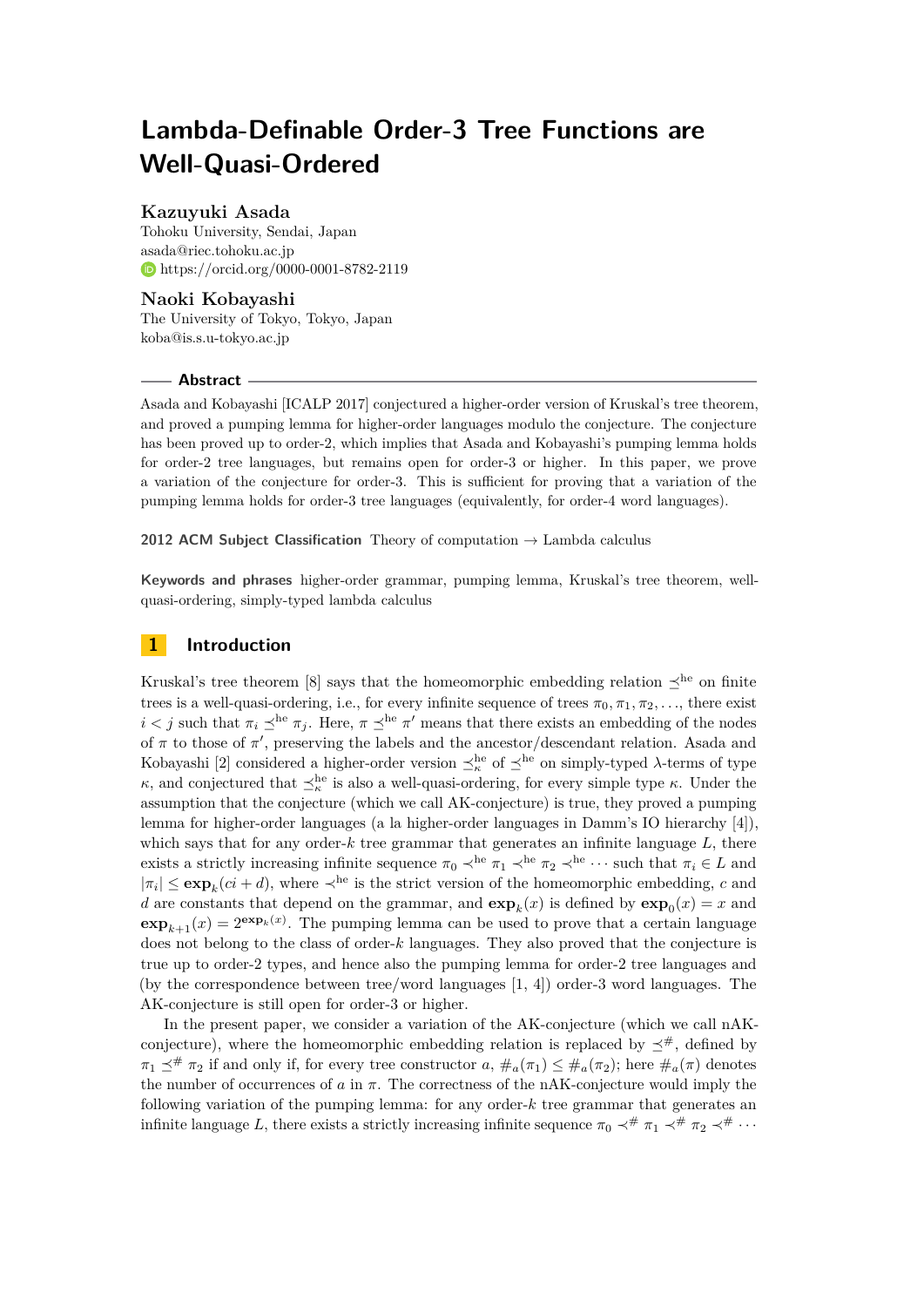# Lambda-Definable Order-3 Tree Functions are Well-Quasi-Ordered

**Kazuyuki Asada**
Tohoku University, Sendai, Japan
asada@riec.tohoku.ac.jp
https://orcid.org/0000-0001-8782-2119

**Naoki Kobayashi**
The University of Tokyo, Tokyo, Japan
koba@is.s.u-tokyo.ac.jp

## Abstract

Asada and Kobayashi [ICALP 2017] conjectured a higher-order version of Kruskal's tree theorem, and proved a pumping lemma for higher-order languages modulo the conjecture. The conjecture has been proved up to order-2, which implies that Asada and Kobayashi's pumping lemma holds for order-2 tree languages, but remains open for order-3 or higher. In this paper, we prove a variation of the conjecture for order-3. This is sufficient for proving that a variation of the pumping lemma holds for order-3 tree languages (equivalently, for order-4 word languages).

**2012 ACM Subject Classification** Theory of computation → Lambda calculus

**Keywords and phrases** higher-order grammar, pumping lemma, Kruskal's tree theorem, well-quasi-ordering, simply-typed lambda calculus

## 1 Introduction

Kruskal's tree theorem [8] says that the homeomorphic embedding relation $\preceq^{\mathrm{he}}$ on finite trees is a well-quasi-ordering, i.e., for every infinite sequence of trees $\pi_0, \pi_1, \pi_2, \ldots$, there exist $i < j$ such that $\pi_i \preceq^{\mathrm{he}} \pi_j$. Here, $\pi \preceq^{\mathrm{he}} \pi'$ means that there exists an embedding of the nodes of $\pi$ to those of $\pi'$, preserving the labels and the ancestor/descendant relation. Asada and Kobayashi [2] considered a higher-order version $\preceq^{\mathrm{he}}_\kappa$ of $\preceq^{\mathrm{he}}$ on simply-typed $\lambda$-terms of type $\kappa$, and conjectured that $\preceq^{\mathrm{he}}_\kappa$ is also a well-quasi-ordering, for every simple type $\kappa$. Under the assumption that the conjecture (which we call AK-conjecture) is true, they proved a pumping lemma for higher-order languages (a la higher-order languages in Damm's IO hierarchy [4]), which says that for any order-$k$ tree grammar that generates an infinite language $L$, there exists a strictly increasing infinite sequence $\pi_0 \prec^{\mathrm{he}} \pi_1 \prec^{\mathrm{he}} \pi_2 \prec^{\mathrm{he}} \cdots$ such that $\pi_i \in L$ and $|\pi_i| \leq \mathbf{exp}_k(ci + d)$, where $\prec^{\mathrm{he}}$ is the strict version of the homeomorphic embedding, $c$ and $d$ are constants that depend on the grammar, and $\mathbf{exp}_k(x)$ is defined by $\mathbf{exp}_0(x) = x$ and $\mathbf{exp}_{k+1}(x) = 2^{\mathbf{exp}_k(x)}$. The pumping lemma can be used to prove that a certain language does not belong to the class of order-$k$ languages. They also proved that the conjecture is true up to order-2 types, and hence also the pumping lemma for order-2 tree languages and (by the correspondence between tree/word languages [1, 4]) order-3 word languages. The AK-conjecture is still open for order-3 or higher.

In the present paper, we consider a variation of the AK-conjecture (which we call nAK-conjecture), where the homeomorphic embedding relation is replaced by $\preceq^{\#}$, defined by $\pi_1 \preceq^{\#} \pi_2$ if and only if, for every tree constructor $a$, $\#_a(\pi_1) \leq \#_a(\pi_2)$; here $\#_a(\pi)$ denotes the number of occurrences of $a$ in $\pi$. The correctness of the nAK-conjecture would imply the following variation of the pumping lemma: for any order-$k$ tree grammar that generates an infinite language $L$, there exists a strictly increasing infinite sequence $\pi_0 \prec^{\#} \pi_1 \prec^{\#} \pi_2 \prec^{\#} \cdots$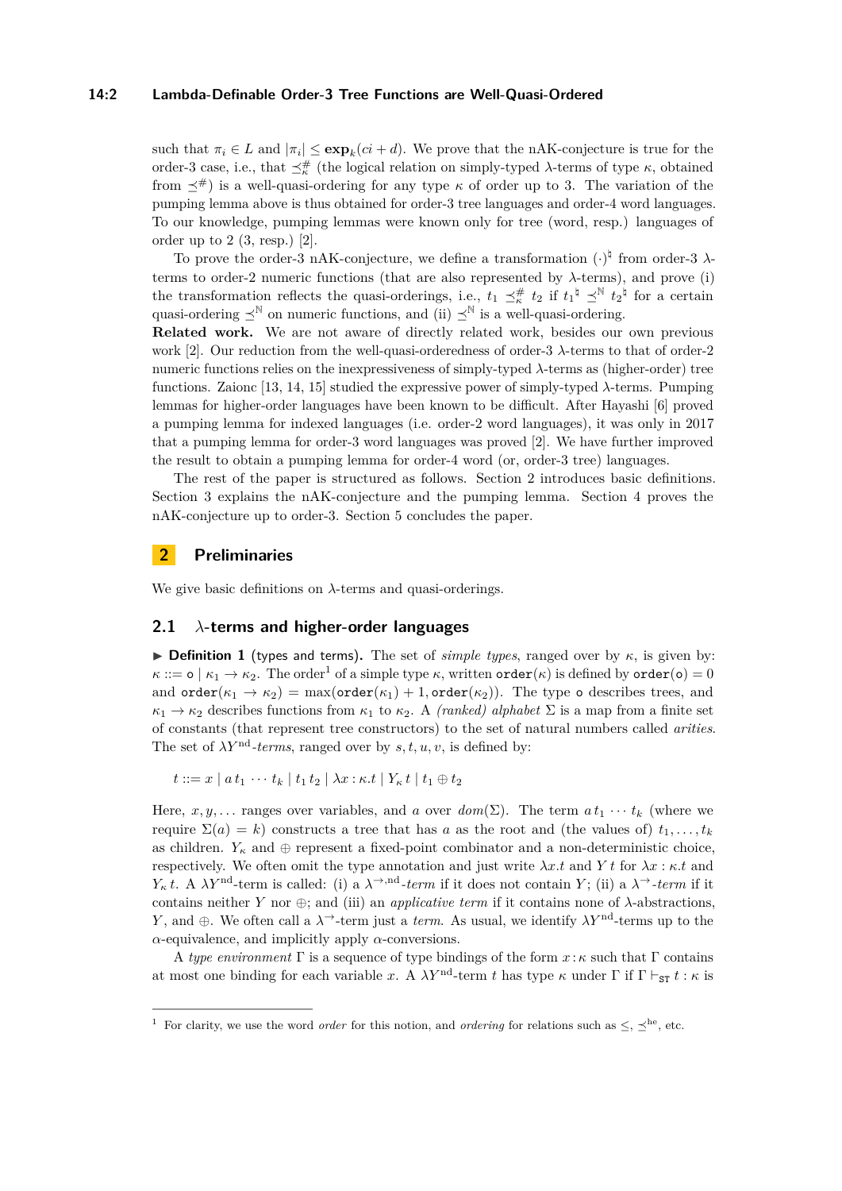such that $\pi_i \in L$ and $|\pi_i| \leq \mathbf{exp}_k(ci + d)$. We prove that the nAK-conjecture is true for the order-3 case, i.e., that $\preceq^{\#}_{\kappa}$ (the logical relation on simply-typed $\lambda$-terms of type $\kappa$, obtained from $\preceq^{\#}$) is a well-quasi-ordering for any type $\kappa$ of order up to 3. The variation of the pumping lemma above is thus obtained for order-3 tree languages and order-4 word languages. To our knowledge, pumping lemmas were known only for tree (word, resp.) languages of order up to 2 (3, resp.) [2].

To prove the order-3 nAK-conjecture, we define a transformation $(\cdot)^{\natural}$ from order-3 $\lambda$-terms to order-2 numeric functions (that are also represented by $\lambda$-terms), and prove (i) the transformation reflects the quasi-orderings, i.e., $t_1 \preceq^{\#}_{\kappa} t_2$ if $t_1{}^{\natural} \preceq^{\mathbb{N}} t_2{}^{\natural}$ for a certain quasi-ordering $\preceq^{\mathbb{N}}$ on numeric functions, and (ii) $\preceq^{\mathbb{N}}$ is a well-quasi-ordering.

**Related work.** We are not aware of directly related work, besides our own previous work [2]. Our reduction from the well-quasi-orderedness of order-3 $\lambda$-terms to that of order-2 numeric functions relies on the inexpressiveness of simply-typed $\lambda$-terms as (higher-order) tree functions. Zaionc [13, 14, 15] studied the expressive power of simply-typed $\lambda$-terms. Pumping lemmas for higher-order languages have been known to be difficult. After Hayashi [6] proved a pumping lemma for indexed languages (i.e. order-2 word languages), it was only in 2017 that a pumping lemma for order-3 word languages was proved [2]. We have further improved the result to obtain a pumping lemma for order-4 word (or, order-3 tree) languages.

The rest of the paper is structured as follows. Section 2 introduces basic definitions. Section 3 explains the nAK-conjecture and the pumping lemma. Section 4 proves the nAK-conjecture up to order-3. Section 5 concludes the paper.

## 2 Preliminaries

We give basic definitions on $\lambda$-terms and quasi-orderings.

### 2.1 $\lambda$-terms and higher-order languages

▶ **Definition 1** (types and terms). The set of *simple types*, ranged over by $\kappa$, is given by: $\kappa ::= \mathtt{o} \mid \kappa_1 \to \kappa_2$. The order[1] of a simple type $\kappa$, written $\mathtt{order}(\kappa)$ is defined by $\mathtt{order}(\mathtt{o}) = 0$ and $\mathtt{order}(\kappa_1 \to \kappa_2) = \max(\mathtt{order}(\kappa_1) + 1, \mathtt{order}(\kappa_2))$. The type $\mathtt{o}$ describes trees, and $\kappa_1 \to \kappa_2$ describes functions from $\kappa_1$ to $\kappa_2$. A *(ranked) alphabet* $\Sigma$ is a map from a finite set of constants (that represent tree constructors) to the set of natural numbers called *arities*. The set of $\lambda Y^{\mathrm{nd}}$*-terms*, ranged over by $s, t, u, v$, is defined by:

$$t ::= x \mid a\, t_1 \cdots t_k \mid t_1\, t_2 \mid \lambda x : \kappa.t \mid Y_\kappa\, t \mid t_1 \oplus t_2$$

Here, $x, y, \ldots$ ranges over variables, and $a$ over $dom(\Sigma)$. The term $a\, t_1 \cdots t_k$ (where we require $\Sigma(a) = k$) constructs a tree that has $a$ as the root and (the values of) $t_1, \ldots, t_k$ as children. $Y_\kappa$ and $\oplus$ represent a fixed-point combinator and a non-deterministic choice, respectively. We often omit the type annotation and just write $\lambda x.t$ and $Y\,t$ for $\lambda x : \kappa.t$ and $Y_\kappa\, t$. A $\lambda Y^{\mathrm{nd}}$-term is called: (i) a $\lambda^{\to,\mathrm{nd}}$*-term* if it does not contain $Y$; (ii) a $\lambda^{\to}$*-term* if it contains neither $Y$ nor $\oplus$; and (iii) an *applicative term* if it contains none of $\lambda$-abstractions, $Y$, and $\oplus$. We often call a $\lambda^{\to}$-term just a *term*. As usual, we identify $\lambda Y^{\mathrm{nd}}$-terms up to the $\alpha$-equivalence, and implicitly apply $\alpha$-conversions.

A *type environment* $\Gamma$ is a sequence of type bindings of the form $x : \kappa$ such that $\Gamma$ contains at most one binding for each variable $x$. A $\lambda Y^{\mathrm{nd}}$-term $t$ has type $\kappa$ under $\Gamma$ if $\Gamma \vdash_{\mathtt{ST}} t : \kappa$ is

[1] For clarity, we use the word *order* for this notion, and *ordering* for relations such as $\leq$, $\preceq^{\mathrm{he}}$, etc.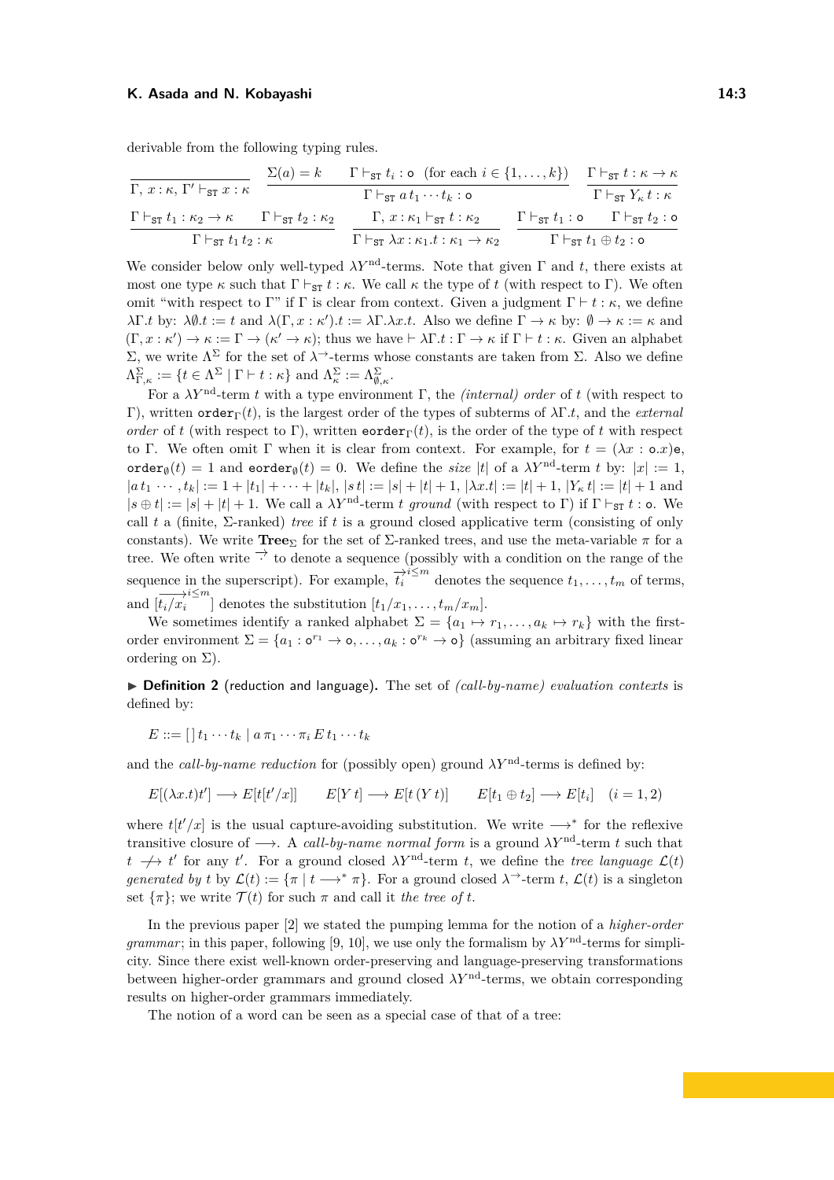derivable from the following typing rules.

$$\frac{}{\Gamma,\, x:\kappa,\, \Gamma' \vdash_{\mathtt{ST}} x:\kappa} \qquad \frac{\Sigma(a)=k \qquad \Gamma \vdash_{\mathtt{ST}} t_i : \mathtt{o} \quad (\text{for each } i \in \{1,\dots,k\})}{\Gamma \vdash_{\mathtt{ST}} a\, t_1 \cdots t_k : \mathtt{o}} \qquad \frac{\Gamma \vdash_{\mathtt{ST}} t : \kappa \to \kappa}{\Gamma \vdash_{\mathtt{ST}} Y_\kappa\, t : \kappa}$$

$$\frac{\Gamma \vdash_{\mathtt{ST}} t_1 : \kappa_2 \to \kappa \qquad \Gamma \vdash_{\mathtt{ST}} t_2 : \kappa_2}{\Gamma \vdash_{\mathtt{ST}} t_1\, t_2 : \kappa} \qquad \frac{\Gamma,\, x:\kappa_1 \vdash_{\mathtt{ST}} t : \kappa_2}{\Gamma \vdash_{\mathtt{ST}} \lambda x:\kappa_1.t : \kappa_1 \to \kappa_2} \qquad \frac{\Gamma \vdash_{\mathtt{ST}} t_1 : \mathtt{o} \qquad \Gamma \vdash_{\mathtt{ST}} t_2 : \mathtt{o}}{\Gamma \vdash_{\mathtt{ST}} t_1 \oplus t_2 : \mathtt{o}}$$

We consider below only well-typed $\lambda Y^{\mathrm{nd}}$-terms. Note that given $\Gamma$ and $t$, there exists at most one type $\kappa$ such that $\Gamma \vdash_{\mathtt{ST}} t : \kappa$. We call $\kappa$ the type of $t$ (with respect to $\Gamma$). We often omit "with respect to $\Gamma$" if $\Gamma$ is clear from context. Given a judgment $\Gamma \vdash t : \kappa$, we define $\lambda\Gamma.t$ by: $\lambda\emptyset.t := t$ and $\lambda(\Gamma, x:\kappa').t := \lambda\Gamma.\lambda x.t$. Also we define $\Gamma \to \kappa$ by: $\emptyset \to \kappa := \kappa$ and $(\Gamma, x:\kappa') \to \kappa := \Gamma \to (\kappa' \to \kappa)$; thus we have $\vdash \lambda\Gamma.t : \Gamma \to \kappa$ if $\Gamma \vdash t : \kappa$. Given an alphabet $\Sigma$, we write $\Lambda^\Sigma$ for the set of $\lambda^{\to}$-terms whose constants are taken from $\Sigma$. Also we define $\Lambda^\Sigma_{\Gamma,\kappa} := \{t \in \Lambda^\Sigma \mid \Gamma \vdash t : \kappa\}$ and $\Lambda^\Sigma_\kappa := \Lambda^\Sigma_{\emptyset,\kappa}$.

For a $\lambda Y^{\mathrm{nd}}$-term $t$ with a type environment $\Gamma$, the *(internal) order* of $t$ (with respect to $\Gamma$), written $\mathtt{order}_\Gamma(t)$, is the largest order of the types of subterms of $\lambda\Gamma.t$, and the *external order* of $t$ (with respect to $\Gamma$), written $\mathtt{eorder}_\Gamma(t)$, is the order of the type of $t$ with respect to $\Gamma$. We often omit $\Gamma$ when it is clear from context. For example, for $t = (\lambda x:\mathtt{o}.x)\mathtt{e}$, $\mathtt{order}_\emptyset(t) = 1$ and $\mathtt{eorder}_\emptyset(t) = 0$. We define the *size* $|t|$ of a $\lambda Y^{\mathrm{nd}}$-term $t$ by: $|x| := 1$, $|a\, t_1 \cdots, t_k| := 1 + |t_1| + \cdots + |t_k|$, $|s\, t| := |s| + |t| + 1$, $|\lambda x.t| := |t| + 1$, $|Y_\kappa\, t| := |t| + 1$ and $|s \oplus t| := |s| + |t| + 1$. We call a $\lambda Y^{\mathrm{nd}}$-term $t$ *ground* (with respect to $\Gamma$) if $\Gamma \vdash_{\mathtt{ST}} t : \mathtt{o}$. We call $t$ a (finite, $\Sigma$-ranked) *tree* if $t$ is a ground closed applicative term (consisting of only constants). We write $\mathbf{Tree}_\Sigma$ for the set of $\Sigma$-ranked trees, and use the meta-variable $\pi$ for a tree. We often write $\overrightarrow{\cdot}$ to denote a sequence (possibly with a condition on the range of the sequence in the superscript). For example, $\overrightarrow{t_i}^{i\le m}$ denotes the sequence $t_1, \dots, t_m$ of terms, and $[\overrightarrow{t_i/x_i}^{i\le m}]$ denotes the substitution $[t_1/x_1, \dots, t_m/x_m]$.

We sometimes identify a ranked alphabet $\Sigma = \{a_1 \mapsto r_1, \dots, a_k \mapsto r_k\}$ with the first-order environment $\Sigma = \{a_1 : \mathtt{o}^{r_1} \to \mathtt{o}, \dots, a_k : \mathtt{o}^{r_k} \to \mathtt{o}\}$ (assuming an arbitrary fixed linear ordering on $\Sigma$).

▶ **Definition 2** (reduction and language)**.** The set of *(call-by-name) evaluation contexts* is defined by:

$$E ::= [\,]\, t_1 \cdots t_k \mid a\, \pi_1 \cdots \pi_i\, E\, t_1 \cdots t_k$$

and the *call-by-name reduction* for (possibly open) ground $\lambda Y^{\mathrm{nd}}$-terms is defined by:

$$E[(\lambda x.t)t'] \longrightarrow E[t[t'/x]] \qquad E[Y\, t] \longrightarrow E[t\,(Y\, t)] \qquad E[t_1 \oplus t_2] \longrightarrow E[t_i] \quad (i = 1, 2)$$

where $t[t'/x]$ is the usual capture-avoiding substitution. We write $\longrightarrow^*$ for the reflexive transitive closure of $\longrightarrow$. A *call-by-name normal form* is a ground $\lambda Y^{\mathrm{nd}}$-term $t$ such that $t \not\longrightarrow t'$ for any $t'$. For a ground closed $\lambda Y^{\mathrm{nd}}$-term $t$, we define the *tree language* $\mathcal{L}(t)$ *generated by* $t$ by $\mathcal{L}(t) := \{\pi \mid t \longrightarrow^* \pi\}$. For a ground closed $\lambda^{\to}$-term $t$, $\mathcal{L}(t)$ is a singleton set $\{\pi\}$; we write $\mathcal{T}(t)$ for such $\pi$ and call it *the tree of* $t$.

In the previous paper [2] we stated the pumping lemma for the notion of a *higher-order grammar*; in this paper, following [9, 10], we use only the formalism by $\lambda Y^{\mathrm{nd}}$-terms for simplicity. Since there exist well-known order-preserving and language-preserving transformations between higher-order grammars and ground closed $\lambda Y^{\mathrm{nd}}$-terms, we obtain corresponding results on higher-order grammars immediately.

The notion of a word can be seen as a special case of that of a tree: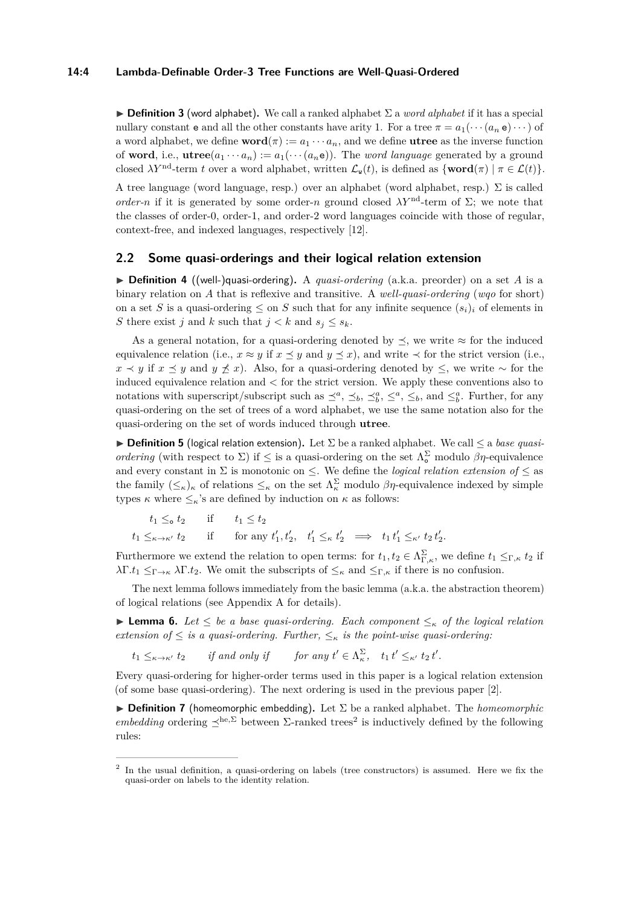▶ **Definition 3** (word alphabet)**.** We call a ranked alphabet $\Sigma$ a *word alphabet* if it has a special nullary constant $\mathtt{e}$ and all the other constants have arity 1. For a tree $\pi = a_1(\cdots(a_n\,\mathtt{e})\cdots)$ of a word alphabet, we define $\mathbf{word}(\pi) := a_1 \cdots a_n$, and we define $\mathbf{utree}$ as the inverse function of $\mathbf{word}$, i.e., $\mathbf{utree}(a_1 \cdots a_n) := a_1(\cdots(a_n\mathtt{e}))$. The *word language* generated by a ground closed $\lambda Y^{\mathrm{nd}}$-term $t$ over a word alphabet, written $\mathcal{L}_{\mathtt{w}}(t)$, is defined as $\{\mathbf{word}(\pi) \mid \pi \in \mathcal{L}(t)\}$.

A tree language (word language, resp.) over an alphabet (word alphabet, resp.) $\Sigma$ is called *order-$n$* if it is generated by some order-$n$ ground closed $\lambda Y^{\mathrm{nd}}$-term of $\Sigma$; we note that the classes of order-0, order-1, and order-2 word languages coincide with those of regular, context-free, and indexed languages, respectively [12].

## 2.2 Some quasi-orderings and their logical relation extension

▶ **Definition 4** ((well-)quasi-ordering)**.** A *quasi-ordering* (a.k.a. preorder) on a set $A$ is a binary relation on $A$ that is reflexive and transitive. A *well-quasi-ordering* (*wqo* for short) $\leq$ on a set $S$ is a quasi-ordering $\leq$ on $S$ such that for any infinite sequence $(s_i)_i$ of elements in $S$ there exist $j$ and $k$ such that $j < k$ and $s_j \leq s_k$.

As a general notation, for a quasi-ordering denoted by $\preceq$, we write $\approx$ for the induced equivalence relation (i.e., $x \approx y$ if $x \preceq y$ and $y \preceq x$), and write $\prec$ for the strict version (i.e., $x \prec y$ if $x \preceq y$ and $y \not\preceq x$). Also, for a quasi-ordering denoted by $\leq$, we write $\sim$ for the induced equivalence relation and $<$ for the strict version. We apply these conventions also to notations with superscript/subscript such as $\preceq^a$, $\preceq_b$, $\preceq^a_b$, $\leq^a$, $\leq_b$, and $\leq^a_b$. Further, for any quasi-ordering on the set of trees of a word alphabet, we use the same notation also for the quasi-ordering on the set of words induced through $\mathbf{utree}$.

▶ **Definition 5** (logical relation extension)**.** Let $\Sigma$ be a ranked alphabet. We call $\leq$ a *base quasi-ordering* (with respect to $\Sigma$) if $\leq$ is a quasi-ordering on the set $\Lambda^{\Sigma}_{\mathtt{o}}$ modulo $\beta\eta$-equivalence and every constant in $\Sigma$ is monotonic on $\leq$. We define the *logical relation extension of* $\leq$ as the family $(\leq_\kappa)_\kappa$ of relations $\leq_\kappa$ on the set $\Lambda^{\Sigma}_{\kappa}$ modulo $\beta\eta$-equivalence indexed by simple types $\kappa$ where $\leq_\kappa$'s are defined by induction on $\kappa$ as follows:

$$
\begin{array}{lll}
t_1 \leq_{\mathtt{o}} t_2 & \text{if} & t_1 \leq t_2 \\
t_1 \leq_{\kappa\to\kappa'} t_2 & \text{if} & \text{for any } t_1', t_2',\quad t_1' \leq_\kappa t_2' \implies t_1\,t_1' \leq_{\kappa'} t_2\,t_2'.
\end{array}
$$

Furthermore we extend the relation to open terms: for $t_1, t_2 \in \Lambda^{\Sigma}_{\Gamma,\kappa}$, we define $t_1 \leq_{\Gamma,\kappa} t_2$ if $\lambda\Gamma.t_1 \leq_{\Gamma\to\kappa} \lambda\Gamma.t_2$. We omit the subscripts of $\leq_\kappa$ and $\leq_{\Gamma,\kappa}$ if there is no confusion.

The next lemma follows immediately from the basic lemma (a.k.a. the abstraction theorem) of logical relations (see Appendix A for details).

▶ **Lemma 6.** *Let $\leq$ be a base quasi-ordering. Each component $\leq_\kappa$ of the logical relation extension of $\leq$ is a quasi-ordering. Further, $\leq_\kappa$ is the point-wise quasi-ordering:*

$$t_1 \leq_{\kappa\to\kappa'} t_2 \qquad \text{if and only if} \qquad \text{for any } t' \in \Lambda^{\Sigma}_{\kappa},\quad t_1\,t' \leq_{\kappa'} t_2\,t'.$$

Every quasi-ordering for higher-order terms used in this paper is a logical relation extension (of some base quasi-ordering). The next ordering is used in the previous paper [2].

▶ **Definition 7** (homeomorphic embedding)**.** Let $\Sigma$ be a ranked alphabet. The *homeomorphic embedding* ordering $\preceq^{\mathrm{he},\Sigma}$ between $\Sigma$-ranked trees[2] is inductively defined by the following rules:

[2] In the usual definition, a quasi-ordering on labels (tree constructors) is assumed. Here we fix the quasi-order on labels to the identity relation.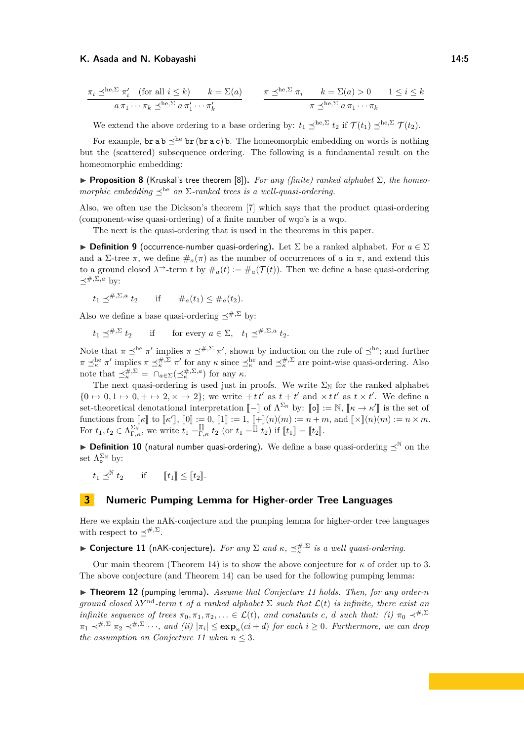$$\frac{\pi_i \preceq^{\mathrm{he},\Sigma} \pi'_i \quad (\text{for all } i \leq k) \qquad k = \Sigma(a)}{a\,\pi_1 \cdots \pi_k \preceq^{\mathrm{he},\Sigma} a\,\pi'_1 \cdots \pi'_k} \qquad \frac{\pi \preceq^{\mathrm{he},\Sigma} \pi_i \qquad k = \Sigma(a) > 0 \qquad 1 \leq i \leq k}{\pi \preceq^{\mathrm{he},\Sigma} a\,\pi_1 \cdots \pi_k}$$

We extend the above ordering to a base ordering by: $t_1 \preceq^{\mathrm{he},\Sigma} t_2$ if $\mathcal{T}(t_1) \preceq^{\mathrm{he},\Sigma} \mathcal{T}(t_2)$.

For example, $\mathtt{br\,a\,b} \preceq^{\mathrm{he}} \mathtt{br\,(br\,a\,c)\,b}$. The homeomorphic embedding on words is nothing but the (scattered) subsequence ordering. The following is a fundamental result on the homeomorphic embedding:

▶ **Proposition 8** (Kruskal's tree theorem [8]). *For any (finite) ranked alphabet $\Sigma$, the homeomorphic embedding $\preceq^{\mathrm{he}}$ on $\Sigma$-ranked trees is a well-quasi-ordering.*

Also, we often use the Dickson's theorem [7] which says that the product quasi-ordering (component-wise quasi-ordering) of a finite number of wqo's is a wqo.

The next is the quasi-ordering that is used in the theorems in this paper.

▶ **Definition 9** (occurrence-number quasi-ordering). Let $\Sigma$ be a ranked alphabet. For $a \in \Sigma$ and a $\Sigma$-tree $\pi$, we define $\#_a(\pi)$ as the number of occurrences of $a$ in $\pi$, and extend this to a ground closed $\lambda^{\rightarrow}$-term $t$ by $\#_a(t) := \#_a(\mathcal{T}(t))$. Then we define a base quasi-ordering $\preceq^{\#,\Sigma,a}$ by:

$$t_1 \preceq^{\#,\Sigma,a} t_2 \qquad \text{if} \qquad \#_a(t_1) \leq \#_a(t_2).$$

Also we define a base quasi-ordering $\preceq^{\#,\Sigma}$ by:

$$t_1 \preceq^{\#,\Sigma} t_2 \qquad \text{if} \qquad \text{for every } a \in \Sigma, \quad t_1 \preceq^{\#,\Sigma,a} t_2.$$

Note that $\pi \preceq^{\mathrm{he}} \pi'$ implies $\pi \preceq^{\#,\Sigma} \pi'$, shown by induction on the rule of $\preceq^{\mathrm{he}}$; and further $\pi \preceq^{\mathrm{he}}_{\kappa} \pi'$ implies $\pi \preceq^{\#,\Sigma}_{\kappa} \pi'$ for any $\kappa$ since $\preceq^{\mathrm{he}}_{\kappa}$ and $\preceq^{\#,\Sigma}_{\kappa}$ are point-wise quasi-ordering. Also note that $\preceq^{\#,\Sigma}_{\kappa} = \bigcap_{a \in \Sigma}(\preceq^{\#,\Sigma,a}_{\kappa})$ for any $\kappa$.

The next quasi-ordering is used just in proofs. We write $\Sigma_{\mathbb{N}}$ for the ranked alphabet $\{0 \mapsto 0, 1 \mapsto 0, + \mapsto 2, \times \mapsto 2\}$; we write $+\,t\,t'$ as $t + t'$ and $\times\,t\,t'$ as $t \times t'$. We define a set-theoretical denotational interpretation $[\![-]\!]$ of $\Lambda^{\Sigma_{\mathbb{N}}}$ by: $[\![\mathrm{o}]\!] := \mathbb{N}$, $[\![\kappa \to \kappa']\!]$ is the set of functions from $[\![\kappa]\!]$ to $[\![\kappa']\!]$, $[\![0]\!] := 0$, $[\![1]\!] := 1$, $[\![+]\!](n)(m) := n + m$, and $[\![\times]\!](n)(m) := n \times m$. For $t_1, t_2 \in \Lambda^{\Sigma_{\mathbb{N}}}_{\Gamma,\kappa}$, we write $t_1 =^{[\![]\!]}_{\Gamma,\kappa} t_2$ (or $t_1 =^{[\![]\!]} t_2$) if $[\![t_1]\!] = [\![t_2]\!]$.

▶ **Definition 10** (natural number quasi-ordering). We define a base quasi-ordering $\preceq^{\mathbb{N}}$ on the set $\Lambda^{\Sigma_{\mathbb{N}}}_{\mathrm{o}}$ by:

$$t_1 \preceq^{\mathbb{N}} t_2 \qquad \text{if} \qquad [\![t_1]\!] \leq [\![t_2]\!].$$

## 3 Numeric Pumping Lemma for Higher-order Tree Languages

Here we explain the nAK-conjecture and the pumping lemma for higher-order tree languages with respect to $\preceq^{\#,\Sigma}$.

▶ **Conjecture 11** (nAK-conjecture). *For any $\Sigma$ and $\kappa$, $\preceq^{\#,\Sigma}_{\kappa}$ is a well quasi-ordering.*

Our main theorem (Theorem 14) is to show the above conjecture for $\kappa$ of order up to 3. The above conjecture (and Theorem 14) can be used for the following pumping lemma:

▶ **Theorem 12** (pumping lemma). *Assume that Conjecture 11 holds. Then, for any order-$n$ ground closed $\lambda Y^{\mathrm{nd}}$-term $t$ of a ranked alphabet $\Sigma$ such that $\mathcal{L}(t)$ is infinite, there exist an infinite sequence of trees $\pi_0, \pi_1, \pi_2, \ldots \in \mathcal{L}(t)$, and constants $c$, $d$ such that: (i) $\pi_0 \prec^{\#,\Sigma} \pi_1 \prec^{\#,\Sigma} \pi_2 \prec^{\#,\Sigma} \cdots$, and (ii) $|\pi_i| \leq \mathbf{exp}_n(ci + d)$ for each $i \geq 0$. Furthermore, we can drop the assumption on Conjecture 11 when $n \leq 3$.*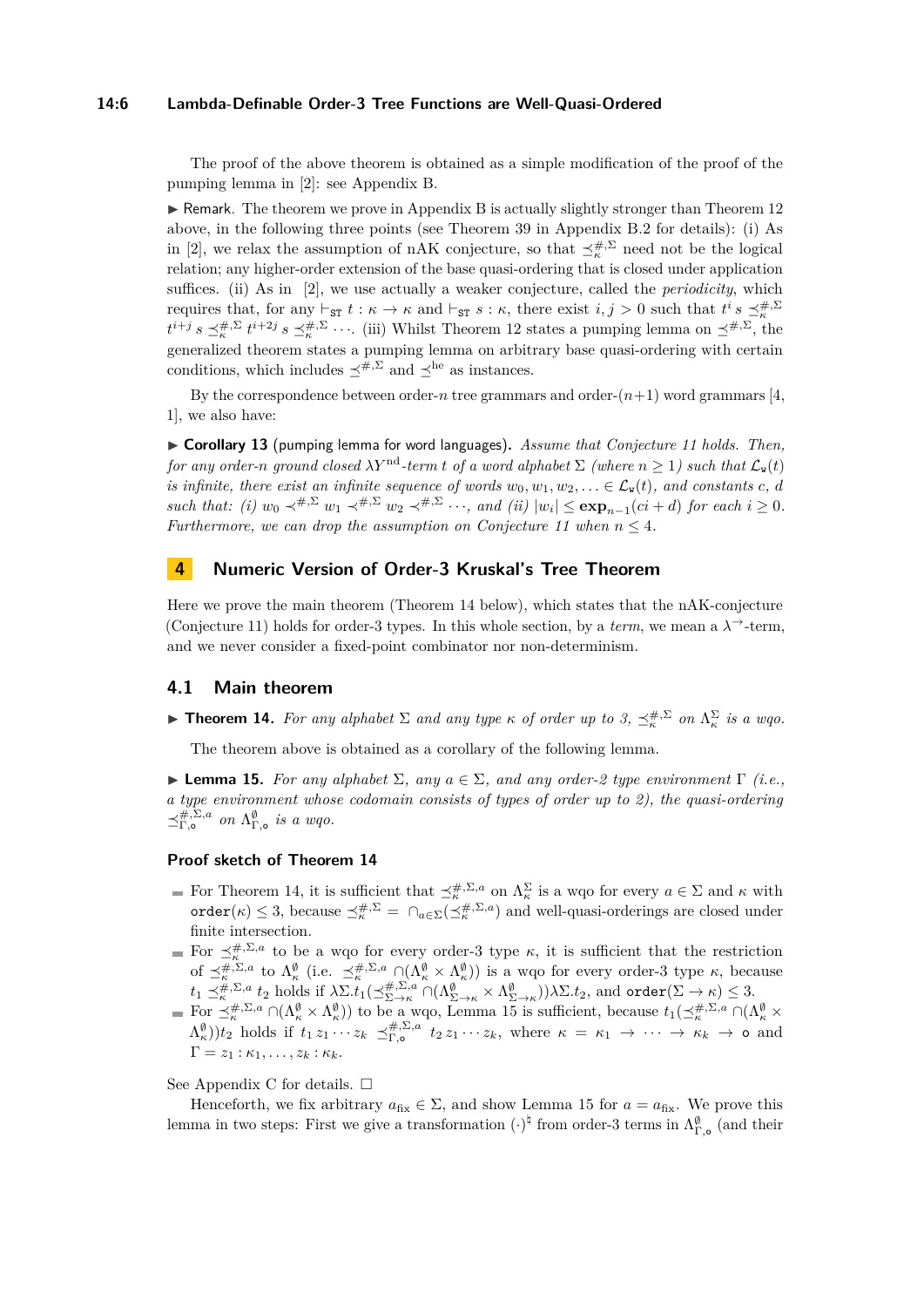The proof of the above theorem is obtained as a simple modification of the proof of the pumping lemma in [2]: see Appendix B.

▶ Remark. The theorem we prove in Appendix B is actually slightly stronger than Theorem 12 above, in the following three points (see Theorem 39 in Appendix B.2 for details): (i) As in [2], we relax the assumption of nAK conjecture, so that $\preceq^{\#,\Sigma}_{\kappa}$ need not be the logical relation; any higher-order extension of the base quasi-ordering that is closed under application suffices. (ii) As in [2], we use actually a weaker conjecture, called the *periodicity*, which requires that, for any $\vdash_{\mathtt{ST}} t : \kappa \to \kappa$ and $\vdash_{\mathtt{ST}} s : \kappa$, there exist $i, j > 0$ such that $t^i\, s \preceq^{\#,\Sigma}_{\kappa} t^{i+j}\, s \preceq^{\#,\Sigma}_{\kappa} t^{i+2j}\, s \preceq^{\#,\Sigma}_{\kappa} \cdots$. (iii) Whilst Theorem 12 states a pumping lemma on $\preceq^{\#,\Sigma}$, the generalized theorem states a pumping lemma on arbitrary base quasi-ordering with certain conditions, which includes $\preceq^{\#,\Sigma}$ and $\preceq^{\mathrm{he}}$ as instances.

By the correspondence between order-$n$ tree grammars and order-$(n+1)$ word grammars [4, 1], we also have:

▶ **Corollary 13** (pumping lemma for word languages)**.** *Assume that Conjecture 11 holds. Then, for any order-$n$ ground closed $\lambda Y^{\mathrm{nd}}$-term $t$ of a word alphabet $\Sigma$ (where $n \geq 1$) such that $\mathcal{L}_{\mathtt{w}}(t)$ is infinite, there exist an infinite sequence of words $w_0, w_1, w_2, \ldots \in \mathcal{L}_{\mathtt{w}}(t)$, and constants $c$, $d$ such that: (i) $w_0 \prec^{\#,\Sigma} w_1 \prec^{\#,\Sigma} w_2 \prec^{\#,\Sigma} \cdots$, and (ii) $|w_i| \leq \mathbf{exp}_{n-1}(ci + d)$ for each $i \geq 0$. Furthermore, we can drop the assumption on Conjecture 11 when $n \leq 4$.*

# 4 Numeric Version of Order-3 Kruskal's Tree Theorem

Here we prove the main theorem (Theorem 14 below), which states that the nAK-conjecture (Conjecture 11) holds for order-3 types. In this whole section, by a *term*, we mean a $\lambda^{\to}$-term, and we never consider a fixed-point combinator nor non-determinism.

## 4.1 Main theorem

▶ **Theorem 14.** *For any alphabet $\Sigma$ and any type $\kappa$ of order up to 3, $\preceq^{\#,\Sigma}_{\kappa}$ on $\Lambda^{\Sigma}_{\kappa}$ is a wqo.*

The theorem above is obtained as a corollary of the following lemma.

▶ **Lemma 15.** *For any alphabet $\Sigma$, any $a \in \Sigma$, and any order-2 type environment $\Gamma$ (i.e., a type environment whose codomain consists of types of order up to 2), the quasi-ordering $\preceq^{\#,\Sigma,a}_{\Gamma,\mathtt{o}}$ on $\Lambda^{\emptyset}_{\Gamma,\mathtt{o}}$ is a wqo.*

### Proof sketch of Theorem 14

- For Theorem 14, it is sufficient that $\preceq^{\#,\Sigma,a}_{\kappa}$ on $\Lambda^{\Sigma}_{\kappa}$ is a wqo for every $a \in \Sigma$ and $\kappa$ with $\mathtt{order}(\kappa) \leq 3$, because $\preceq^{\#,\Sigma}_{\kappa} = \cap_{a\in\Sigma}(\preceq^{\#,\Sigma,a}_{\kappa})$ and well-quasi-orderings are closed under finite intersection.
- For $\preceq^{\#,\Sigma,a}_{\kappa}$ to be a wqo for every order-3 type $\kappa$, it is sufficient that the restriction of $\preceq^{\#,\Sigma,a}_{\kappa}$ to $\Lambda^{\emptyset}_{\kappa}$ (i.e. $\preceq^{\#,\Sigma,a}_{\kappa} \cap(\Lambda^{\emptyset}_{\kappa} \times \Lambda^{\emptyset}_{\kappa})$) is a wqo for every order-3 type $\kappa$, because $t_1 \preceq^{\#,\Sigma,a}_{\kappa} t_2$ holds if $\lambda\Sigma.t_1(\preceq^{\#,\Sigma,a}_{\Sigma\to\kappa} \cap(\Lambda^{\emptyset}_{\Sigma\to\kappa} \times \Lambda^{\emptyset}_{\Sigma\to\kappa}))\lambda\Sigma.t_2$, and $\mathtt{order}(\Sigma \to \kappa) \leq 3$.
- For $\preceq^{\#,\Sigma,a}_{\kappa} \cap(\Lambda^{\emptyset}_{\kappa} \times \Lambda^{\emptyset}_{\kappa}))$ to be a wqo, Lemma 15 is sufficient, because $t_1(\preceq^{\#,\Sigma,a}_{\kappa} \cap(\Lambda^{\emptyset}_{\kappa} \times \Lambda^{\emptyset}_{\kappa}))t_2$ holds if $t_1\, z_1 \cdots z_k \preceq^{\#,\Sigma,a}_{\Gamma,\mathtt{o}} t_2\, z_1 \cdots z_k$, where $\kappa = \kappa_1 \to \cdots \to \kappa_k \to \mathtt{o}$ and $\Gamma = z_1 : \kappa_1, \ldots, z_k : \kappa_k$.

See Appendix C for details. ☐

Henceforth, we fix arbitrary $a_{\mathrm{fix}} \in \Sigma$, and show Lemma 15 for $a = a_{\mathrm{fix}}$. We prove this lemma in two steps: First we give a transformation $(\cdot)^{\natural}$ from order-3 terms in $\Lambda^{\emptyset}_{\Gamma,\mathtt{o}}$ (and their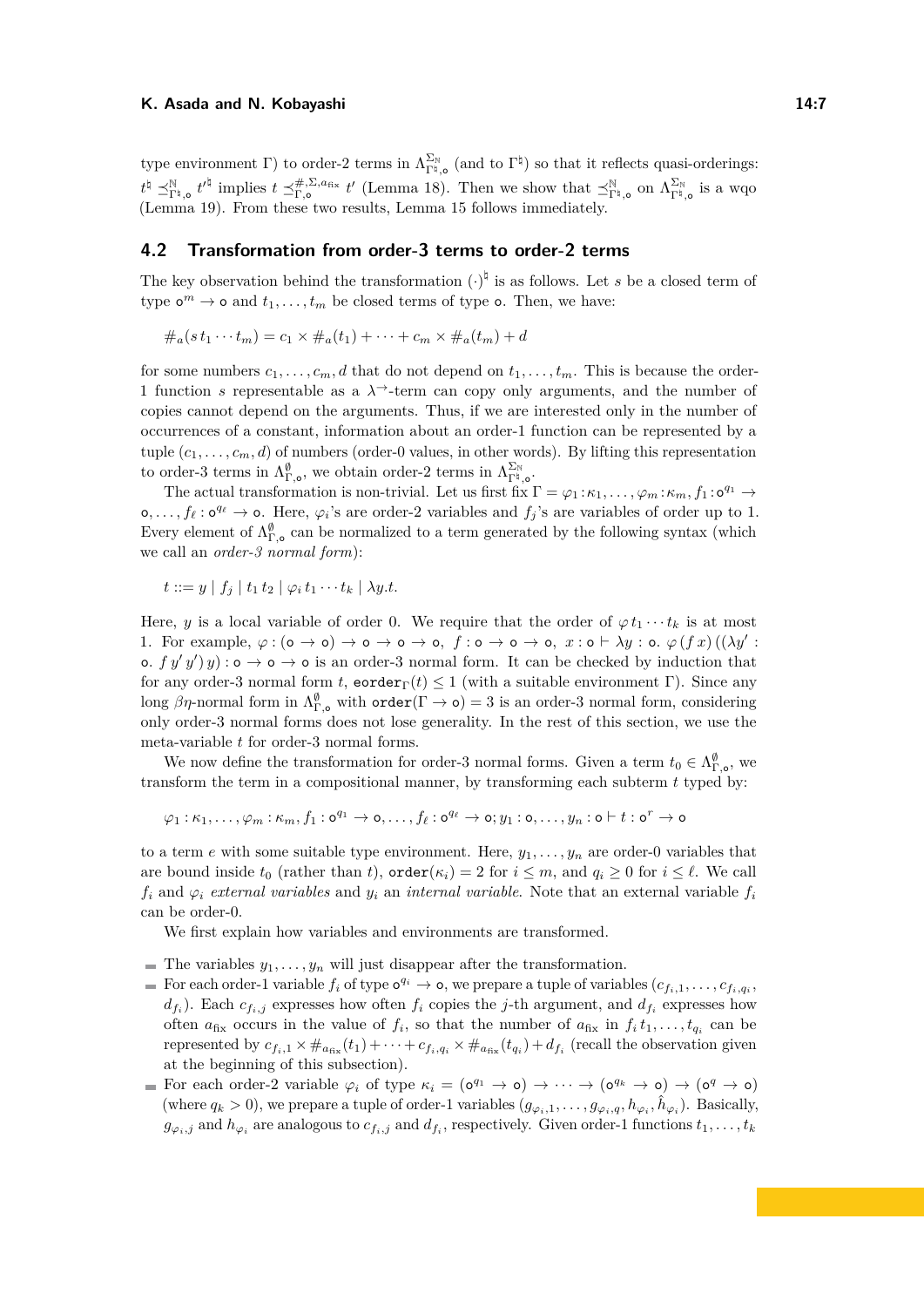type environment Γ) to order-2 terms in $\Lambda^{\Sigma_{\mathbb{N}}}_{\Gamma^\natural,\mathsf{o}}$ (and to $\Gamma^\natural$) so that it reflects quasi-orderings: $t^\natural \preceq^{\mathbb{N}}_{\Gamma^\natural,\mathsf{o}} t'^\natural$ implies $t \preceq^{\#,\Sigma,a_{\mathrm{fix}}}_{\Gamma,\mathsf{o}} t'$ (Lemma 18). Then we show that $\preceq^{\mathbb{N}}_{\Gamma^\natural,\mathsf{o}}$ on $\Lambda^{\Sigma_{\mathbb{N}}}_{\Gamma^\natural,\mathsf{o}}$ is a wqo (Lemma 19). From these two results, Lemma 15 follows immediately.

## 4.2 Transformation from order-3 terms to order-2 terms

The key observation behind the transformation $(\cdot)^\natural$ is as follows. Let $s$ be a closed term of type $\mathsf{o}^m \to \mathsf{o}$ and $t_1, \dots, t_m$ be closed terms of type $\mathsf{o}$. Then, we have:

$$\#_a(s\, t_1 \cdots t_m) = c_1 \times \#_a(t_1) + \cdots + c_m \times \#_a(t_m) + d$$

for some numbers $c_1, \dots, c_m, d$ that do not depend on $t_1, \dots, t_m$. This is because the order-1 function $s$ representable as a $\lambda^{\to}$-term can copy only arguments, and the number of copies cannot depend on the arguments. Thus, if we are interested only in the number of occurrences of a constant, information about an order-1 function can be represented by a tuple $(c_1, \dots, c_m, d)$ of numbers (order-0 values, in other words). By lifting this representation to order-3 terms in $\Lambda^{\emptyset}_{\Gamma,\mathsf{o}}$, we obtain order-2 terms in $\Lambda^{\Sigma_{\mathbb{N}}}_{\Gamma^\natural,\mathsf{o}}$.

The actual transformation is non-trivial. Let us first fix $\Gamma = \varphi_1 : \kappa_1, \dots, \varphi_m : \kappa_m, f_1 : \mathsf{o}^{q_1} \to \mathsf{o}, \dots, f_\ell : \mathsf{o}^{q_\ell} \to \mathsf{o}$. Here, $\varphi_i$'s are order-2 variables and $f_j$'s are variables of order up to 1. Every element of $\Lambda^{\emptyset}_{\Gamma,\mathsf{o}}$ can be normalized to a term generated by the following syntax (which we call an *order-3 normal form*):

$$t ::= y \mid f_j \mid t_1\, t_2 \mid \varphi_i\, t_1 \cdots t_k \mid \lambda y.t.$$

Here, $y$ is a local variable of order 0. We require that the order of $\varphi\, t_1 \cdots t_k$ is at most 1. For example, $\varphi : (\mathsf{o} \to \mathsf{o}) \to \mathsf{o} \to \mathsf{o} \to \mathsf{o},\ f : \mathsf{o} \to \mathsf{o} \to \mathsf{o},\ x : \mathsf{o} \vdash \lambda y : \mathsf{o}.\ \varphi\, (f\, x)\, ((\lambda y' : \mathsf{o}.\ f\, y'\, y')\, y) : \mathsf{o} \to \mathsf{o} \to \mathsf{o}$ is an order-3 normal form. It can be checked by induction that for any order-3 normal form $t$, $\mathtt{eorder}_\Gamma(t) \leq 1$ (with a suitable environment Γ). Since any long $\beta\eta$-normal form in $\Lambda^{\emptyset}_{\Gamma,\mathsf{o}}$ with $\mathtt{order}(\Gamma \to \mathsf{o}) = 3$ is an order-3 normal form, considering only order-3 normal forms does not lose generality. In the rest of this section, we use the meta-variable $t$ for order-3 normal forms.

We now define the transformation for order-3 normal forms. Given a term $t_0 \in \Lambda^{\emptyset}_{\Gamma,\mathsf{o}}$, we transform the term in a compositional manner, by transforming each subterm $t$ typed by:

$$\varphi_1 : \kappa_1, \dots, \varphi_m : \kappa_m, f_1 : \mathsf{o}^{q_1} \to \mathsf{o}, \dots, f_\ell : \mathsf{o}^{q_\ell} \to \mathsf{o}; y_1 : \mathsf{o}, \dots, y_n : \mathsf{o} \vdash t : \mathsf{o}^r \to \mathsf{o}$$

to a term $e$ with some suitable type environment. Here, $y_1, \dots, y_n$ are order-0 variables that are bound inside $t_0$ (rather than $t$), $\mathtt{order}(\kappa_i) = 2$ for $i \leq m$, and $q_i \geq 0$ for $i \leq \ell$. We call $f_i$ and $\varphi_i$ *external variables* and $y_i$ an *internal variable*. Note that an external variable $f_i$ can be order-0.

We first explain how variables and environments are transformed.

- The variables $y_1, \dots, y_n$ will just disappear after the transformation.
- For each order-1 variable $f_i$ of type $\mathsf{o}^{q_i} \to \mathsf{o}$, we prepare a tuple of variables $(c_{f_i,1}, \dots, c_{f_i,q_i}, d_{f_i})$. Each $c_{f_i,j}$ expresses how often $f_i$ copies the $j$-th argument, and $d_{f_i}$ expresses how often $a_{\mathrm{fix}}$ occurs in the value of $f_i$, so that the number of $a_{\mathrm{fix}}$ in $f_i\, t_1, \dots, t_{q_i}$ can be represented by $c_{f_i,1} \times \#_{a_{\mathrm{fix}}}(t_1) + \cdots + c_{f_i,q_i} \times \#_{a_{\mathrm{fix}}}(t_{q_i}) + d_{f_i}$ (recall the observation given at the beginning of this subsection).
- For each order-2 variable $\varphi_i$ of type $\kappa_i = (\mathsf{o}^{q_1} \to \mathsf{o}) \to \cdots \to (\mathsf{o}^{q_k} \to \mathsf{o}) \to (\mathsf{o}^{q} \to \mathsf{o})$ (where $q_k > 0$), we prepare a tuple of order-1 variables $(g_{\varphi_i,1}, \dots, g_{\varphi_i,q}, h_{\varphi_i}, \hat{h}_{\varphi_i})$. Basically, $g_{\varphi_i,j}$ and $h_{\varphi_i}$ are analogous to $c_{f_i,j}$ and $d_{f_i}$, respectively. Given order-1 functions $t_1, \dots, t_k$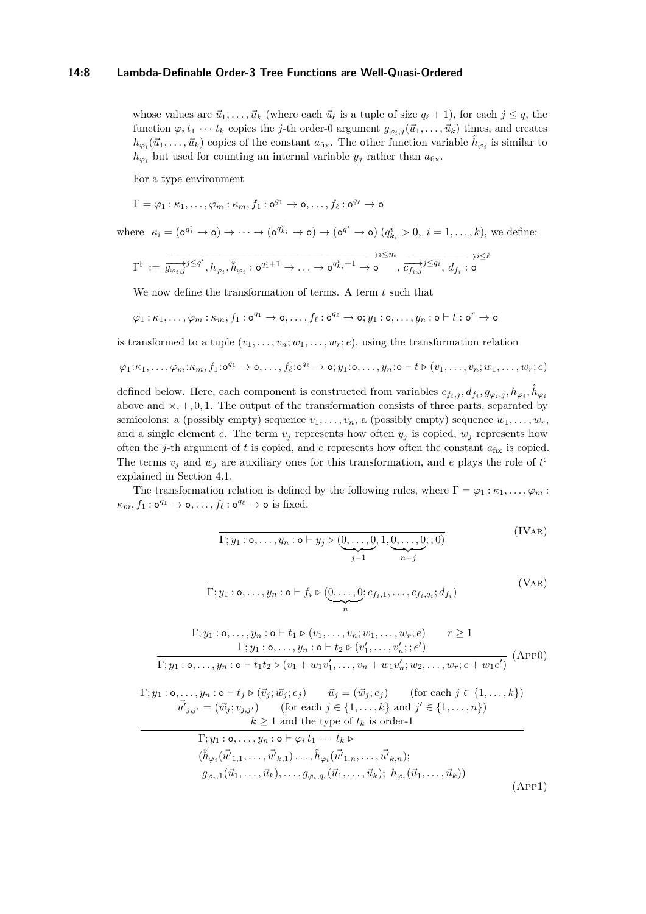whose values are $\vec{u}_1, \ldots, \vec{u}_k$ (where each $\vec{u}_\ell$ is a tuple of size $q_\ell + 1$), for each $j \le q$, the function $\varphi_i\, t_1 \cdots t_k$ copies the $j$-th order-0 argument $g_{\varphi_i,j}(\vec{u}_1, \ldots, \vec{u}_k)$ times, and creates $h_{\varphi_i}(\vec{u}_1, \ldots, \vec{u}_k)$ copies of the constant $a_{\text{fix}}$. The other function variable $\hat{h}_{\varphi_i}$ is similar to $h_{\varphi_i}$ but used for counting an internal variable $y_j$ rather than $a_{\text{fix}}$.

For a type environment

$$\Gamma = \varphi_1 : \kappa_1, \ldots, \varphi_m : \kappa_m, f_1 : \mathsf{o}^{q_1} \to \mathsf{o}, \ldots, f_\ell : \mathsf{o}^{q_\ell} \to \mathsf{o}$$

where $\kappa_i = (\mathsf{o}^{q^i_1} \to \mathsf{o}) \to \cdots \to (\mathsf{o}^{q^i_{k_i}} \to \mathsf{o}) \to (\mathsf{o}^{q^i} \to \mathsf{o})$ ($q^i_{k_i} > 0,\ i = 1, \ldots, k$), we define:

$$\Gamma^\natural := \overrightarrow{\overrightarrow{g_{\varphi_i,j}}^{j \le q^i}, h_{\varphi_i}, \hat{h}_{\varphi_i} : \mathsf{o}^{q^i_1+1} \to \ldots \to \mathsf{o}^{q^i_{k_i}+1} \to \mathsf{o}}^{i \le m},\ \overrightarrow{\overrightarrow{c_{f_i,j}}^{j \le q_i}, d_{f_i} : \mathsf{o}}^{i \le \ell}$$

We now define the transformation of terms. A term $t$ such that

$$\varphi_1 : \kappa_1, \ldots, \varphi_m : \kappa_m, f_1 : \mathsf{o}^{q_1} \to \mathsf{o}, \ldots, f_\ell : \mathsf{o}^{q_\ell} \to \mathsf{o}; y_1 : \mathsf{o}, \ldots, y_n : \mathsf{o} \vdash t : \mathsf{o}^r \to \mathsf{o}$$

is transformed to a tuple $(v_1, \ldots, v_n; w_1, \ldots, w_r; e)$, using the transformation relation

$$\varphi_1{:}\kappa_1, \ldots, \varphi_m{:}\kappa_m, f_1{:}\mathsf{o}^{q_1} \to \mathsf{o}, \ldots, f_\ell{:}\mathsf{o}^{q_\ell} \to \mathsf{o}; y_1{:}\mathsf{o}, \ldots, y_n{:}\mathsf{o} \vdash t \rhd (v_1, \ldots, v_n; w_1, \ldots, w_r; e)$$

defined below. Here, each component is constructed from variables $c_{f_i,j}, d_{f_i}, g_{\varphi_i,j}, h_{\varphi_i}, \hat{h}_{\varphi_i}$ above and $\times, +, 0, 1$. The output of the transformation consists of three parts, separated by semicolons: a (possibly empty) sequence $v_1, \ldots, v_n$, a (possibly empty) sequence $w_1, \ldots, w_r$, and a single element $e$. The term $v_j$ represents how often $y_j$ is copied, $w_j$ represents how often the $j$-th argument of $t$ is copied, and $e$ represents how often the constant $a_{\text{fix}}$ is copied. The terms $v_j$ and $w_j$ are auxiliary ones for this transformation, and $e$ plays the role of $t^\natural$ explained in Section 4.1.

The transformation relation is defined by the following rules, where $\Gamma = \varphi_1 : \kappa_1, \ldots, \varphi_m : \kappa_m, f_1 : \mathsf{o}^{q_1} \to \mathsf{o}, \ldots, f_\ell : \mathsf{o}^{q_\ell} \to \mathsf{o}$ is fixed.

$$\frac{}{\Gamma; y_1 : \mathsf{o}, \ldots, y_n : \mathsf{o} \vdash y_j \rhd (\underbrace{0, \ldots, 0}_{j-1}, 1, \underbrace{0, \ldots, 0}_{n-j}; ; 0)} \quad (\textsc{IVar})$$

$$\frac{}{\Gamma; y_1 : \mathsf{o}, \ldots, y_n : \mathsf{o} \vdash f_i \rhd (\underbrace{0, \ldots, 0}_{n}; c_{f_i,1}, \ldots, c_{f_i,q_i}; d_{f_i})} \quad (\textsc{Var})$$

$$\frac{\begin{array}{c}\Gamma; y_1 : \mathsf{o}, \ldots, y_n : \mathsf{o} \vdash t_1 \rhd (v_1, \ldots, v_n; w_1, \ldots, w_r; e) \qquad r \ge 1 \\ \Gamma; y_1 : \mathsf{o}, \ldots, y_n : \mathsf{o} \vdash t_2 \rhd (v'_1, \ldots, v'_n; ; e')\end{array}}{\Gamma; y_1 : \mathsf{o}, \ldots, y_n : \mathsf{o} \vdash t_1 t_2 \rhd (v_1 + w_1 v'_1, \ldots, v_n + w_1 v'_n; w_2, \ldots, w_r; e + w_1 e')} \quad (\textsc{App0})$$

$$\frac{\begin{array}{c}\Gamma; y_1 : \mathsf{o}, \ldots, y_n : \mathsf{o} \vdash t_j \rhd (\vec{v}_j; \vec{w}_j; e_j) \qquad \vec{u}_j = (\vec{w}_j; e_j) \qquad (\text{for each } j \in \{1, \ldots, k\}) \\ \vec{u'}_{j,j'} = (\vec{w}_j; v_{j,j'}) \qquad (\text{for each } j \in \{1, \ldots, k\} \text{ and } j' \in \{1, \ldots, n\}) \\ k \ge 1 \text{ and the type of } t_k \text{ is order-1}\end{array}}{\begin{array}{l}\Gamma; y_1 : \mathsf{o}, \ldots, y_n : \mathsf{o} \vdash \varphi_i\, t_1 \cdots t_k \rhd \\ (\hat{h}_{\varphi_i}(\vec{u'}_{1,1}, \ldots, \vec{u'}_{k,1}) \ldots, \hat{h}_{\varphi_i}(\vec{u'}_{1,n}, \ldots, \vec{u'}_{k,n}); \\ \ g_{\varphi_i,1}(\vec{u}_1, \ldots, \vec{u}_k), \ldots, g_{\varphi_i,q_i}(\vec{u}_1, \ldots, \vec{u}_k);\ h_{\varphi_i}(\vec{u}_1, \ldots, \vec{u}_k))\end{array}} \quad (\textsc{App1})$$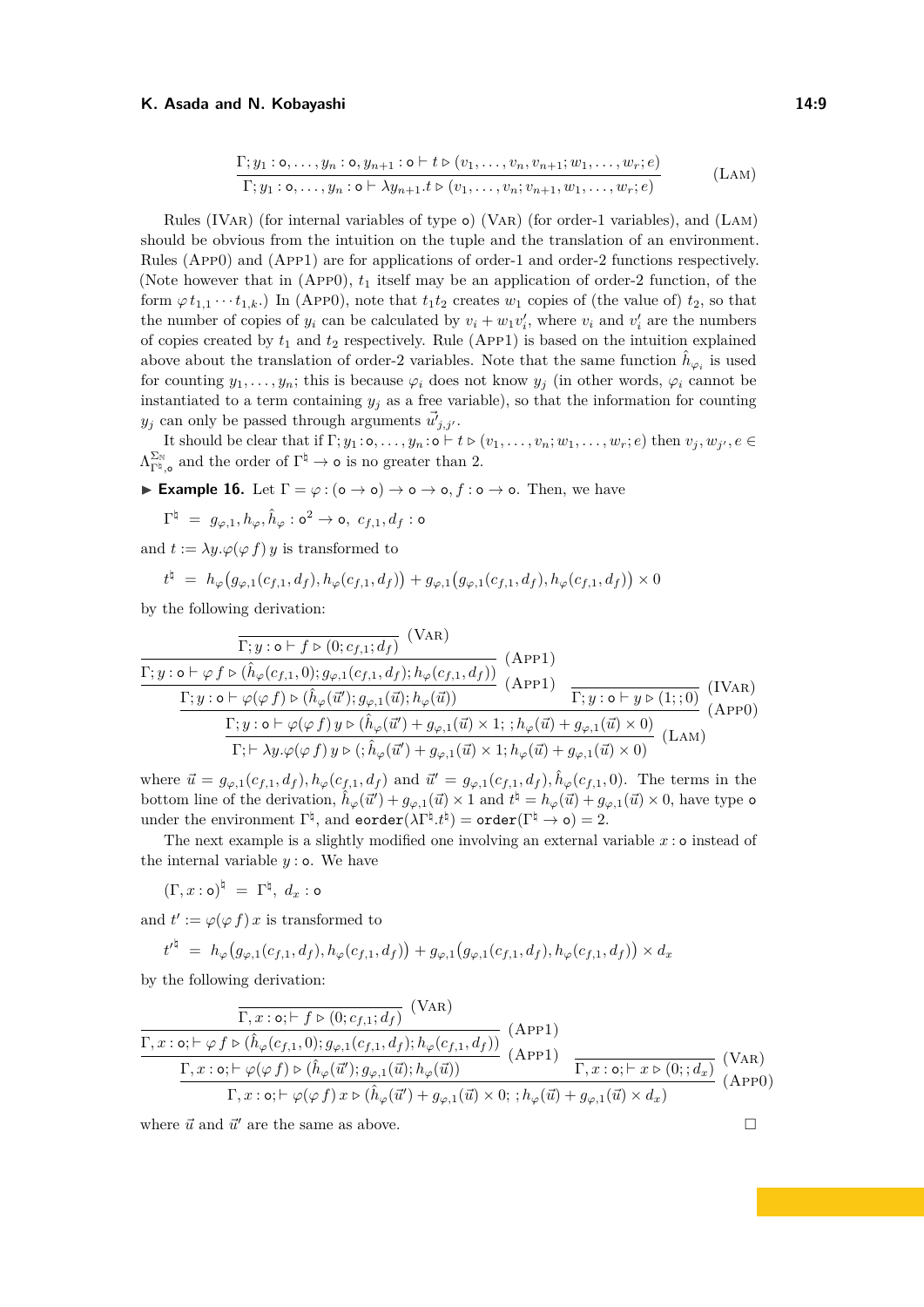$$\frac{\Gamma; y_1:\mathsf{o},\ldots,y_n:\mathsf{o},y_{n+1}:\mathsf{o}\vdash t \triangleright (v_1,\ldots,v_n,v_{n+1};w_1,\ldots,w_r;e)}{\Gamma; y_1:\mathsf{o},\ldots,y_n:\mathsf{o}\vdash \lambda y_{n+1}.t \triangleright (v_1,\ldots,v_n;v_{n+1},w_1,\ldots,w_r;e)} \quad \text{(Lam)}$$

Rules (IVar) (for internal variables of type $\mathsf{o}$) (Var) (for order-1 variables), and (Lam) should be obvious from the intuition on the tuple and the translation of an environment. Rules (App0) and (App1) are for applications of order-1 and order-2 functions respectively. (Note however that in (App0), $t_1$ itself may be an application of order-2 function, of the form $\varphi\, t_{1,1}\cdots t_{1,k}$.) In (App0), note that $t_1 t_2$ creates $w_1$ copies of (the value of) $t_2$, so that the number of copies of $y_i$ can be calculated by $v_i + w_1 v_i'$, where $v_i$ and $v_i'$ are the numbers of copies created by $t_1$ and $t_2$ respectively. Rule (App1) is based on the intuition explained above about the translation of order-2 variables. Note that the same function $\hat{h}_{\varphi_i}$ is used for counting $y_1,\ldots,y_n$; this is because $\varphi_i$ does not know $y_j$ (in other words, $\varphi_i$ cannot be instantiated to a term containing $y_j$ as a free variable), so that the information for counting $y_j$ can only be passed through arguments $\vec{u}'_{j,j'}$.

It should be clear that if $\Gamma; y_1:\mathsf{o},\ldots,y_n:\mathsf{o}\vdash t \triangleright (v_1,\ldots,v_n;w_1,\ldots,w_r;e)$ then $v_j, w_{j'}, e \in \Lambda^{\Sigma_{\mathbb{N}}}_{\Gamma^\natural,\mathsf{o}}$ and the order of $\Gamma^\natural \to \mathsf{o}$ is no greater than 2.

▶ **Example 16.** Let $\Gamma = \varphi:(\mathsf{o}\to\mathsf{o})\to\mathsf{o}\to\mathsf{o}, f:\mathsf{o}\to\mathsf{o}$. Then, we have

$$\Gamma^\natural \;=\; g_{\varphi,1}, h_\varphi, \hat{h}_\varphi:\mathsf{o}^2\to\mathsf{o},\; c_{f,1}, d_f:\mathsf{o}$$

and $t := \lambda y.\varphi(\varphi\, f)\, y$ is transformed to

$$t^\natural \;=\; h_\varphi\big(g_{\varphi,1}(c_{f,1},d_f), h_\varphi(c_{f,1},d_f)\big) + g_{\varphi,1}\big(g_{\varphi,1}(c_{f,1},d_f), h_\varphi(c_{f,1},d_f)\big)\times 0$$

by the following derivation:

$$\cfrac{\cfrac{\cfrac{\cfrac{}{\Gamma; y:\mathsf{o}\vdash f \triangleright (0;c_{f,1};d_f)}\,\text{(Var)}}{\Gamma; y:\mathsf{o}\vdash \varphi\, f \triangleright (\hat{h}_\varphi(c_{f,1},0); g_{\varphi,1}(c_{f,1},d_f); h_\varphi(c_{f,1},d_f))}\,\text{(App1)}}{\Gamma; y:\mathsf{o}\vdash \varphi(\varphi\, f) \triangleright (\hat{h}_\varphi(\vec{u}'); g_{\varphi,1}(\vec{u}); h_\varphi(\vec{u}))}\,\text{(App1)} \quad \cfrac{}{\Gamma; y:\mathsf{o}\vdash y \triangleright (1;;0)}\,\text{(IVar)}}{\cfrac{\Gamma; y:\mathsf{o}\vdash \varphi(\varphi\, f)\, y \triangleright (\hat{h}_\varphi(\vec{u}') + g_{\varphi,1}(\vec{u})\times 1;\; ; h_\varphi(\vec{u}) + g_{\varphi,1}(\vec{u})\times 0)}{\Gamma;\vdash \lambda y.\varphi(\varphi\, f)\, y \triangleright (; \hat{h}_\varphi(\vec{u}') + g_{\varphi,1}(\vec{u})\times 1; h_\varphi(\vec{u}) + g_{\varphi,1}(\vec{u})\times 0)}\,\text{(Lam)}}\,\text{(App0)}$$

where $\vec{u} = g_{\varphi,1}(c_{f,1},d_f), h_\varphi(c_{f,1},d_f)$ and $\vec{u}' = g_{\varphi,1}(c_{f,1},d_f), \hat{h}_\varphi(c_{f,1},0)$. The terms in the bottom line of the derivation, $\hat{h}_\varphi(\vec{u}') + g_{\varphi,1}(\vec{u})\times 1$ and $t^\natural = h_\varphi(\vec{u}) + g_{\varphi,1}(\vec{u})\times 0$, have type $\mathsf{o}$ under the environment $\Gamma^\natural$, and $\mathtt{eorder}(\lambda\Gamma^\natural.t^\natural) = \mathtt{order}(\Gamma^\natural\to\mathsf{o}) = 2$.

The next example is a slightly modified one involving an external variable $x:\mathsf{o}$ instead of the internal variable $y:\mathsf{o}$. We have

$$(\Gamma, x:\mathsf{o})^\natural \;=\; \Gamma^\natural,\; d_x:\mathsf{o}$$

and $t' := \varphi(\varphi\, f)\, x$ is transformed to

$$t'^\natural \;=\; h_\varphi\big(g_{\varphi,1}(c_{f,1},d_f), h_\varphi(c_{f,1},d_f)\big) + g_{\varphi,1}\big(g_{\varphi,1}(c_{f,1},d_f), h_\varphi(c_{f,1},d_f)\big)\times d_x$$

by the following derivation:

$$\cfrac{\cfrac{\cfrac{\cfrac{}{\Gamma, x:\mathsf{o};\vdash f \triangleright (0;c_{f,1};d_f)}\,\text{(Var)}}{\Gamma, x:\mathsf{o};\vdash \varphi\, f \triangleright (\hat{h}_\varphi(c_{f,1},0); g_{\varphi,1}(c_{f,1},d_f); h_\varphi(c_{f,1},d_f))}\,\text{(App1)}}{\Gamma, x:\mathsf{o};\vdash \varphi(\varphi\, f) \triangleright (\hat{h}_\varphi(\vec{u}'); g_{\varphi,1}(\vec{u}); h_\varphi(\vec{u}))}\,\text{(App1)} \quad \cfrac{}{\Gamma, x:\mathsf{o};\vdash x \triangleright (0;;d_x)}\,\text{(Var)}}{\Gamma, x:\mathsf{o};\vdash \varphi(\varphi\, f)\, x \triangleright (\hat{h}_\varphi(\vec{u}') + g_{\varphi,1}(\vec{u})\times 0;\; ; h_\varphi(\vec{u}) + g_{\varphi,1}(\vec{u})\times d_x)}\,\text{(App0)}$$

where $\vec{u}$ and $\vec{u}'$ are the same as above. ◻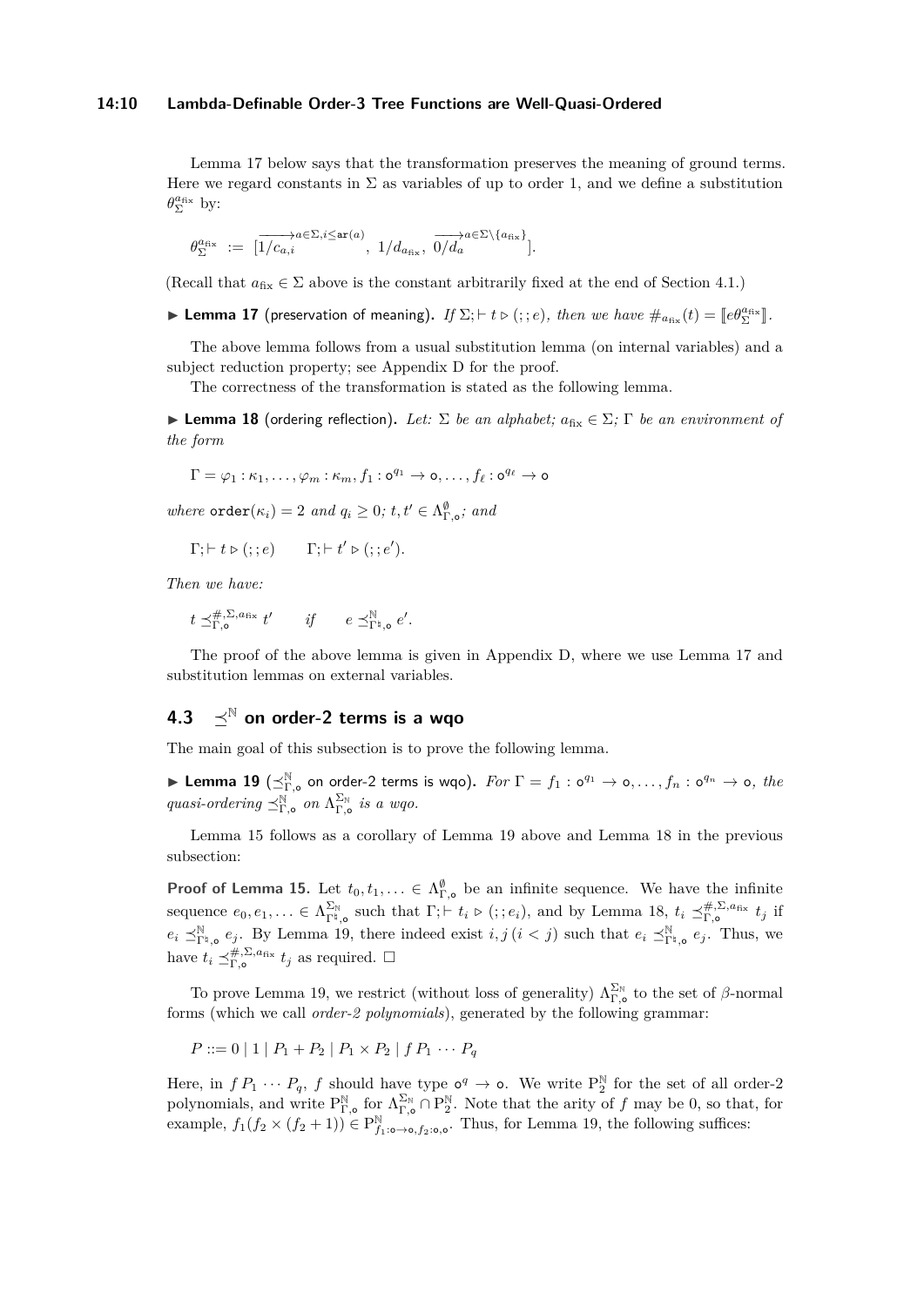Lemma 17 below says that the transformation preserves the meaning of ground terms. Here we regard constants in $\Sigma$ as variables of up to order 1, and we define a substitution $\theta_\Sigma^{a_{\text{fix}}}$ by:

$$\theta_\Sigma^{a_{\text{fix}}} := [\overrightarrow{1/c_{a,i}}^{a\in\Sigma, i\leq \mathtt{ar}(a)},\ 1/d_{a_{\text{fix}}},\ \overrightarrow{0/d_a}^{a\in\Sigma\setminus\{a_{\text{fix}}\}}].$$

(Recall that $a_{\text{fix}} \in \Sigma$ above is the constant arbitrarily fixed at the end of Section 4.1.)

► **Lemma 17** (preservation of meaning)**.** *If $\Sigma; \vdash t \triangleright (;;e)$, then we have $\#_{a_{\text{fix}}}(t) = [\![e\theta_\Sigma^{a_{\text{fix}}}]\!]$.*

The above lemma follows from a usual substitution lemma (on internal variables) and a subject reduction property; see Appendix D for the proof.

The correctness of the transformation is stated as the following lemma.

► **Lemma 18** (ordering reflection)**.** *Let: $\Sigma$ be an alphabet; $a_{\text{fix}} \in \Sigma$; $\Gamma$ be an environment of the form*

$$\Gamma = \varphi_1 : \kappa_1, \ldots, \varphi_m : \kappa_m, f_1 : \mathsf{o}^{q_1} \to \mathsf{o}, \ldots, f_\ell : \mathsf{o}^{q_\ell} \to \mathsf{o}$$

*where $\mathtt{order}(\kappa_i) = 2$ and $q_i \geq 0$; $t, t' \in \Lambda^{\emptyset}_{\Gamma,\mathsf{o}}$; and*

$$\Gamma; \vdash t \triangleright (;;e) \qquad \Gamma; \vdash t' \triangleright (;;e').$$

*Then we have:*

$$t \preceq^{\#,\Sigma,a_{\text{fix}}}_{\Gamma,\mathsf{o}} t' \qquad \textit{if} \qquad e \preceq^{\mathbb{N}}_{\Gamma^\natural,\mathsf{o}} e'.$$

The proof of the above lemma is given in Appendix D, where we use Lemma 17 and substitution lemmas on external variables.

## 4.3 $\preceq^{\mathbb{N}}$ on order-2 terms is a wqo

The main goal of this subsection is to prove the following lemma.

► **Lemma 19** ($\preceq^{\mathbb{N}}_{\Gamma,\mathsf{o}}$ on order-2 terms is wqo)**.** *For $\Gamma = f_1 : \mathsf{o}^{q_1} \to \mathsf{o}, \ldots, f_n : \mathsf{o}^{q_n} \to \mathsf{o}$, the quasi-ordering $\preceq^{\mathbb{N}}_{\Gamma,\mathsf{o}}$ on $\Lambda^{\Sigma_{\mathbb{N}}}_{\Gamma,\mathsf{o}}$ is a wqo.*

Lemma 15 follows as a corollary of Lemma 19 above and Lemma 18 in the previous subsection:

**Proof of Lemma 15.** Let $t_0, t_1, \ldots \in \Lambda^{\emptyset}_{\Gamma,\mathsf{o}}$ be an infinite sequence. We have the infinite sequence $e_0, e_1, \ldots \in \Lambda^{\Sigma_{\mathbb{N}}}_{\Gamma^\natural,\mathsf{o}}$ such that $\Gamma; \vdash t_i \triangleright (;;e_i)$, and by Lemma 18, $t_i \preceq^{\#,\Sigma,a_{\text{fix}}}_{\Gamma,\mathsf{o}} t_j$ if $e_i \preceq^{\mathbb{N}}_{\Gamma^\natural,\mathsf{o}} e_j$. By Lemma 19, there indeed exist $i, j\ (i < j)$ such that $e_i \preceq^{\mathbb{N}}_{\Gamma^\natural,\mathsf{o}} e_j$. Thus, we have $t_i \preceq^{\#,\Sigma,a_{\text{fix}}}_{\Gamma,\mathsf{o}} t_j$ as required. ◻

To prove Lemma 19, we restrict (without loss of generality) $\Lambda^{\Sigma_{\mathbb{N}}}_{\Gamma,\mathsf{o}}$ to the set of $\beta$-normal forms (which we call *order-2 polynomials*), generated by the following grammar:

$$P ::= 0 \mid 1 \mid P_1 + P_2 \mid P_1 \times P_2 \mid f\, P_1 \cdots P_q$$

Here, in $f\, P_1 \cdots P_q$, $f$ should have type $\mathsf{o}^q \to \mathsf{o}$. We write $\mathrm{P}^{\mathbb{N}}_2$ for the set of all order-2 polynomials, and write $\mathrm{P}^{\mathbb{N}}_{\Gamma,\mathsf{o}}$ for $\Lambda^{\Sigma_{\mathbb{N}}}_{\Gamma,\mathsf{o}} \cap \mathrm{P}^{\mathbb{N}}_2$. Note that the arity of $f$ may be 0, so that, for example, $f_1(f_2 \times (f_2 + 1)) \in \mathrm{P}^{\mathbb{N}}_{f_1:\mathsf{o}\to\mathsf{o}, f_2:\mathsf{o},\mathsf{o}}$. Thus, for Lemma 19, the following suffices: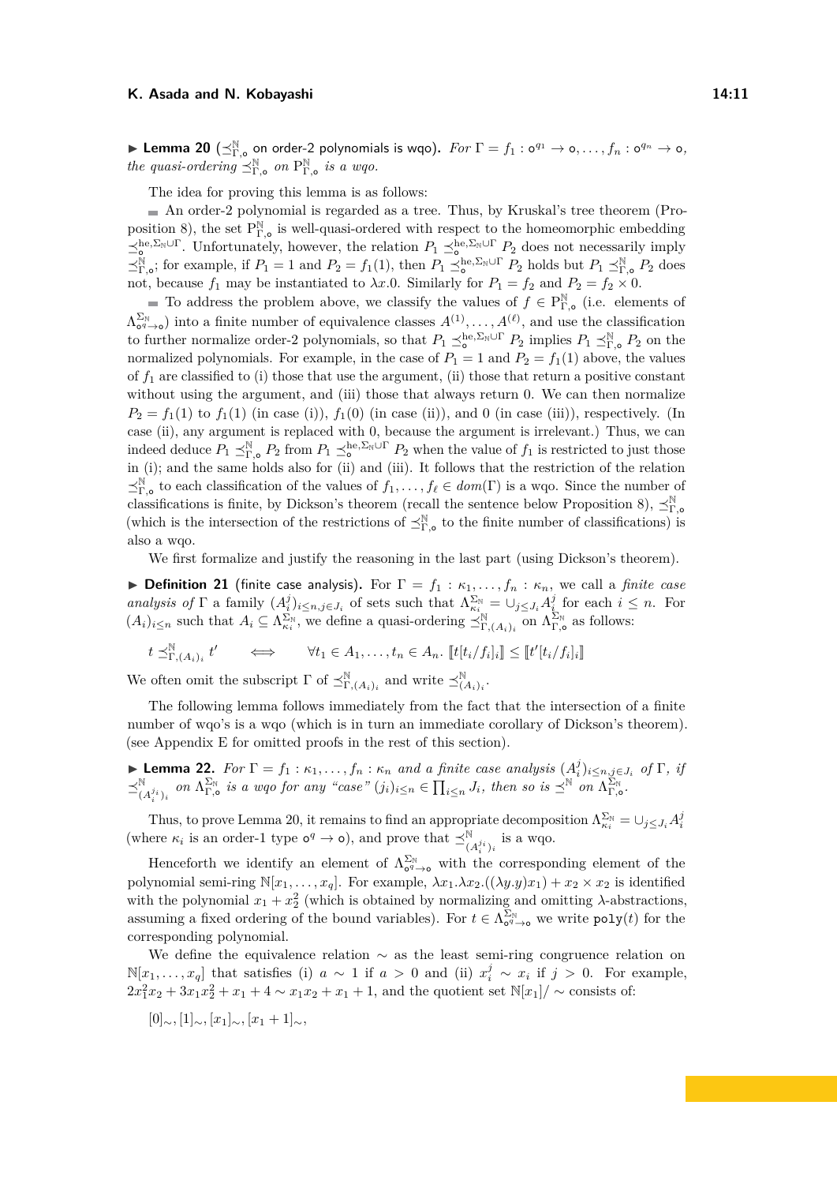▶ **Lemma 20** ($\preceq^{\mathbb{N}}_{\Gamma,\mathtt{o}}$ on order-2 polynomials is wqo). *For $\Gamma = f_1 : \mathtt{o}^{q_1} \to \mathtt{o}, \dots, f_n : \mathtt{o}^{q_n} \to \mathtt{o}$, the quasi-ordering $\preceq^{\mathbb{N}}_{\Gamma,\mathtt{o}}$ on $\mathrm{P}^{\mathbb{N}}_{\Gamma,\mathtt{o}}$ is a wqo.*

The idea for proving this lemma is as follows:

- An order-2 polynomial is regarded as a tree. Thus, by Kruskal's tree theorem (Proposition 8), the set $\mathrm{P}^{\mathbb{N}}_{\Gamma,\mathtt{o}}$ is well-quasi-ordered with respect to the homeomorphic embedding $\preceq^{\mathrm{he},\Sigma_{\mathbb{N}}\cup\Gamma}_{\mathtt{o}}$. Unfortunately, however, the relation $P_1 \preceq^{\mathrm{he},\Sigma_{\mathbb{N}}\cup\Gamma}_{\mathtt{o}} P_2$ does not necessarily imply $\preceq^{\mathbb{N}}_{\Gamma,\mathtt{o}}$; for example, if $P_1 = 1$ and $P_2 = f_1(1)$, then $P_1 \preceq^{\mathrm{he},\Sigma_{\mathbb{N}}\cup\Gamma}_{\mathtt{o}} P_2$ holds but $P_1 \preceq^{\mathbb{N}}_{\Gamma,\mathtt{o}} P_2$ does not, because $f_1$ may be instantiated to $\lambda x.0$. Similarly for $P_1 = f_2$ and $P_2 = f_2 \times 0$.
- To address the problem above, we classify the values of $f \in \mathrm{P}^{\mathbb{N}}_{\Gamma,\mathtt{o}}$ (i.e. elements of $\Lambda^{\Sigma_{\mathbb{N}}}_{\mathtt{o}^q\to\mathtt{o}}$) into a finite number of equivalence classes $A^{(1)}, \dots, A^{(\ell)}$, and use the classification to further normalize order-2 polynomials, so that $P_1 \preceq^{\mathrm{he},\Sigma_{\mathbb{N}}\cup\Gamma}_{\mathtt{o}} P_2$ implies $P_1 \preceq^{\mathbb{N}}_{\Gamma,\mathtt{o}} P_2$ on the normalized polynomials. For example, in the case of $P_1 = 1$ and $P_2 = f_1(1)$ above, the values of $f_1$ are classified to (i) those that use the argument, (ii) those that return a positive constant without using the argument, and (iii) those that always return 0. We can then normalize $P_2 = f_1(1)$ to $f_1(1)$ (in case (i)), $f_1(0)$ (in case (ii)), and 0 (in case (iii)), respectively. (In case (ii), any argument is replaced with 0, because the argument is irrelevant.) Thus, we can indeed deduce $P_1 \preceq^{\mathbb{N}}_{\Gamma,\mathtt{o}} P_2$ from $P_1 \preceq^{\mathrm{he},\Sigma_{\mathbb{N}}\cup\Gamma}_{\mathtt{o}} P_2$ when the value of $f_1$ is restricted to just those in (i); and the same holds also for (ii) and (iii). It follows that the restriction of the relation $\preceq^{\mathbb{N}}_{\Gamma,\mathtt{o}}$ to each classification of the values of $f_1, \dots, f_\ell \in dom(\Gamma)$ is a wqo. Since the number of classifications is finite, by Dickson's theorem (recall the sentence below Proposition 8), $\preceq^{\mathbb{N}}_{\Gamma,\mathtt{o}}$ (which is the intersection of the restrictions of $\preceq^{\mathbb{N}}_{\Gamma,\mathtt{o}}$ to the finite number of classifications) is also a wqo.

We first formalize and justify the reasoning in the last part (using Dickson's theorem).

▶ **Definition 21** (finite case analysis). For $\Gamma = f_1 : \kappa_1, \dots, f_n : \kappa_n$, we call a *finite case analysis of* $\Gamma$ a family $(A^j_i)_{i\le n, j\in J_i}$ of sets such that $\Lambda^{\Sigma_{\mathbb{N}}}_{\kappa_i} = \cup_{j\le J_i} A^j_i$ for each $i \le n$. For $(A_i)_{i\le n}$ such that $A_i \subseteq \Lambda^{\Sigma_{\mathbb{N}}}_{\kappa_i}$, we define a quasi-ordering $\preceq^{\mathbb{N}}_{\Gamma,(A_i)_i}$ on $\Lambda^{\Sigma_{\mathbb{N}}}_{\Gamma,\mathtt{o}}$ as follows:

$$t \preceq^{\mathbb{N}}_{\Gamma,(A_i)_i} t' \qquad \Longleftrightarrow \qquad \forall t_1 \in A_1, \dots, t_n \in A_n.\ [\![t[t_i/f_i]_i]\!] \le [\![t'[t_i/f_i]_i]\!]$$

We often omit the subscript $\Gamma$ of $\preceq^{\mathbb{N}}_{\Gamma,(A_i)_i}$ and write $\preceq^{\mathbb{N}}_{(A_i)_i}$.

The following lemma follows immediately from the fact that the intersection of a finite number of wqo's is a wqo (which is in turn an immediate corollary of Dickson's theorem). (see Appendix E for omitted proofs in the rest of this section).

▶ **Lemma 22.** *For $\Gamma = f_1 : \kappa_1, \dots, f_n : \kappa_n$ and a finite case analysis $(A^j_i)_{i\le n, j\in J_i}$ of $\Gamma$, if $\preceq^{\mathbb{N}}_{(A^{j_i}_i)_i}$ on $\Lambda^{\Sigma_{\mathbb{N}}}_{\Gamma,\mathtt{o}}$ is a wqo for any "case" $(j_i)_{i\le n} \in \prod_{i\le n} J_i$, then so is $\preceq^{\mathbb{N}}$ on $\Lambda^{\Sigma_{\mathbb{N}}}_{\Gamma,\mathtt{o}}$.*

Thus, to prove Lemma 20, it remains to find an appropriate decomposition $\Lambda^{\Sigma_{\mathbb{N}}}_{\kappa_i} = \cup_{j\le J_i} A^j_i$ (where $\kappa_i$ is an order-1 type $\mathtt{o}^q \to \mathtt{o}$), and prove that $\preceq^{\mathbb{N}}_{(A^{j_i}_i)_i}$ is a wqo.

Henceforth we identify an element of $\Lambda^{\Sigma_{\mathbb{N}}}_{\mathtt{o}^q\to\mathtt{o}}$ with the corresponding element of the polynomial semi-ring $\mathbb{N}[x_1, \dots, x_q]$. For example, $\lambda x_1.\lambda x_2.((\lambda y.y)x_1) + x_2 \times x_2$ is identified with the polynomial $x_1 + x_2^2$ (which is obtained by normalizing and omitting $\lambda$-abstractions, assuming a fixed ordering of the bound variables). For $t \in \Lambda^{\Sigma_{\mathbb{N}}}_{\mathtt{o}^q\to\mathtt{o}}$ we write $\mathtt{poly}(t)$ for the corresponding polynomial.

We define the equivalence relation $\sim$ as the least semi-ring congruence relation on $\mathbb{N}[x_1, \dots, x_q]$ that satisfies (i) $a \sim 1$ if $a > 0$ and (ii) $x_i^j \sim x_i$ if $j > 0$. For example, $2x_1^2x_2 + 3x_1x_2^2 + x_1 + 4 \sim x_1x_2 + x_1 + 1$, and the quotient set $\mathbb{N}[x_1]/\sim$ consists of:

$[0]_\sim, [1]_\sim, [x_1]_\sim, [x_1 + 1]_\sim,$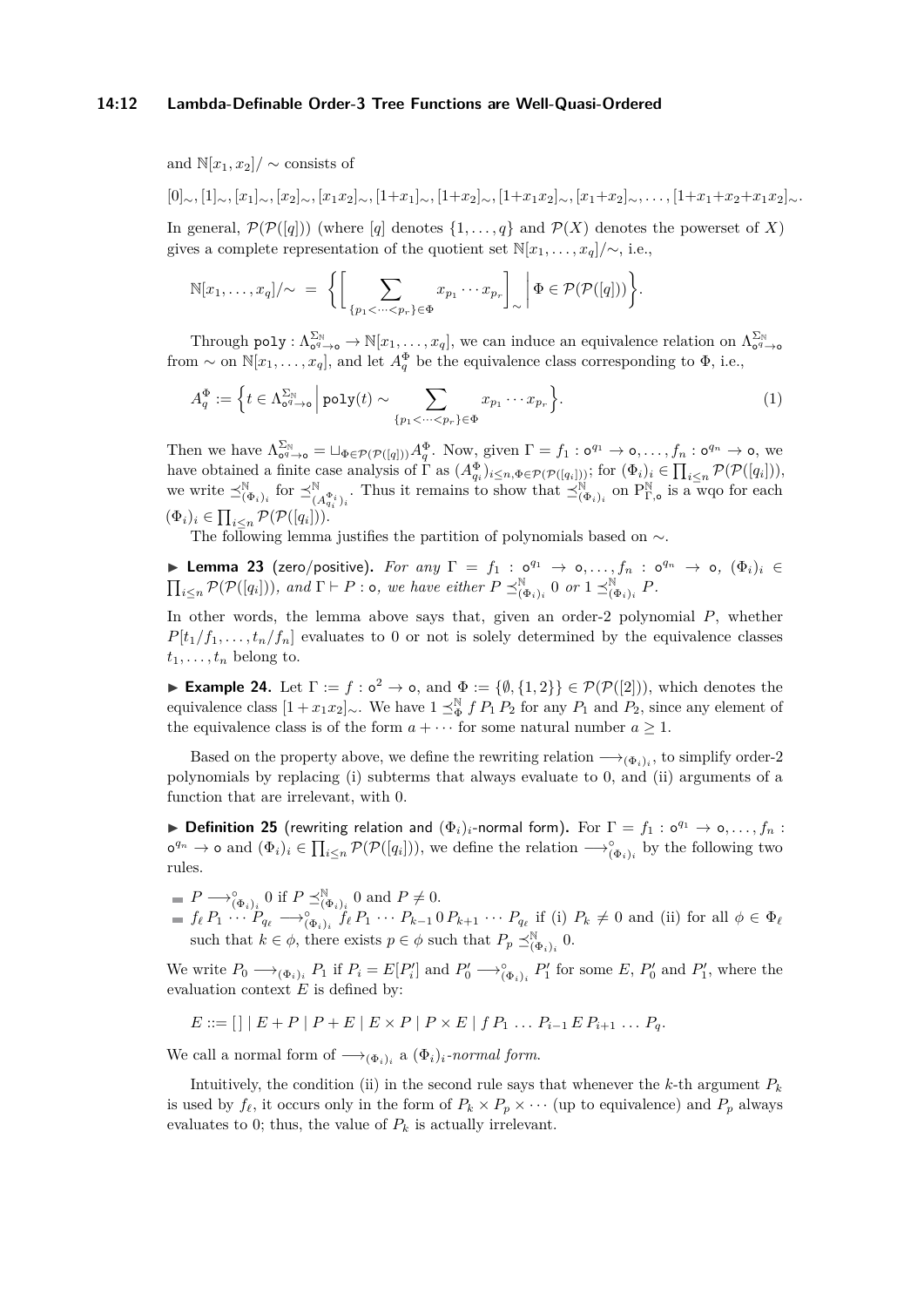and $\mathbb{N}[x_1, x_2]/\sim$ consists of

$$[0]_\sim, [1]_\sim, [x_1]_\sim, [x_2]_\sim, [x_1x_2]_\sim, [1{+}x_1]_\sim, [1{+}x_2]_\sim, [1{+}x_1x_2]_\sim, [x_1{+}x_2]_\sim, \dots, [1{+}x_1{+}x_2{+}x_1x_2]_\sim.$$

In general, $\mathcal{P}(\mathcal{P}([q]))$ (where $[q]$ denotes $\{1, \dots, q\}$ and $\mathcal{P}(X)$ denotes the powerset of $X$) gives a complete representation of the quotient set $\mathbb{N}[x_1, \dots, x_q]/\sim$, i.e.,

$$\mathbb{N}[x_1, \dots, x_q]/\sim \;=\; \Big\{ \Big[ \sum_{\{p_1 < \cdots < p_r\} \in \Phi} x_{p_1} \cdots x_{p_r} \Big]_\sim \;\Big|\; \Phi \in \mathcal{P}(\mathcal{P}([q])) \Big\}.$$

Through $\mathtt{poly} : \Lambda^{\Sigma_\mathbb{N}}_{\mathsf{o}^q \to \mathsf{o}} \to \mathbb{N}[x_1, \dots, x_q]$, we can induce an equivalence relation on $\Lambda^{\Sigma_\mathbb{N}}_{\mathsf{o}^q \to \mathsf{o}}$ from $\sim$ on $\mathbb{N}[x_1, \dots, x_q]$, and let $A^\Phi_q$ be the equivalence class corresponding to $\Phi$, i.e.,

$$A^\Phi_q := \Big\{ t \in \Lambda^{\Sigma_\mathbb{N}}_{\mathsf{o}^q \to \mathsf{o}} \;\Big|\; \mathtt{poly}(t) \sim \sum_{\{p_1 < \cdots < p_r\} \in \Phi} x_{p_1} \cdots x_{p_r} \Big\}. \tag{1}$$

Then we have $\Lambda^{\Sigma_\mathbb{N}}_{\mathsf{o}^q \to \mathsf{o}} = \sqcup_{\Phi \in \mathcal{P}(\mathcal{P}([q]))} A^\Phi_q$. Now, given $\Gamma = f_1 : \mathsf{o}^{q_1} \to \mathsf{o}, \dots, f_n : \mathsf{o}^{q_n} \to \mathsf{o}$, we have obtained a finite case analysis of $\Gamma$ as $(A^\Phi_{q_i})_{i \le n, \Phi \in \mathcal{P}(\mathcal{P}([q_i]))}$; for $(\Phi_i)_i \in \prod_{i \le n} \mathcal{P}(\mathcal{P}([q_i]))$, we write $\preceq^\mathbb{N}_{(\Phi_i)_i}$ for $\preceq^\mathbb{N}_{(A^{\Phi_i}_{q_i})_i}$. Thus it remains to show that $\preceq^\mathbb{N}_{(\Phi_i)_i}$ on $\mathrm{P}^\mathbb{N}_{\Gamma,\mathsf{o}}$ is a wqo for each $(\Phi_i)_i \in \prod_{i \le n} \mathcal{P}(\mathcal{P}([q_i]))$.

The following lemma justifies the partition of polynomials based on $\sim$.

▶ **Lemma 23** (zero/positive). *For any* $\Gamma = f_1 : \mathsf{o}^{q_1} \to \mathsf{o}, \dots, f_n : \mathsf{o}^{q_n} \to \mathsf{o}$, $(\Phi_i)_i \in \prod_{i \le n} \mathcal{P}(\mathcal{P}([q_i]))$, *and* $\Gamma \vdash P : \mathsf{o}$, *we have either* $P \preceq^\mathbb{N}_{(\Phi_i)_i} 0$ *or* $1 \preceq^\mathbb{N}_{(\Phi_i)_i} P$.

In other words, the lemma above says that, given an order-2 polynomial $P$, whether $P[t_1/f_1, \dots, t_n/f_n]$ evaluates to 0 or not is solely determined by the equivalence classes $t_1, \dots, t_n$ belong to.

▶ **Example 24.** Let $\Gamma := f : \mathsf{o}^2 \to \mathsf{o}$, and $\Phi := \{\emptyset, \{1, 2\}\} \in \mathcal{P}(\mathcal{P}([2]))$, which denotes the equivalence class $[1 + x_1x_2]_\sim$. We have $1 \preceq^\mathbb{N}_\Phi f\,P_1\,P_2$ for any $P_1$ and $P_2$, since any element of the equivalence class is of the form $a + \cdots$ for some natural number $a \ge 1$.

Based on the property above, we define the rewriting relation $\longrightarrow_{(\Phi_i)_i}$, to simplify order-2 polynomials by replacing (i) subterms that always evaluate to 0, and (ii) arguments of a function that are irrelevant, with 0.

▶ **Definition 25** (rewriting relation and $(\Phi_i)_i$-normal form). For $\Gamma = f_1 : \mathsf{o}^{q_1} \to \mathsf{o}, \dots, f_n : \mathsf{o}^{q_n} \to \mathsf{o}$ and $(\Phi_i)_i \in \prod_{i \le n} \mathcal{P}(\mathcal{P}([q_i]))$, we define the relation $\longrightarrow^\circ_{(\Phi_i)_i}$ by the following two rules.

- $P \longrightarrow^\circ_{(\Phi_i)_i} 0$ if $P \preceq^\mathbb{N}_{(\Phi_i)_i} 0$ and $P \neq 0$.
- $f_\ell\,P_1\,\cdots\,P_{q_\ell} \longrightarrow^\circ_{(\Phi_i)_i} f_\ell\,P_1\,\cdots\,P_{k-1}\,0\,P_{k+1}\,\cdots\,P_{q_\ell}$ if (i) $P_k \neq 0$ and (ii) for all $\phi \in \Phi_\ell$ such that $k \in \phi$, there exists $p \in \phi$ such that $P_p \preceq^\mathbb{N}_{(\Phi_i)_i} 0$.

We write $P_0 \longrightarrow_{(\Phi_i)_i} P_1$ if $P_i = E[P'_i]$ and $P'_0 \longrightarrow^\circ_{(\Phi_i)_i} P'_1$ for some $E$, $P'_0$ and $P'_1$, where the evaluation context $E$ is defined by:

$$E ::= [\,] \mid E + P \mid P + E \mid E \times P \mid P \times E \mid f\,P_1\,\dots\,P_{i-1}\,E\,P_{i+1}\,\dots\,P_q.$$

We call a normal form of $\longrightarrow_{(\Phi_i)_i}$ a $(\Phi_i)_i$*-normal form*.

Intuitively, the condition (ii) in the second rule says that whenever the $k$-th argument $P_k$ is used by $f_\ell$, it occurs only in the form of $P_k \times P_p \times \cdots$ (up to equivalence) and $P_p$ always evaluates to 0; thus, the value of $P_k$ is actually irrelevant.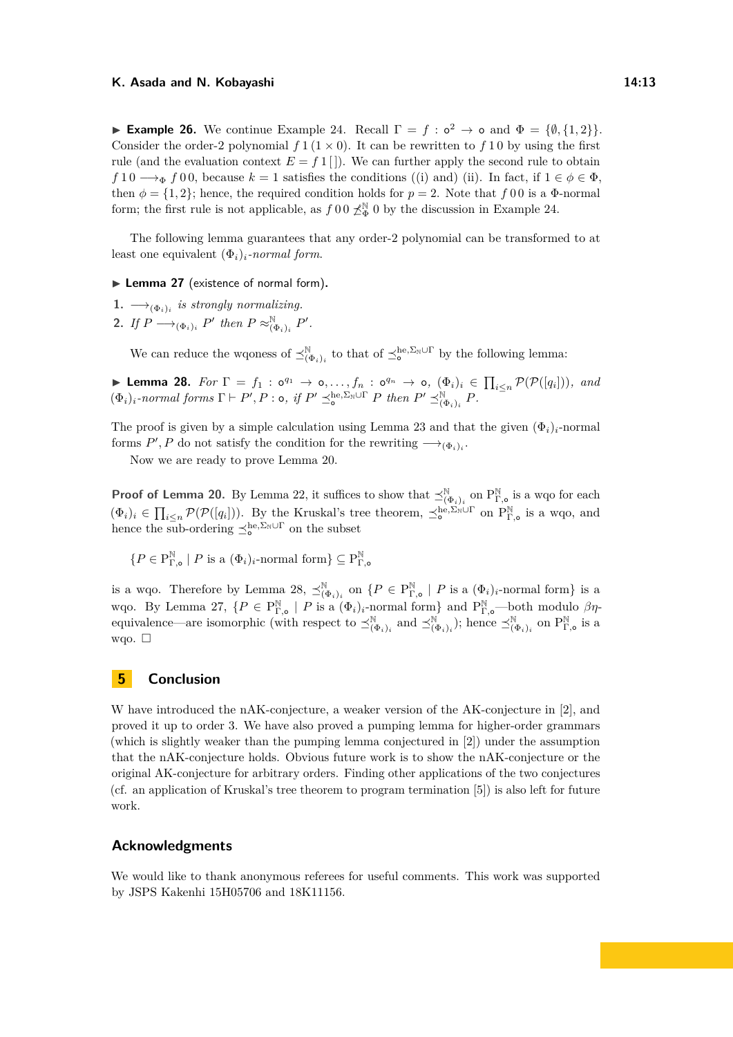▶ **Example 26.** We continue Example 24. Recall $\Gamma = f : \mathsf{o}^2 \to \mathsf{o}$ and $\Phi = \{\emptyset, \{1,2\}\}$. Consider the order-2 polynomial $f\,1\,(1 \times 0)$. It can be rewritten to $f\,1\,0$ by using the first rule (and the evaluation context $E = f\,1\,[\,]$). We can further apply the second rule to obtain $f\,1\,0 \longrightarrow_\Phi f\,0\,0$, because $k = 1$ satisfies the conditions ((i) and) (ii). In fact, if $1 \in \phi \in \Phi$, then $\phi = \{1,2\}$; hence, the required condition holds for $p = 2$. Note that $f\,0\,0$ is a $\Phi$-normal form; the first rule is not applicable, as $f\,0\,0 \not\preceq^{\mathbb{N}}_{\Phi} 0$ by the discussion in Example 24.

The following lemma guarantees that any order-2 polynomial can be transformed to at least one equivalent $(\Phi_i)_i$-*normal form*.

▶ **Lemma 27** (existence of normal form)**.**

1. $\longrightarrow_{(\Phi_i)_i}$ *is strongly normalizing.*
2. *If* $P \longrightarrow_{(\Phi_i)_i} P'$ *then* $P \approx^{\mathbb{N}}_{(\Phi_i)_i} P'$.

We can reduce the wqoness of $\preceq^{\mathbb{N}}_{(\Phi_i)_i}$ to that of $\preceq^{\mathrm{he},\Sigma_{\mathbb{N}}\cup\Gamma}_{\mathsf{o}}$ by the following lemma:

▶ **Lemma 28.** *For* $\Gamma = f_1 : \mathsf{o}^{q_1} \to \mathsf{o}, \dots, f_n : \mathsf{o}^{q_n} \to \mathsf{o}$, $(\Phi_i)_i \in \prod_{i \le n} \mathcal{P}(\mathcal{P}([q_i]))$, *and* $(\Phi_i)_i$*-normal forms* $\Gamma \vdash P', P : \mathsf{o}$, *if* $P' \preceq^{\mathrm{he},\Sigma_{\mathbb{N}}\cup\Gamma}_{\mathsf{o}} P$ *then* $P' \preceq^{\mathbb{N}}_{(\Phi_i)_i} P$.

The proof is given by a simple calculation using Lemma 23 and that the given $(\Phi_i)_i$-normal forms $P', P$ do not satisfy the condition for the rewriting $\longrightarrow_{(\Phi_i)_i}$.

Now we are ready to prove Lemma 20.

**Proof of Lemma 20.** By Lemma 22, it suffices to show that $\preceq^{\mathbb{N}}_{(\Phi_i)_i}$ on $\mathrm{P}^{\mathbb{N}}_{\Gamma,\mathsf{o}}$ is a wqo for each $(\Phi_i)_i \in \prod_{i \le n} \mathcal{P}(\mathcal{P}([q_i]))$. By the Kruskal's tree theorem, $\preceq^{\mathrm{he},\Sigma_{\mathbb{N}}\cup\Gamma}_{\mathsf{o}}$ on $\mathrm{P}^{\mathbb{N}}_{\Gamma,\mathsf{o}}$ is a wqo, and hence the sub-ordering $\preceq^{\mathrm{he},\Sigma_{\mathbb{N}}\cup\Gamma}_{\mathsf{o}}$ on the subset

$$\{P \in \mathrm{P}^{\mathbb{N}}_{\Gamma,\mathsf{o}} \mid P \text{ is a } (\Phi_i)_i\text{-normal form}\} \subseteq \mathrm{P}^{\mathbb{N}}_{\Gamma,\mathsf{o}}$$

is a wqo. Therefore by Lemma 28, $\preceq^{\mathbb{N}}_{(\Phi_i)_i}$ on $\{P \in \mathrm{P}^{\mathbb{N}}_{\Gamma,\mathsf{o}} \mid P \text{ is a } (\Phi_i)_i\text{-normal form}\}$ is a wqo. By Lemma 27, $\{P \in \mathrm{P}^{\mathbb{N}}_{\Gamma,\mathsf{o}} \mid P \text{ is a } (\Phi_i)_i\text{-normal form}\}$ and $\mathrm{P}^{\mathbb{N}}_{\Gamma,\mathsf{o}}$—both modulo $\beta\eta$-equivalence—are isomorphic (with respect to $\preceq^{\mathbb{N}}_{(\Phi_i)_i}$ and $\preceq^{\mathbb{N}}_{(\Phi_i)_i}$); hence $\preceq^{\mathbb{N}}_{(\Phi_i)_i}$ on $\mathrm{P}^{\mathbb{N}}_{\Gamma,\mathsf{o}}$ is a wqo. ◻

## 5 Conclusion

W have introduced the nAK-conjecture, a weaker version of the AK-conjecture in [2], and proved it up to order 3. We have also proved a pumping lemma for higher-order grammars (which is slightly weaker than the pumping lemma conjectured in [2]) under the assumption that the nAK-conjecture holds. Obvious future work is to show the nAK-conjecture or the original AK-conjecture for arbitrary orders. Finding other applications of the two conjectures (cf. an application of Kruskal's tree theorem to program termination [5]) is also left for future work.

## Acknowledgments

We would like to thank anonymous referees for useful comments. This work was supported by JSPS Kakenhi 15H05706 and 18K11156.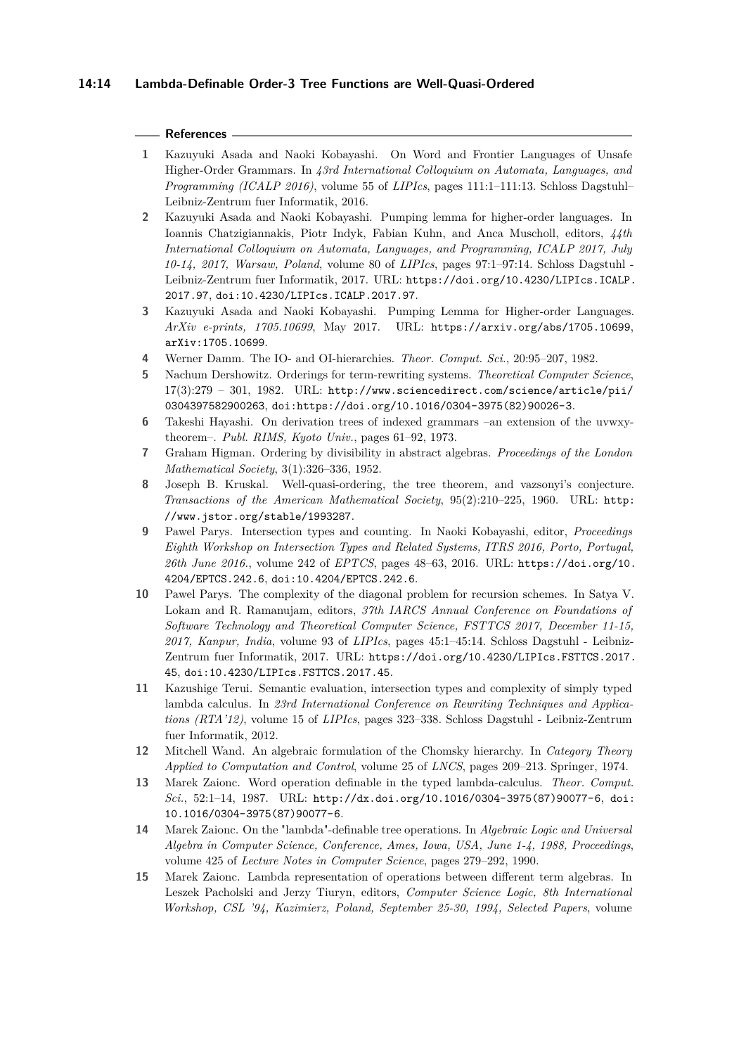## References

1. Kazuyuki Asada and Naoki Kobayashi. On Word and Frontier Languages of Unsafe Higher-Order Grammars. In *43rd International Colloquium on Automata, Languages, and Programming (ICALP 2016)*, volume 55 of *LIPIcs*, pages 111:1–111:13. Schloss Dagstuhl–Leibniz-Zentrum fuer Informatik, 2016.
2. Kazuyuki Asada and Naoki Kobayashi. Pumping lemma for higher-order languages. In Ioannis Chatzigiannakis, Piotr Indyk, Fabian Kuhn, and Anca Muscholl, editors, *44th International Colloquium on Automata, Languages, and Programming, ICALP 2017, July 10-14, 2017, Warsaw, Poland*, volume 80 of *LIPIcs*, pages 97:1–97:14. Schloss Dagstuhl - Leibniz-Zentrum fuer Informatik, 2017. URL: `https://doi.org/10.4230/LIPIcs.ICALP.2017.97`, `doi:10.4230/LIPIcs.ICALP.2017.97`.
3. Kazuyuki Asada and Naoki Kobayashi. Pumping Lemma for Higher-order Languages. *ArXiv e-prints, 1705.10699*, May 2017. URL: `https://arxiv.org/abs/1705.10699`, `arXiv:1705.10699`.
4. Werner Damm. The IO- and OI-hierarchies. *Theor. Comput. Sci.*, 20:95–207, 1982.
5. Nachum Dershowitz. Orderings for term-rewriting systems. *Theoretical Computer Science*, 17(3):279 – 301, 1982. URL: `http://www.sciencedirect.com/science/article/pii/0304397582900263`, `doi:https://doi.org/10.1016/0304-3975(82)90026-3`.
6. Takeshi Hayashi. On derivation trees of indexed grammars –an extension of the uvwxy-theorem–. *Publ. RIMS, Kyoto Univ.*, pages 61–92, 1973.
7. Graham Higman. Ordering by divisibility in abstract algebras. *Proceedings of the London Mathematical Society*, 3(1):326–336, 1952.
8. Joseph B. Kruskal. Well-quasi-ordering, the tree theorem, and vazsonyi's conjecture. *Transactions of the American Mathematical Society*, 95(2):210–225, 1960. URL: `http://www.jstor.org/stable/1993287`.
9. Pawel Parys. Intersection types and counting. In Naoki Kobayashi, editor, *Proceedings Eighth Workshop on Intersection Types and Related Systems, ITRS 2016, Porto, Portugal, 26th June 2016.*, volume 242 of *EPTCS*, pages 48–63, 2016. URL: `https://doi.org/10.4204/EPTCS.242.6`, `doi:10.4204/EPTCS.242.6`.
10. Pawel Parys. The complexity of the diagonal problem for recursion schemes. In Satya V. Lokam and R. Ramanujam, editors, *37th IARCS Annual Conference on Foundations of Software Technology and Theoretical Computer Science, FSTTCS 2017, December 11-15, 2017, Kanpur, India*, volume 93 of *LIPIcs*, pages 45:1–45:14. Schloss Dagstuhl - Leibniz-Zentrum fuer Informatik, 2017. URL: `https://doi.org/10.4230/LIPIcs.FSTTCS.2017.45`, `doi:10.4230/LIPIcs.FSTTCS.2017.45`.
11. Kazushige Terui. Semantic evaluation, intersection types and complexity of simply typed lambda calculus. In *23rd International Conference on Rewriting Techniques and Applications (RTA'12)*, volume 15 of *LIPIcs*, pages 323–338. Schloss Dagstuhl - Leibniz-Zentrum fuer Informatik, 2012.
12. Mitchell Wand. An algebraic formulation of the Chomsky hierarchy. In *Category Theory Applied to Computation and Control*, volume 25 of *LNCS*, pages 209–213. Springer, 1974.
13. Marek Zaionc. Word operation definable in the typed lambda-calculus. *Theor. Comput. Sci.*, 52:1–14, 1987. URL: `http://dx.doi.org/10.1016/0304-3975(87)90077-6`, `doi:10.1016/0304-3975(87)90077-6`.
14. Marek Zaionc. On the "lambda"-definable tree operations. In *Algebraic Logic and Universal Algebra in Computer Science, Conference, Ames, Iowa, USA, June 1-4, 1988, Proceedings*, volume 425 of *Lecture Notes in Computer Science*, pages 279–292, 1990.
15. Marek Zaionc. Lambda representation of operations between different term algebras. In Leszek Pacholski and Jerzy Tiuryn, editors, *Computer Science Logic, 8th International Workshop, CSL '94, Kazimierz, Poland, September 25-30, 1994, Selected Papers*, volume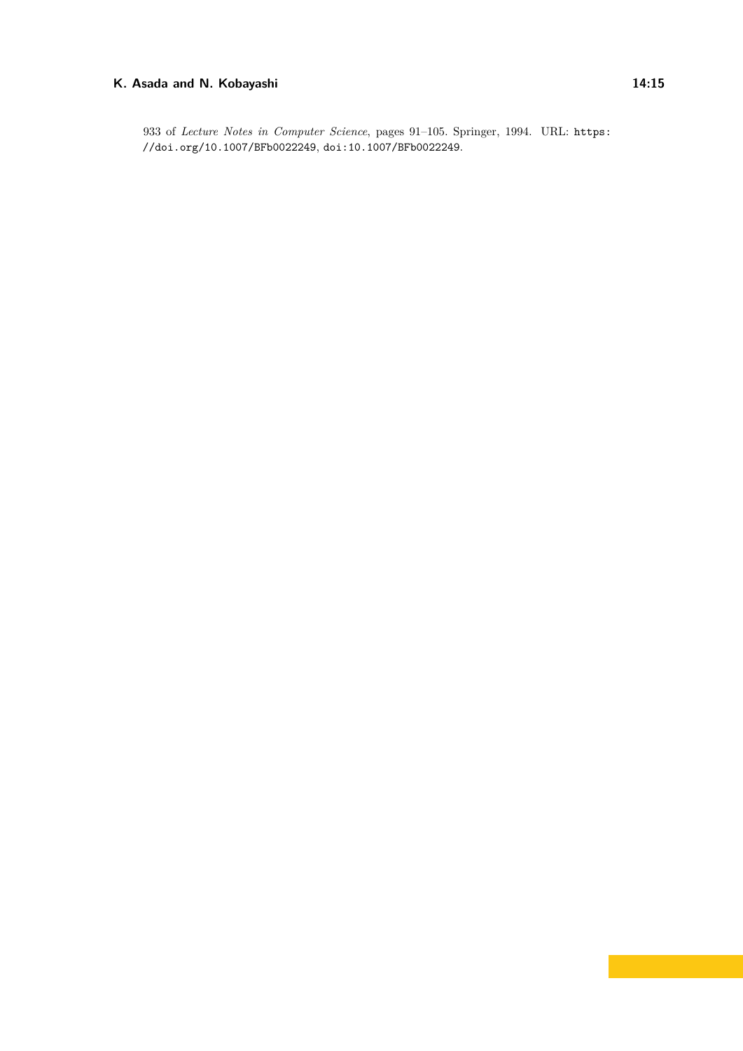933 of *Lecture Notes in Computer Science*, pages 91–105. Springer, 1994. URL: https://doi.org/10.1007/BFb0022249, doi:10.1007/BFb0022249.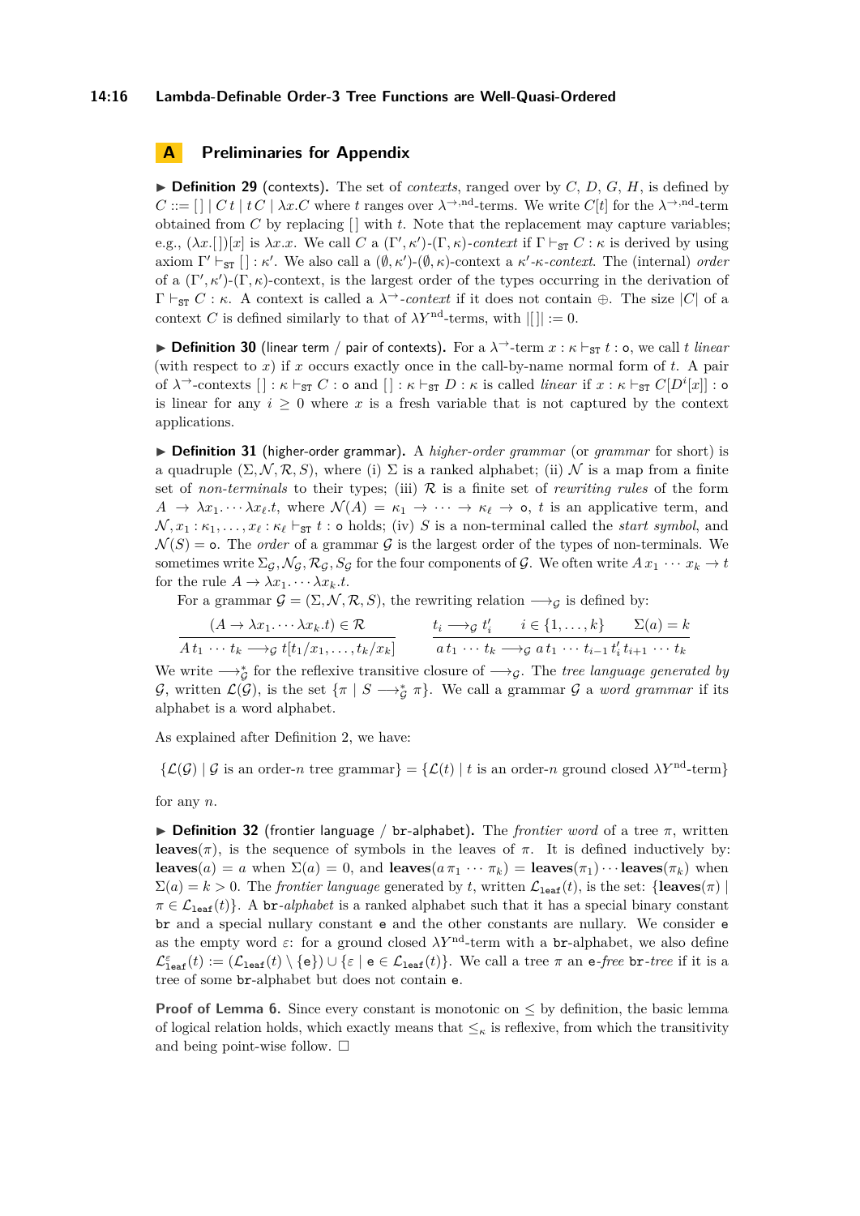## A Preliminaries for Appendix

▶ **Definition 29** (contexts). The set of *contexts*, ranged over by $C$, $D$, $G$, $H$, is defined by $C ::= [\,] \mid C\,t \mid t\,C \mid \lambda x.C$ where $t$ ranges over $\lambda^{\to,\mathrm{nd}}$-terms. We write $C[t]$ for the $\lambda^{\to,\mathrm{nd}}$-term obtained from $C$ by replacing $[\,]$ with $t$. Note that the replacement may capture variables; e.g., $(\lambda x.[\,])[x]$ is $\lambda x.x$. We call $C$ a $(\Gamma',\kappa')$-$(\Gamma,\kappa)$-*context* if $\Gamma \vdash_{\mathtt{ST}} C : \kappa$ is derived by using axiom $\Gamma' \vdash_{\mathtt{ST}} [\,] : \kappa'$. We also call a $(\emptyset,\kappa')$-$(\emptyset,\kappa)$-context a $\kappa'$-$\kappa$-*context*. The (internal) *order* of a $(\Gamma',\kappa')$-$(\Gamma,\kappa)$-context, is the largest order of the types occurring in the derivation of $\Gamma \vdash_{\mathtt{ST}} C : \kappa$. A context is called a $\lambda^{\to}$-*context* if it does not contain $\oplus$. The size $|C|$ of a context $C$ is defined similarly to that of $\lambda Y^{\mathrm{nd}}$-terms, with $|[\,]| := 0$.

▶ **Definition 30** (linear term / pair of contexts). For a $\lambda^{\to}$-term $x : \kappa \vdash_{\mathtt{ST}} t : \mathtt{o}$, we call $t$ *linear* (with respect to $x$) if $x$ occurs exactly once in the call-by-name normal form of $t$. A pair of $\lambda^{\to}$-contexts $[\,] : \kappa \vdash_{\mathtt{ST}} C : \mathtt{o}$ and $[\,] : \kappa \vdash_{\mathtt{ST}} D : \kappa$ is called *linear* if $x : \kappa \vdash_{\mathtt{ST}} C[D^i[x]] : \mathtt{o}$ is linear for any $i \geq 0$ where $x$ is a fresh variable that is not captured by the context applications.

▶ **Definition 31** (higher-order grammar). A *higher-order grammar* (or *grammar* for short) is a quadruple $(\Sigma, \mathcal{N}, \mathcal{R}, S)$, where (i) $\Sigma$ is a ranked alphabet; (ii) $\mathcal{N}$ is a map from a finite set of *non-terminals* to their types; (iii) $\mathcal{R}$ is a finite set of *rewriting rules* of the form $A \to \lambda x_1.\cdots\lambda x_\ell.t$, where $\mathcal{N}(A) = \kappa_1 \to \cdots \to \kappa_\ell \to \mathtt{o}$, $t$ is an applicative term, and $\mathcal{N}, x_1 : \kappa_1, \ldots, x_\ell : \kappa_\ell \vdash_{\mathtt{ST}} t : \mathtt{o}$ holds; (iv) $S$ is a non-terminal called the *start symbol*, and $\mathcal{N}(S) = \mathtt{o}$. The *order* of a grammar $\mathcal{G}$ is the largest order of the types of non-terminals. We sometimes write $\Sigma_{\mathcal{G}}, \mathcal{N}_{\mathcal{G}}, \mathcal{R}_{\mathcal{G}}, S_{\mathcal{G}}$ for the four components of $\mathcal{G}$. We often write $A\,x_1\,\cdots\,x_k \to t$ for the rule $A \to \lambda x_1.\cdots\lambda x_k.t$.

For a grammar $\mathcal{G} = (\Sigma, \mathcal{N}, \mathcal{R}, S)$, the rewriting relation $\longrightarrow_{\mathcal{G}}$ is defined by:

$$\frac{(A \to \lambda x_1.\cdots\lambda x_k.t) \in \mathcal{R}}{A\,t_1\,\cdots\,t_k \longrightarrow_{\mathcal{G}} t[t_1/x_1,\ldots,t_k/x_k]} \qquad \frac{t_i \longrightarrow_{\mathcal{G}} t'_i \qquad i \in \{1,\ldots,k\} \qquad \Sigma(a) = k}{a\,t_1\,\cdots\,t_k \longrightarrow_{\mathcal{G}} a\,t_1\,\cdots\,t_{i-1}\,t'_i\,t_{i+1}\,\cdots\,t_k}$$

We write $\longrightarrow^*_{\mathcal{G}}$ for the reflexive transitive closure of $\longrightarrow_{\mathcal{G}}$. The *tree language generated by* $\mathcal{G}$, written $\mathcal{L}(\mathcal{G})$, is the set $\{\pi \mid S \longrightarrow^*_{\mathcal{G}} \pi\}$. We call a grammar $\mathcal{G}$ a *word grammar* if its alphabet is a word alphabet.

As explained after Definition 2, we have:

$$\{\mathcal{L}(\mathcal{G}) \mid \mathcal{G} \text{ is an order-}n\text{ tree grammar}\} = \{\mathcal{L}(t) \mid t \text{ is an order-}n\text{ ground closed }\lambda Y^{\mathrm{nd}}\text{-term}\}$$

for any $n$.

▶ **Definition 32** (frontier language / $\mathtt{br}$-alphabet). The *frontier word* of a tree $\pi$, written $\mathbf{leaves}(\pi)$, is the sequence of symbols in the leaves of $\pi$. It is defined inductively by: $\mathbf{leaves}(a) = a$ when $\Sigma(a) = 0$, and $\mathbf{leaves}(a\,\pi_1\,\cdots\,\pi_k) = \mathbf{leaves}(\pi_1)\cdots\mathbf{leaves}(\pi_k)$ when $\Sigma(a) = k > 0$. The *frontier language* generated by $t$, written $\mathcal{L}_{\mathtt{leaf}}(t)$, is the set: $\{\mathbf{leaves}(\pi) \mid \pi \in \mathcal{L}_{\mathtt{leaf}}(t)\}$. A $\mathtt{br}$-*alphabet* is a ranked alphabet such that it has a special binary constant $\mathtt{br}$ and a special nullary constant $\mathtt{e}$ and the other constants are nullary. We consider $\mathtt{e}$ as the empty word $\varepsilon$: for a ground closed $\lambda Y^{\mathrm{nd}}$-term with a $\mathtt{br}$-alphabet, we also define $\mathcal{L}^{\varepsilon}_{\mathtt{leaf}}(t) := (\mathcal{L}_{\mathtt{leaf}}(t) \setminus \{\mathtt{e}\}) \cup \{\varepsilon \mid \mathtt{e} \in \mathcal{L}_{\mathtt{leaf}}(t)\}$. We call a tree $\pi$ an $\mathtt{e}$-*free* $\mathtt{br}$-*tree* if it is a tree of some $\mathtt{br}$-alphabet but does not contain $\mathtt{e}$.

**Proof of Lemma 6.** Since every constant is monotonic on $\leq$ by definition, the basic lemma of logical relation holds, which exactly means that $\leq_\kappa$ is reflexive, from which the transitivity and being point-wise follow. ◻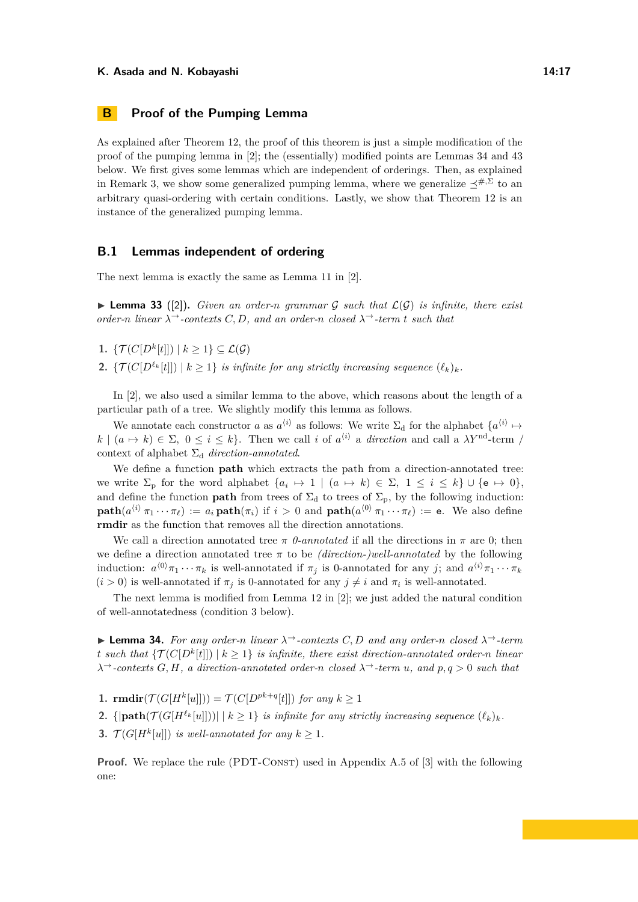## B Proof of the Pumping Lemma

As explained after Theorem 12, the proof of this theorem is just a simple modification of the proof of the pumping lemma in [2]; the (essentially) modified points are Lemmas 34 and 43 below. We first gives some lemmas which are independent of orderings. Then, as explained in Remark 3, we show some generalized pumping lemma, where we generalize $\preceq^{\#,\Sigma}$ to an arbitrary quasi-ordering with certain conditions. Lastly, we show that Theorem 12 is an instance of the generalized pumping lemma.

### B.1 Lemmas independent of ordering

The next lemma is exactly the same as Lemma 11 in [2].

▶ **Lemma 33** ([2]). *Given an order-$n$ grammar $\mathcal{G}$ such that $\mathcal{L}(\mathcal{G})$ is infinite, there exist order-$n$ linear $\lambda^{\rightarrow}$-contexts $C, D$, and an order-$n$ closed $\lambda^{\rightarrow}$-term $t$ such that*

1. $\{\mathcal{T}(C[D^k[t]]) \mid k \geq 1\} \subseteq \mathcal{L}(\mathcal{G})$
2. $\{\mathcal{T}(C[D^{\ell_k}[t]]) \mid k \geq 1\}$ *is infinite for any strictly increasing sequence $(\ell_k)_k$.*

In [2], we also used a similar lemma to the above, which reasons about the length of a particular path of a tree. We slightly modify this lemma as follows.

We annotate each constructor $a$ as $a^{\langle i \rangle}$ as follows: We write $\Sigma_{\mathrm{d}}$ for the alphabet $\{a^{\langle i \rangle} \mapsto k \mid (a \mapsto k) \in \Sigma,\ 0 \leq i \leq k\}$. Then we call $i$ of $a^{\langle i \rangle}$ a *direction* and call a $\lambda Y^{\mathrm{nd}}$-term / context of alphabet $\Sigma_{\mathrm{d}}$ *direction-annotated*.

We define a function **path** which extracts the path from a direction-annotated tree: we write $\Sigma_{\mathrm{p}}$ for the word alphabet $\{a_i \mapsto 1 \mid (a \mapsto k) \in \Sigma,\ 1 \leq i \leq k\} \cup \{\mathtt{e} \mapsto 0\}$, and define the function **path** from trees of $\Sigma_{\mathrm{d}}$ to trees of $\Sigma_{\mathrm{p}}$, by the following induction: $\mathbf{path}(a^{\langle i \rangle}\ \pi_1 \cdots \pi_\ell) := a_i\, \mathbf{path}(\pi_i)$ if $i > 0$ and $\mathbf{path}(a^{\langle 0 \rangle}\ \pi_1 \cdots \pi_\ell) := \mathtt{e}$. We also define **rmdir** as the function that removes all the direction annotations.

We call a direction annotated tree $\pi$ *0-annotated* if all the directions in $\pi$ are 0; then we define a direction annotated tree $\pi$ to be *(direction-)well-annotated* by the following induction: $a^{\langle 0 \rangle}\pi_1 \cdots \pi_k$ is well-annotated if $\pi_j$ is 0-annotated for any $j$; and $a^{\langle i \rangle}\pi_1 \cdots \pi_k$ $(i > 0)$ is well-annotated if $\pi_j$ is 0-annotated for any $j \neq i$ and $\pi_i$ is well-annotated.

The next lemma is modified from Lemma 12 in [2]; we just added the natural condition of well-annotatedness (condition 3 below).

▶ **Lemma 34.** *For any order-$n$ linear $\lambda^{\rightarrow}$-contexts $C, D$ and any order-$n$ closed $\lambda^{\rightarrow}$-term $t$ such that $\{\mathcal{T}(C[D^k[t]]) \mid k \geq 1\}$ is infinite, there exist direction-annotated order-$n$ linear $\lambda^{\rightarrow}$-contexts $G, H$, a direction-annotated order-$n$ closed $\lambda^{\rightarrow}$-term $u$, and $p, q > 0$ such that*

1. $\mathbf{rmdir}(\mathcal{T}(G[H^k[u]])) = \mathcal{T}(C[D^{pk+q}[t]])$ *for any $k \geq 1$*
2. $\{|\mathbf{path}(\mathcal{T}(G[H^{\ell_k}[u]]))| \mid k \geq 1\}$ *is infinite for any strictly increasing sequence $(\ell_k)_k$.*
3. $\mathcal{T}(G[H^k[u]])$ *is well-annotated for any $k \geq 1$.*

**Proof.** We replace the rule (PDT-Const) used in Appendix A.5 of [3] with the following one: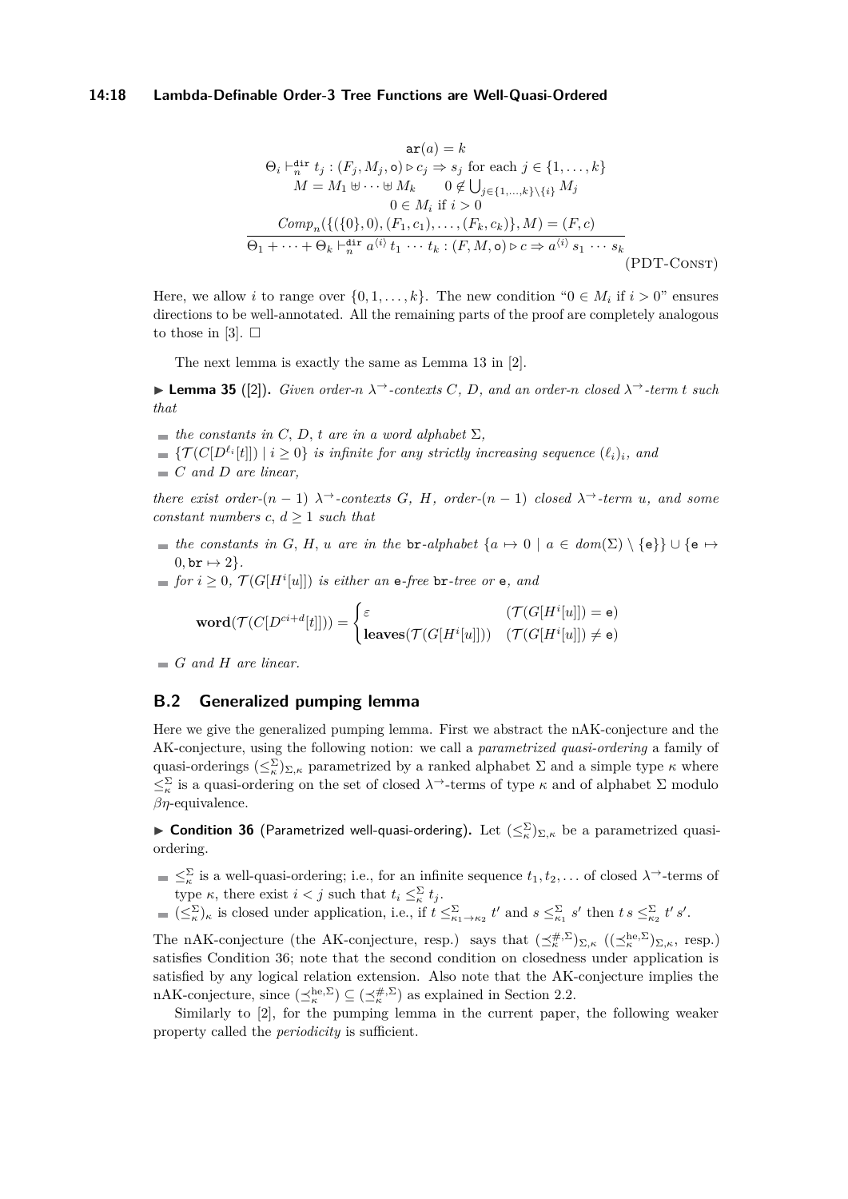$$
\frac{\begin{array}{c}
\mathtt{ar}(a) = k \\
\Theta_i \vdash_n^{\mathtt{dir}} t_j : (F_j, M_j, \mathsf{o}) \triangleright c_j \Rightarrow s_j \text{ for each } j \in \{1, \ldots, k\} \\
M = M_1 \uplus \cdots \uplus M_k \qquad 0 \notin \bigcup_{j \in \{1,\ldots,k\} \setminus \{i\}} M_j \\
0 \in M_i \text{ if } i > 0 \\
\mathit{Comp}_n(\{(\{0\}, 0), (F_1, c_1), \ldots, (F_k, c_k)\}, M) = (F, c)
\end{array}}{\Theta_1 + \cdots + \Theta_k \vdash_n^{\mathtt{dir}} a^{\langle i \rangle}\, t_1 \cdots t_k : (F, M, \mathsf{o}) \triangleright c \Rightarrow a^{\langle i \rangle}\, s_1 \cdots s_k} \text{(PDT-Const)}
$$

Here, we allow $i$ to range over $\{0, 1, \ldots, k\}$. The new condition "$0 \in M_i$ if $i > 0$" ensures directions to be well-annotated. All the remaining parts of the proof are completely analogous to those in [3]. $\square$

The next lemma is exactly the same as Lemma 13 in [2].

▶ **Lemma 35** ([2]). *Given order-$n$ $\lambda^{\to}$-contexts $C$, $D$, and an order-$n$ closed $\lambda^{\to}$-term $t$ such that*

- *the constants in $C$, $D$, $t$ are in a word alphabet $\Sigma$,*
- *$\{\mathcal{T}(C[D^{\ell_i}[t]]) \mid i \geq 0\}$ is infinite for any strictly increasing sequence $(\ell_i)_i$, and*
- *$C$ and $D$ are linear,*

*there exist order-$(n-1)$ $\lambda^{\to}$-contexts $G$, $H$, order-$(n-1)$ closed $\lambda^{\to}$-term $u$, and some constant numbers $c$, $d \geq 1$ such that*

- *the constants in $G$, $H$, $u$ are in the $\mathtt{br}$-alphabet $\{a \mapsto 0 \mid a \in dom(\Sigma) \setminus \{\mathtt{e}\}\} \cup \{\mathtt{e} \mapsto 0, \mathtt{br} \mapsto 2\}$.*
- *for $i \geq 0$, $\mathcal{T}(G[H^i[u]])$ is either an $\mathtt{e}$-free $\mathtt{br}$-tree or $\mathtt{e}$, and*

$$
\mathbf{word}(\mathcal{T}(C[D^{ci+d}[t]])) = \begin{cases} \varepsilon & (\mathcal{T}(G[H^i[u]]) = \mathtt{e}) \\ \mathbf{leaves}(\mathcal{T}(G[H^i[u]])) & (\mathcal{T}(G[H^i[u]]) \neq \mathtt{e}) \end{cases}
$$

- *$G$ and $H$ are linear.*

## B.2 Generalized pumping lemma

Here we give the generalized pumping lemma. First we abstract the nAK-conjecture and the AK-conjecture, using the following notion: we call a *parametrized quasi-ordering* a family of quasi-orderings $(\leq_\kappa^\Sigma)_{\Sigma,\kappa}$ parametrized by a ranked alphabet $\Sigma$ and a simple type $\kappa$ where $\leq_\kappa^\Sigma$ is a quasi-ordering on the set of closed $\lambda^{\to}$-terms of type $\kappa$ and of alphabet $\Sigma$ modulo $\beta\eta$-equivalence.

▶ **Condition 36** (Parametrized well-quasi-ordering)**.** Let $(\leq_\kappa^\Sigma)_{\Sigma,\kappa}$ be a parametrized quasi-ordering.

- $\leq_\kappa^\Sigma$ is a well-quasi-ordering; i.e., for an infinite sequence $t_1, t_2, \ldots$ of closed $\lambda^{\to}$-terms of type $\kappa$, there exist $i < j$ such that $t_i \leq_\kappa^\Sigma t_j$.
- $(\leq_\kappa^\Sigma)_\kappa$ is closed under application, i.e., if $t \leq_{\kappa_1 \to \kappa_2}^\Sigma t'$ and $s \leq_{\kappa_1}^\Sigma s'$ then $t\, s \leq_{\kappa_2}^\Sigma t'\, s'$.

The nAK-conjecture (the AK-conjecture, resp.) says that $(\preceq_\kappa^{\#,\Sigma})_{\Sigma,\kappa}$ ($(\preceq_\kappa^{\mathrm{he},\Sigma})_{\Sigma,\kappa}$, resp.) satisfies Condition 36; note that the second condition on closedness under application is satisfied by any logical relation extension. Also note that the AK-conjecture implies the nAK-conjecture, since $(\preceq_\kappa^{\mathrm{he},\Sigma}) \subseteq (\preceq_\kappa^{\#,\Sigma})$ as explained in Section 2.2.

Similarly to [2], for the pumping lemma in the current paper, the following weaker property called the *periodicity* is sufficient.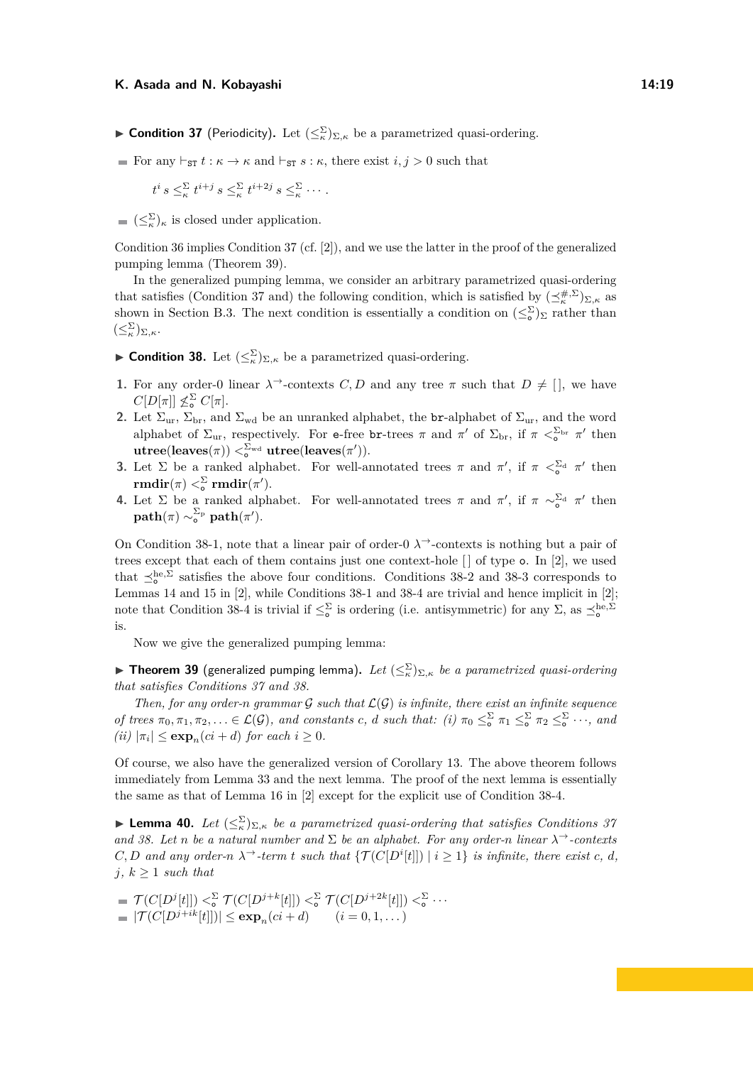▶ **Condition 37** (Periodicity). Let $(\leq^{\Sigma}_{\kappa})_{\Sigma,\kappa}$ be a parametrized quasi-ordering.

- For any $\vdash_{\mathtt{ST}} t : \kappa \to \kappa$ and $\vdash_{\mathtt{ST}} s : \kappa$, there exist $i, j > 0$ such that

$$t^i\, s \leq^{\Sigma}_{\kappa} t^{i+j}\, s \leq^{\Sigma}_{\kappa} t^{i+2j}\, s \leq^{\Sigma}_{\kappa} \cdots .$$

- $(\leq^{\Sigma}_{\kappa})_{\kappa}$ is closed under application.

Condition 36 implies Condition 37 (cf. [2]), and we use the latter in the proof of the generalized pumping lemma (Theorem 39).

In the generalized pumping lemma, we consider an arbitrary parametrized quasi-ordering that satisfies (Condition 37 and) the following condition, which is satisfied by $(\preceq^{\#,\Sigma}_{\kappa})_{\Sigma,\kappa}$ as shown in Section B.3. The next condition is essentially a condition on $(\leq^{\Sigma}_{\mathtt{o}})_{\Sigma}$ rather than $(\leq^{\Sigma}_{\kappa})_{\Sigma,\kappa}$.

▶ **Condition 38.** Let $(\leq^{\Sigma}_{\kappa})_{\Sigma,\kappa}$ be a parametrized quasi-ordering.

1. For any order-0 linear $\lambda^{\to}$-contexts $C, D$ and any tree $\pi$ such that $D \neq [\,]$, we have $C[D[\pi]] \not\leq^{\Sigma}_{\mathtt{o}} C[\pi]$.
2. Let $\Sigma_{\mathrm{ur}}$, $\Sigma_{\mathrm{br}}$, and $\Sigma_{\mathrm{wd}}$ be an unranked alphabet, the br-alphabet of $\Sigma_{\mathrm{ur}}$, and the word alphabet of $\Sigma_{\mathrm{ur}}$, respectively. For e-free br-trees $\pi$ and $\pi'$ of $\Sigma_{\mathrm{br}}$, if $\pi <^{\Sigma_{\mathrm{br}}}_{\mathtt{o}} \pi'$ then $\mathbf{utree}(\mathbf{leaves}(\pi)) <^{\Sigma_{\mathrm{wd}}}_{\mathtt{o}} \mathbf{utree}(\mathbf{leaves}(\pi'))$.
3. Let $\Sigma$ be a ranked alphabet. For well-annotated trees $\pi$ and $\pi'$, if $\pi <^{\Sigma_{\mathrm{d}}}_{\mathtt{o}} \pi'$ then $\mathbf{rmdir}(\pi) <^{\Sigma}_{\mathtt{o}} \mathbf{rmdir}(\pi')$.
4. Let $\Sigma$ be a ranked alphabet. For well-annotated trees $\pi$ and $\pi'$, if $\pi \sim^{\Sigma_{\mathrm{d}}}_{\mathtt{o}} \pi'$ then $\mathbf{path}(\pi) \sim^{\Sigma_{\mathrm{p}}}_{\mathtt{o}} \mathbf{path}(\pi')$.

On Condition 38-1, note that a linear pair of order-0 $\lambda^{\to}$-contexts is nothing but a pair of trees except that each of them contains just one context-hole $[\,]$ of type $\mathtt{o}$. In [2], we used that $\preceq^{\mathrm{he},\Sigma}_{\mathtt{o}}$ satisfies the above four conditions. Conditions 38-2 and 38-3 corresponds to Lemmas 14 and 15 in [2], while Conditions 38-1 and 38-4 are trivial and hence implicit in [2]; note that Condition 38-4 is trivial if $\leq^{\Sigma}_{\mathtt{o}}$ is ordering (i.e. antisymmetric) for any $\Sigma$, as $\preceq^{\mathrm{he},\Sigma}_{\mathtt{o}}$ is.

Now we give the generalized pumping lemma:

▶ **Theorem 39** (generalized pumping lemma). *Let $(\leq^{\Sigma}_{\kappa})_{\Sigma,\kappa}$ be a parametrized quasi-ordering that satisfies Conditions 37 and 38.*

*Then, for any order-$n$ grammar $\mathcal{G}$ such that $\mathcal{L}(\mathcal{G})$ is infinite, there exist an infinite sequence of trees $\pi_0, \pi_1, \pi_2, \ldots \in \mathcal{L}(\mathcal{G})$, and constants $c$, $d$ such that: (i) $\pi_0 \leq^{\Sigma}_{\mathtt{o}} \pi_1 \leq^{\Sigma}_{\mathtt{o}} \pi_2 \leq^{\Sigma}_{\mathtt{o}} \cdots$, and (ii) $|\pi_i| \leq \mathbf{exp}_n(ci + d)$ for each $i \geq 0$.*

Of course, we also have the generalized version of Corollary 13. The above theorem follows immediately from Lemma 33 and the next lemma. The proof of the next lemma is essentially the same as that of Lemma 16 in [2] except for the explicit use of Condition 38-4.

▶ **Lemma 40.** *Let $(\leq^{\Sigma}_{\kappa})_{\Sigma,\kappa}$ be a parametrized quasi-ordering that satisfies Conditions 37 and 38. Let $n$ be a natural number and $\Sigma$ be an alphabet. For any order-$n$ linear $\lambda^{\to}$-contexts $C, D$ and any order-$n$ $\lambda^{\to}$-term $t$ such that $\{\mathcal{T}(C[D^i[t]]) \mid i \geq 1\}$ is infinite, there exist $c$, $d$, $j$, $k \geq 1$ such that*

- $\mathcal{T}(C[D^j[t]]) <^{\Sigma}_{\mathtt{o}} \mathcal{T}(C[D^{j+k}[t]]) <^{\Sigma}_{\mathtt{o}} \mathcal{T}(C[D^{j+2k}[t]]) <^{\Sigma}_{\mathtt{o}} \cdots$
- $|\mathcal{T}(C[D^{j+ik}[t]])| \leq \mathbf{exp}_n(ci + d) \qquad (i = 0, 1, \ldots)$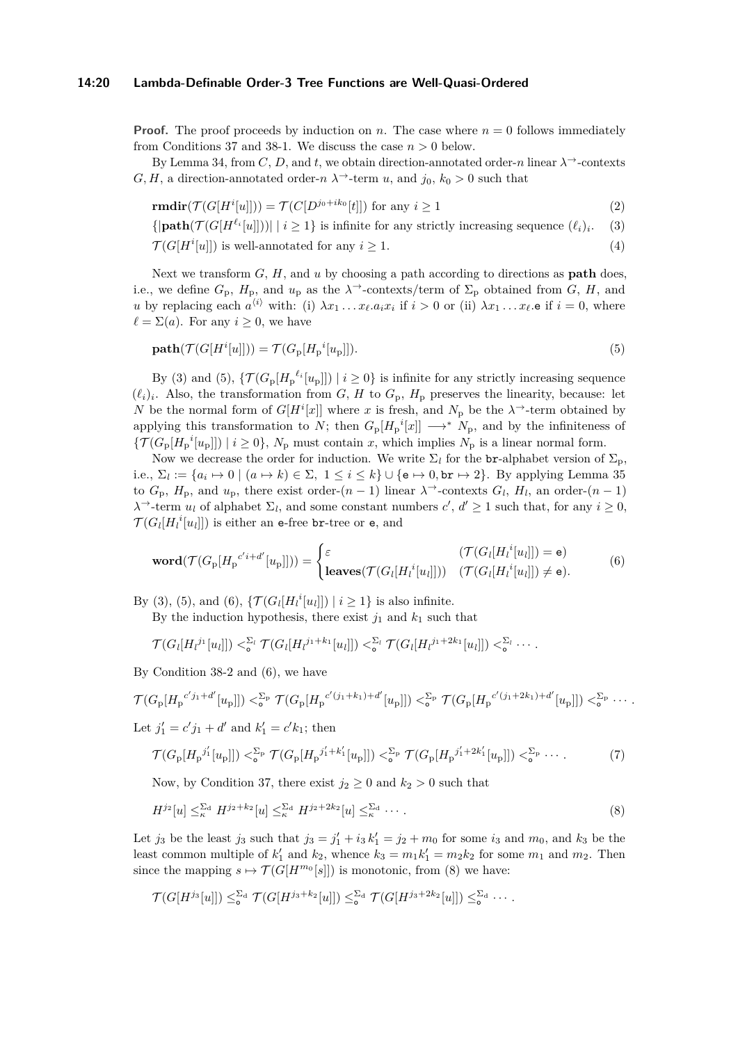**Proof.** The proof proceeds by induction on $n$. The case where $n = 0$ follows immediately from Conditions 37 and 38-1. We discuss the case $n > 0$ below.

By Lemma 34, from $C$, $D$, and $t$, we obtain direction-annotated order-$n$ linear $\lambda^{\to}$-contexts $G, H$, a direction-annotated order-$n$ $\lambda^{\to}$-term $u$, and $j_0$, $k_0 > 0$ such that

$$\mathbf{rmdir}(\mathcal{T}(G[H^i[u]])) = \mathcal{T}(C[D^{j_0+ik_0}[t]]) \text{ for any } i \geq 1 \tag{2}$$

$$\{|\mathbf{path}(\mathcal{T}(G[H^{\ell_i}[u]]))| \mid i \geq 1\} \text{ is infinite for any strictly increasing sequence } (\ell_i)_i. \tag{3}$$

$$\mathcal{T}(G[H^i[u]]) \text{ is well-annotated for any } i \geq 1. \tag{4}$$

Next we transform $G$, $H$, and $u$ by choosing a path according to directions as **path** does, i.e., we define $G_{\mathrm{p}}$, $H_{\mathrm{p}}$, and $u_{\mathrm{p}}$ as the $\lambda^{\to}$-contexts/term of $\Sigma_{\mathrm{p}}$ obtained from $G$, $H$, and $u$ by replacing each $a^{\langle i \rangle}$ with: (i) $\lambda x_1 \ldots x_\ell . a_i x_i$ if $i > 0$ or (ii) $\lambda x_1 \ldots x_\ell . \mathtt{e}$ if $i = 0$, where $\ell = \Sigma(a)$. For any $i \geq 0$, we have

$$\mathbf{path}(\mathcal{T}(G[H^i[u]])) = \mathcal{T}(G_{\mathrm{p}}[{H_{\mathrm{p}}}^i[u_{\mathrm{p}}]]). \tag{5}$$

By (3) and (5), $\{\mathcal{T}(G_{\mathrm{p}}[{H_{\mathrm{p}}}^{\ell_i}[u_{\mathrm{p}}]]) \mid i \geq 0\}$ is infinite for any strictly increasing sequence $(\ell_i)_i$. Also, the transformation from $G$, $H$ to $G_{\mathrm{p}}$, $H_{\mathrm{p}}$ preserves the linearity, because: let $N$ be the normal form of $G[H^i[x]]$ where $x$ is fresh, and $N_{\mathrm{p}}$ be the $\lambda^{\to}$-term obtained by applying this transformation to $N$; then $G_{\mathrm{p}}[{H_{\mathrm{p}}}^i[x]] \longrightarrow^* N_{\mathrm{p}}$, and by the infiniteness of $\{\mathcal{T}(G_{\mathrm{p}}[{H_{\mathrm{p}}}^i[u_{\mathrm{p}}]]) \mid i \geq 0\}$, $N_{\mathrm{p}}$ must contain $x$, which implies $N_{\mathrm{p}}$ is a linear normal form.

Now we decrease the order for induction. We write $\Sigma_l$ for the $\mathtt{br}$-alphabet version of $\Sigma_{\mathrm{p}}$, i.e., $\Sigma_l := \{a_i \mapsto 0 \mid (a \mapsto k) \in \Sigma,\ 1 \leq i \leq k\} \cup \{\mathtt{e} \mapsto 0, \mathtt{br} \mapsto 2\}$. By applying Lemma 35 to $G_{\mathrm{p}}$, $H_{\mathrm{p}}$, and $u_{\mathrm{p}}$, there exist order-$(n-1)$ linear $\lambda^{\to}$-contexts $G_l$, $H_l$, an order-$(n-1)$ $\lambda^{\to}$-term $u_l$ of alphabet $\Sigma_l$, and some constant numbers $c'$, $d' \geq 1$ such that, for any $i \geq 0$, $\mathcal{T}(G_l[{H_l}^i[u_l]])$ is either an $\mathtt{e}$-free $\mathtt{br}$-tree or $\mathtt{e}$, and

$$\mathbf{word}(\mathcal{T}(G_{\mathrm{p}}[{H_{\mathrm{p}}}^{c'i+d'}[u_{\mathrm{p}}]])) = \begin{cases} \varepsilon & (\mathcal{T}(G_l[{H_l}^i[u_l]]) = \mathtt{e}) \\ \mathbf{leaves}(\mathcal{T}(G_l[{H_l}^i[u_l]])) & (\mathcal{T}(G_l[{H_l}^i[u_l]]) \neq \mathtt{e}). \end{cases} \tag{6}$$

By (3), (5), and (6), $\{\mathcal{T}(G_l[{H_l}^i[u_l]]) \mid i \geq 1\}$ is also infinite.

By the induction hypothesis, there exist $j_1$ and $k_1$ such that

$$\mathcal{T}(G_l[{H_l}^{j_1}[u_l]]) <_{\mathtt{o}}^{\Sigma_l} \mathcal{T}(G_l[{H_l}^{j_1+k_1}[u_l]]) <_{\mathtt{o}}^{\Sigma_l} \mathcal{T}(G_l[{H_l}^{j_1+2k_1}[u_l]]) <_{\mathtt{o}}^{\Sigma_l} \cdots .$$

By Condition 38-2 and (6), we have

$$\mathcal{T}(G_{\mathrm{p}}[{H_{\mathrm{p}}}^{c'j_1+d'}[u_{\mathrm{p}}]]) <_{\mathtt{o}}^{\Sigma_{\mathrm{p}}} \mathcal{T}(G_{\mathrm{p}}[{H_{\mathrm{p}}}^{c'(j_1+k_1)+d'}[u_{\mathrm{p}}]]) <_{\mathtt{o}}^{\Sigma_{\mathrm{p}}} \mathcal{T}(G_{\mathrm{p}}[{H_{\mathrm{p}}}^{c'(j_1+2k_1)+d'}[u_{\mathrm{p}}]]) <_{\mathtt{o}}^{\Sigma_{\mathrm{p}}} \cdots .$$

Let $j_1' = c'j_1 + d'$ and $k_1' = c'k_1$; then

$$\mathcal{T}(G_{\mathrm{p}}[{H_{\mathrm{p}}}^{j_1'}[u_{\mathrm{p}}]]) <_{\mathtt{o}}^{\Sigma_{\mathrm{p}}} \mathcal{T}(G_{\mathrm{p}}[{H_{\mathrm{p}}}^{j_1'+k_1'}[u_{\mathrm{p}}]]) <_{\mathtt{o}}^{\Sigma_{\mathrm{p}}} \mathcal{T}(G_{\mathrm{p}}[{H_{\mathrm{p}}}^{j_1'+2k_1'}[u_{\mathrm{p}}]]) <_{\mathtt{o}}^{\Sigma_{\mathrm{p}}} \cdots . \tag{7}$$

Now, by Condition 37, there exist $j_2 \geq 0$ and $k_2 > 0$ such that

$$H^{j_2}[u] \leq_{\kappa}^{\Sigma_{\mathrm{d}}} H^{j_2+k_2}[u] \leq_{\kappa}^{\Sigma_{\mathrm{d}}} H^{j_2+2k_2}[u] \leq_{\kappa}^{\Sigma_{\mathrm{d}}} \cdots . \tag{8}$$

Let $j_3$ be the least $j_3$ such that $j_3 = j_1' + i_3\, k_1' = j_2 + m_0$ for some $i_3$ and $m_0$, and $k_3$ be the least common multiple of $k_1'$ and $k_2$, whence $k_3 = m_1 k_1' = m_2 k_2$ for some $m_1$ and $m_2$. Then since the mapping $s \mapsto \mathcal{T}(G[H^{m_0}[s]])$ is monotonic, from (8) we have:

$$\mathcal{T}(G[H^{j_3}[u]]) \leq_{\mathtt{o}}^{\Sigma_{\mathrm{d}}} \mathcal{T}(G[H^{j_3+k_2}[u]]) \leq_{\mathtt{o}}^{\Sigma_{\mathrm{d}}} \mathcal{T}(G[H^{j_3+2k_2}[u]]) \leq_{\mathtt{o}}^{\Sigma_{\mathrm{d}}} \cdots .$$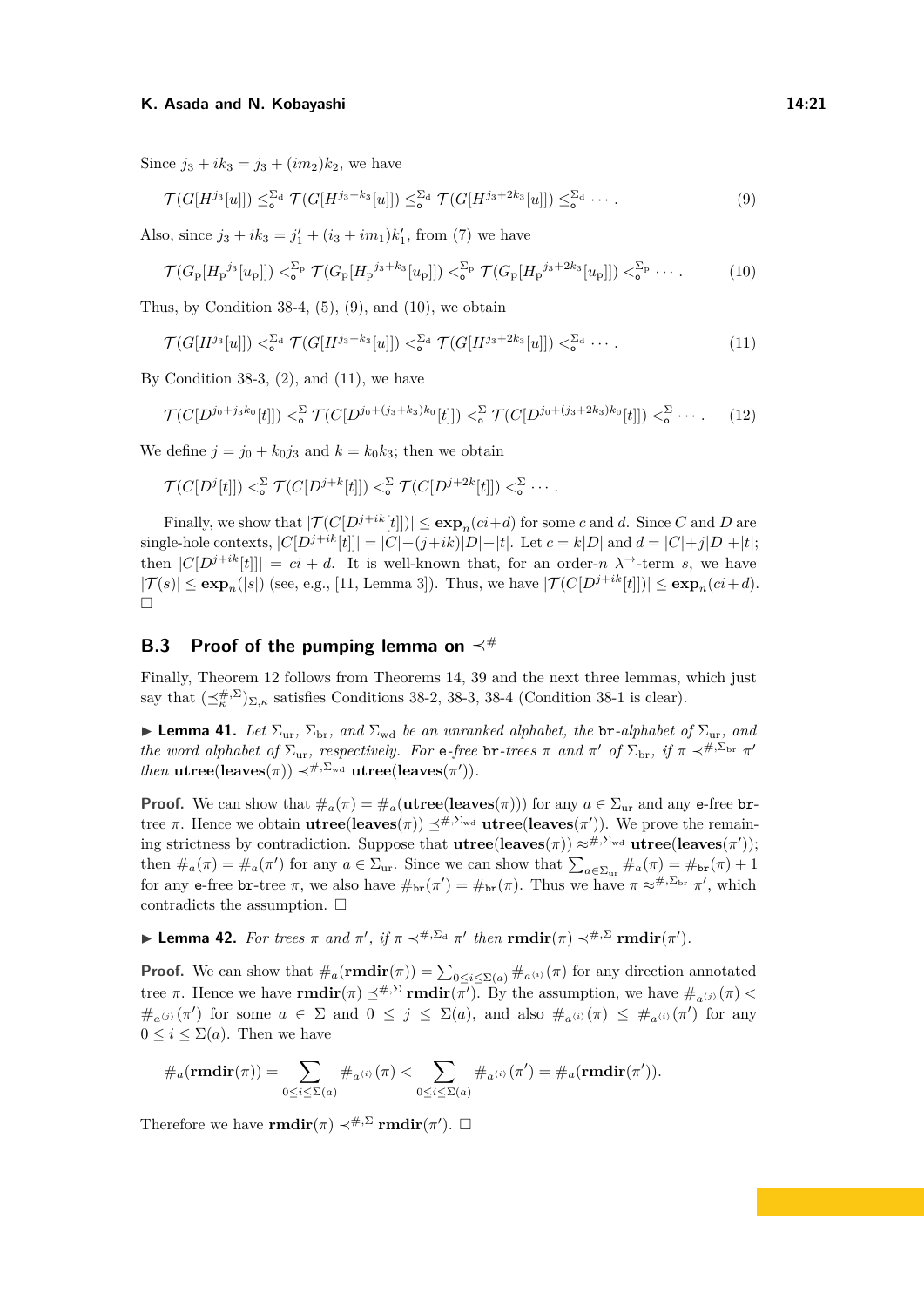Since $j_3 + ik_3 = j_3 + (im_2)k_2$, we have

$$\mathcal{T}(G[H^{j_3}[u]]) \le_{\circ}^{\Sigma_{\rm d}} \mathcal{T}(G[H^{j_3+k_3}[u]]) \le_{\circ}^{\Sigma_{\rm d}} \mathcal{T}(G[H^{j_3+2k_3}[u]]) \le_{\circ}^{\Sigma_{\rm d}} \cdots. \tag{9}$$

Also, since $j_3 + ik_3 = j_1' + (i_3 + im_1)k_1'$, from (7) we have

$$\mathcal{T}(G_{\rm p}[{H_{\rm p}}^{j_3}[u_{\rm p}]]) <_{\circ}^{\Sigma_{\rm p}} \mathcal{T}(G_{\rm p}[{H_{\rm p}}^{j_3+k_3}[u_{\rm p}]]) <_{\circ}^{\Sigma_{\rm p}} \mathcal{T}(G_{\rm p}[{H_{\rm p}}^{j_3+2k_3}[u_{\rm p}]]) <_{\circ}^{\Sigma_{\rm p}} \cdots. \tag{10}$$

Thus, by Condition 38-4, (5), (9), and (10), we obtain

$$\mathcal{T}(G[H^{j_3}[u]]) <_{\circ}^{\Sigma_{\rm d}} \mathcal{T}(G[H^{j_3+k_3}[u]]) <_{\circ}^{\Sigma_{\rm d}} \mathcal{T}(G[H^{j_3+2k_3}[u]]) <_{\circ}^{\Sigma_{\rm d}} \cdots. \tag{11}$$

By Condition 38-3, (2), and (11), we have

$$\mathcal{T}(C[D^{j_0+j_3k_0}[t]]) <_{\circ}^{\Sigma} \mathcal{T}(C[D^{j_0+(j_3+k_3)k_0}[t]]) <_{\circ}^{\Sigma} \mathcal{T}(C[D^{j_0+(j_3+2k_3)k_0}[t]]) <_{\circ}^{\Sigma} \cdots. \tag{12}$$

We define $j = j_0 + k_0j_3$ and $k = k_0k_3$; then we obtain

$$\mathcal{T}(C[D^{j}[t]]) <_{\circ}^{\Sigma} \mathcal{T}(C[D^{j+k}[t]]) <_{\circ}^{\Sigma} \mathcal{T}(C[D^{j+2k}[t]]) <_{\circ}^{\Sigma} \cdots.$$

Finally, we show that $|\mathcal{T}(C[D^{j+ik}[t]])| \le \mathbf{exp}_n(ci+d)$ for some $c$ and $d$. Since $C$ and $D$ are single-hole contexts, $|C[D^{j+ik}[t]]| = |C|+(j+ik)|D|+|t|$. Let $c = k|D|$ and $d = |C|+j|D|+|t|$; then $|C[D^{j+ik}[t]]| = ci + d$. It is well-known that, for an order-$n$ $\lambda^{\to}$-term $s$, we have $|\mathcal{T}(s)| \le \mathbf{exp}_n(|s|)$ (see, e.g., [11, Lemma 3]). Thus, we have $|\mathcal{T}(C[D^{j+ik}[t]])| \le \mathbf{exp}_n(ci+d)$. $\square$

## B.3 Proof of the pumping lemma on $\preceq^{\#}$

Finally, Theorem 12 follows from Theorems 14, 39 and the next three lemmas, which just say that $(\preceq^{\#,\Sigma}_{\kappa})_{\Sigma,\kappa}$ satisfies Conditions 38-2, 38-3, 38-4 (Condition 38-1 is clear).

▶ **Lemma 41.** *Let $\Sigma_{\rm ur}$, $\Sigma_{\rm br}$, and $\Sigma_{\rm wd}$ be an unranked alphabet, the* `br`*-alphabet of $\Sigma_{\rm ur}$, and the word alphabet of $\Sigma_{\rm ur}$, respectively. For* `e`*-free* `br`*-trees $\pi$ and $\pi'$ of $\Sigma_{\rm br}$, if $\pi \prec^{\#,\Sigma_{\rm br}} \pi'$ then $\mathbf{utree}(\mathbf{leaves}(\pi)) \prec^{\#,\Sigma_{\rm wd}} \mathbf{utree}(\mathbf{leaves}(\pi'))$.*

**Proof.** We can show that $\#_a(\pi) = \#_a(\mathbf{utree}(\mathbf{leaves}(\pi)))$ for any $a \in \Sigma_{\rm ur}$ and any `e`-free `br`-tree $\pi$. Hence we obtain $\mathbf{utree}(\mathbf{leaves}(\pi)) \preceq^{\#,\Sigma_{\rm wd}} \mathbf{utree}(\mathbf{leaves}(\pi'))$. We prove the remaining strictness by contradiction. Suppose that $\mathbf{utree}(\mathbf{leaves}(\pi)) \approx^{\#,\Sigma_{\rm wd}} \mathbf{utree}(\mathbf{leaves}(\pi'))$; then $\#_a(\pi) = \#_a(\pi')$ for any $a \in \Sigma_{\rm ur}$. Since we can show that $\sum_{a\in\Sigma_{\rm ur}} \#_a(\pi) = \#_{\texttt{br}}(\pi) + 1$ for any `e`-free `br`-tree $\pi$, we also have $\#_{\texttt{br}}(\pi') = \#_{\texttt{br}}(\pi)$. Thus we have $\pi \approx^{\#,\Sigma_{\rm br}} \pi'$, which contradicts the assumption. $\square$

▶ **Lemma 42.** *For trees $\pi$ and $\pi'$, if $\pi \prec^{\#,\Sigma_{\rm d}} \pi'$ then $\mathbf{rmdir}(\pi) \prec^{\#,\Sigma} \mathbf{rmdir}(\pi')$.*

**Proof.** We can show that $\#_a(\mathbf{rmdir}(\pi)) = \sum_{0\le i\le\Sigma(a)} \#_{a^{\langle i\rangle}}(\pi)$ for any direction annotated tree $\pi$. Hence we have $\mathbf{rmdir}(\pi) \preceq^{\#,\Sigma} \mathbf{rmdir}(\pi')$. By the assumption, we have $\#_{a^{\langle j\rangle}}(\pi) < \#_{a^{\langle j\rangle}}(\pi')$ for some $a \in \Sigma$ and $0 \le j \le \Sigma(a)$, and also $\#_{a^{\langle i\rangle}}(\pi) \le \#_{a^{\langle i\rangle}}(\pi')$ for any $0 \le i \le \Sigma(a)$. Then we have

$$\#_a(\mathbf{rmdir}(\pi)) = \sum_{0\le i\le\Sigma(a)} \#_{a^{\langle i\rangle}}(\pi) < \sum_{0\le i\le\Sigma(a)} \#_{a^{\langle i\rangle}}(\pi') = \#_a(\mathbf{rmdir}(\pi')).$$

Therefore we have $\mathbf{rmdir}(\pi) \prec^{\#,\Sigma} \mathbf{rmdir}(\pi')$. $\square$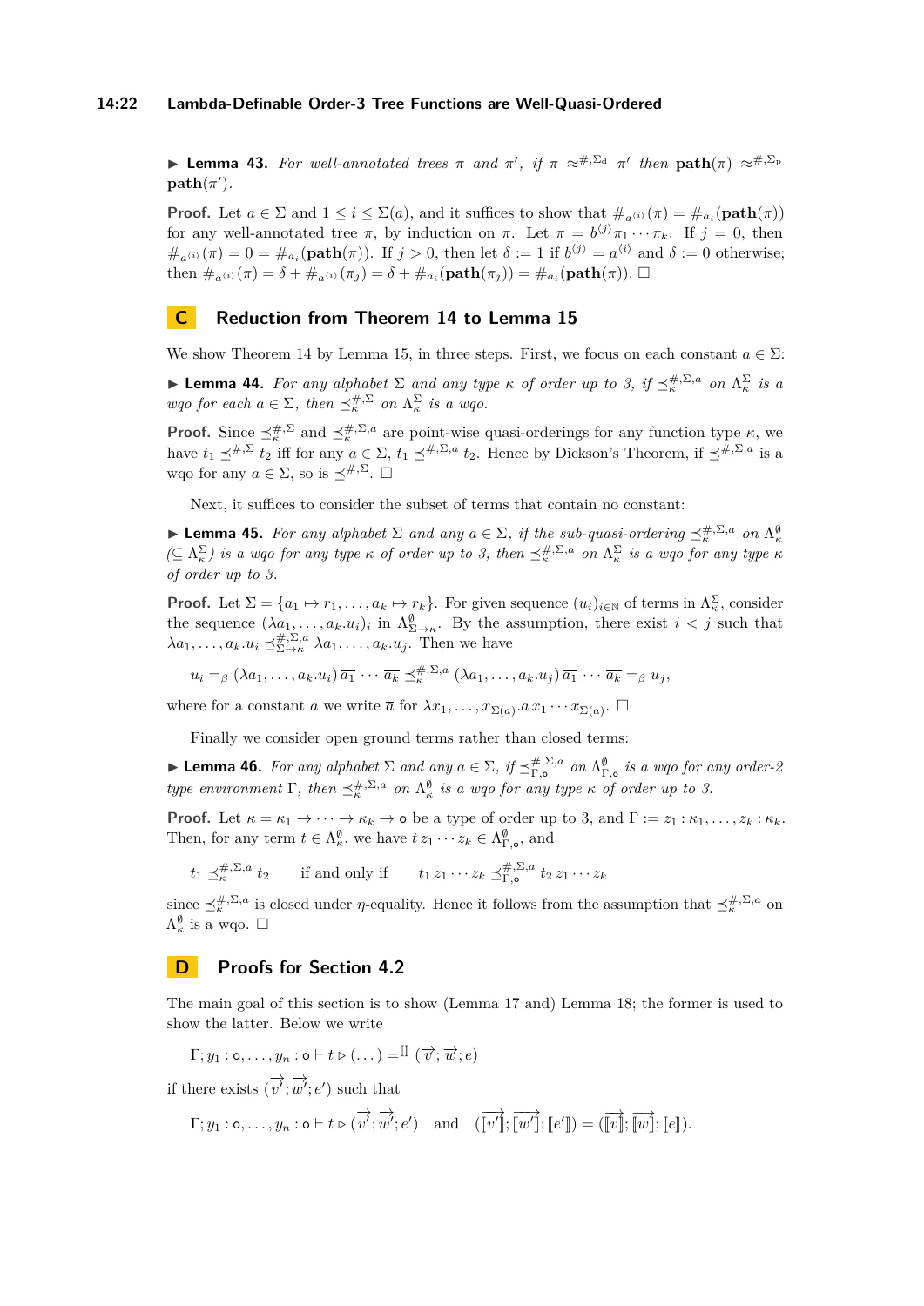▶ **Lemma 43.** *For well-annotated trees $\pi$ and $\pi'$, if $\pi \approx^{\#,\Sigma_\mathrm{d}} \pi'$ then $\mathbf{path}(\pi) \approx^{\#,\Sigma_\mathrm{p}} \mathbf{path}(\pi')$.*

**Proof.** Let $a \in \Sigma$ and $1 \leq i \leq \Sigma(a)$, and it suffices to show that $\#_{a^{\langle i \rangle}}(\pi) = \#_{a_i}(\mathbf{path}(\pi))$ for any well-annotated tree $\pi$, by induction on $\pi$. Let $\pi = b^{\langle j \rangle} \pi_1 \cdots \pi_k$. If $j = 0$, then $\#_{a^{\langle i \rangle}}(\pi) = 0 = \#_{a_i}(\mathbf{path}(\pi))$. If $j > 0$, then let $\delta := 1$ if $b^{\langle j \rangle} = a^{\langle i \rangle}$ and $\delta := 0$ otherwise; then $\#_{a^{\langle i \rangle}}(\pi) = \delta + \#_{a^{\langle i \rangle}}(\pi_j) = \delta + \#_{a_i}(\mathbf{path}(\pi_j)) = \#_{a_i}(\mathbf{path}(\pi))$. ◻

# C Reduction from Theorem 14 to Lemma 15

We show Theorem 14 by Lemma 15, in three steps. First, we focus on each constant $a \in \Sigma$:

▶ **Lemma 44.** *For any alphabet $\Sigma$ and any type $\kappa$ of order up to 3, if $\preceq^{\#,\Sigma,a}_\kappa$ on $\Lambda^\Sigma_\kappa$ is a wqo for each $a \in \Sigma$, then $\preceq^{\#,\Sigma}_\kappa$ on $\Lambda^\Sigma_\kappa$ is a wqo.*

**Proof.** Since $\preceq^{\#,\Sigma}_\kappa$ and $\preceq^{\#,\Sigma,a}_\kappa$ are point-wise quasi-orderings for any function type $\kappa$, we have $t_1 \preceq^{\#,\Sigma}_\kappa t_2$ iff for any $a \in \Sigma$, $t_1 \preceq^{\#,\Sigma,a}_\kappa t_2$. Hence by Dickson's Theorem, if $\preceq^{\#,\Sigma,a}$ is a wqo for any $a \in \Sigma$, so is $\preceq^{\#,\Sigma}$. ◻

Next, it suffices to consider the subset of terms that contain no constant:

▶ **Lemma 45.** *For any alphabet $\Sigma$ and any $a \in \Sigma$, if the sub-quasi-ordering $\preceq^{\#,\Sigma,a}_\kappa$ on $\Lambda^\emptyset_\kappa$ $(\subseteq \Lambda^\Sigma_\kappa)$ is a wqo for any type $\kappa$ of order up to 3, then $\preceq^{\#,\Sigma,a}_\kappa$ on $\Lambda^\Sigma_\kappa$ is a wqo for any type $\kappa$ of order up to 3.*

**Proof.** Let $\Sigma = \{a_1 \mapsto r_1, \dots, a_k \mapsto r_k\}$. For given sequence $(u_i)_{i\in\mathbb{N}}$ of terms in $\Lambda^\Sigma_\kappa$, consider the sequence $(\lambda a_1, \dots, a_k.u_i)_i$ in $\Lambda^\emptyset_{\Sigma\to\kappa}$. By the assumption, there exist $i < j$ such that $\lambda a_1, \dots, a_k.u_i \preceq^{\#,\Sigma,a}_{\Sigma\to\kappa} \lambda a_1, \dots, a_k.u_j$. Then we have

$$u_i =_\beta (\lambda a_1, \dots, a_k.u_i)\,\overline{a_1} \cdots \overline{a_k} \preceq^{\#,\Sigma,a}_\kappa (\lambda a_1, \dots, a_k.u_j)\,\overline{a_1} \cdots \overline{a_k} =_\beta u_j,$$

where for a constant $a$ we write $\overline{a}$ for $\lambda x_1, \dots, x_{\Sigma(a)}.a\,x_1 \cdots x_{\Sigma(a)}$. ◻

Finally we consider open ground terms rather than closed terms:

▶ **Lemma 46.** *For any alphabet $\Sigma$ and any $a \in \Sigma$, if $\preceq^{\#,\Sigma,a}_{\Gamma,\mathsf{o}}$ on $\Lambda^\emptyset_{\Gamma,\mathsf{o}}$ is a wqo for any order-2 type environment $\Gamma$, then $\preceq^{\#,\Sigma,a}_\kappa$ on $\Lambda^\emptyset_\kappa$ is a wqo for any type $\kappa$ of order up to 3.*

**Proof.** Let $\kappa = \kappa_1 \to \cdots \to \kappa_k \to \mathsf{o}$ be a type of order up to 3, and $\Gamma := z_1 : \kappa_1, \dots, z_k : \kappa_k$. Then, for any term $t \in \Lambda^\emptyset_\kappa$, we have $t\,z_1 \cdots z_k \in \Lambda^\emptyset_{\Gamma,\mathsf{o}}$, and

$$t_1 \preceq^{\#,\Sigma,a}_\kappa t_2 \qquad \text{if and only if} \qquad t_1\,z_1 \cdots z_k \preceq^{\#,\Sigma,a}_{\Gamma,\mathsf{o}} t_2\,z_1 \cdots z_k$$

since $\preceq^{\#,\Sigma,a}_\kappa$ is closed under $\eta$-equality. Hence it follows from the assumption that $\preceq^{\#,\Sigma,a}_\kappa$ on $\Lambda^\emptyset_\kappa$ is a wqo. ◻

# D Proofs for Section 4.2

The main goal of this section is to show (Lemma 17 and) Lemma 18; the former is used to show the latter. Below we write

$$\Gamma; y_1 : \mathsf{o}, \dots, y_n : \mathsf{o} \vdash t \rhd (\dots) =^{[\![]\!]} (\overrightarrow{v}; \overrightarrow{w}; e)$$

if there exists $(\overrightarrow{v'}; \overrightarrow{w'}; e')$ such that

$$\Gamma; y_1 : \mathsf{o}, \dots, y_n : \mathsf{o} \vdash t \rhd (\overrightarrow{v'}; \overrightarrow{w'}; e') \quad \text{and} \quad (\overrightarrow{[\![v']\!]}; \overrightarrow{[\![w']\!]}; [\![e']\!]) = (\overrightarrow{[\![v]\!]}; \overrightarrow{[\![w]\!]}; [\![e]\!]).$$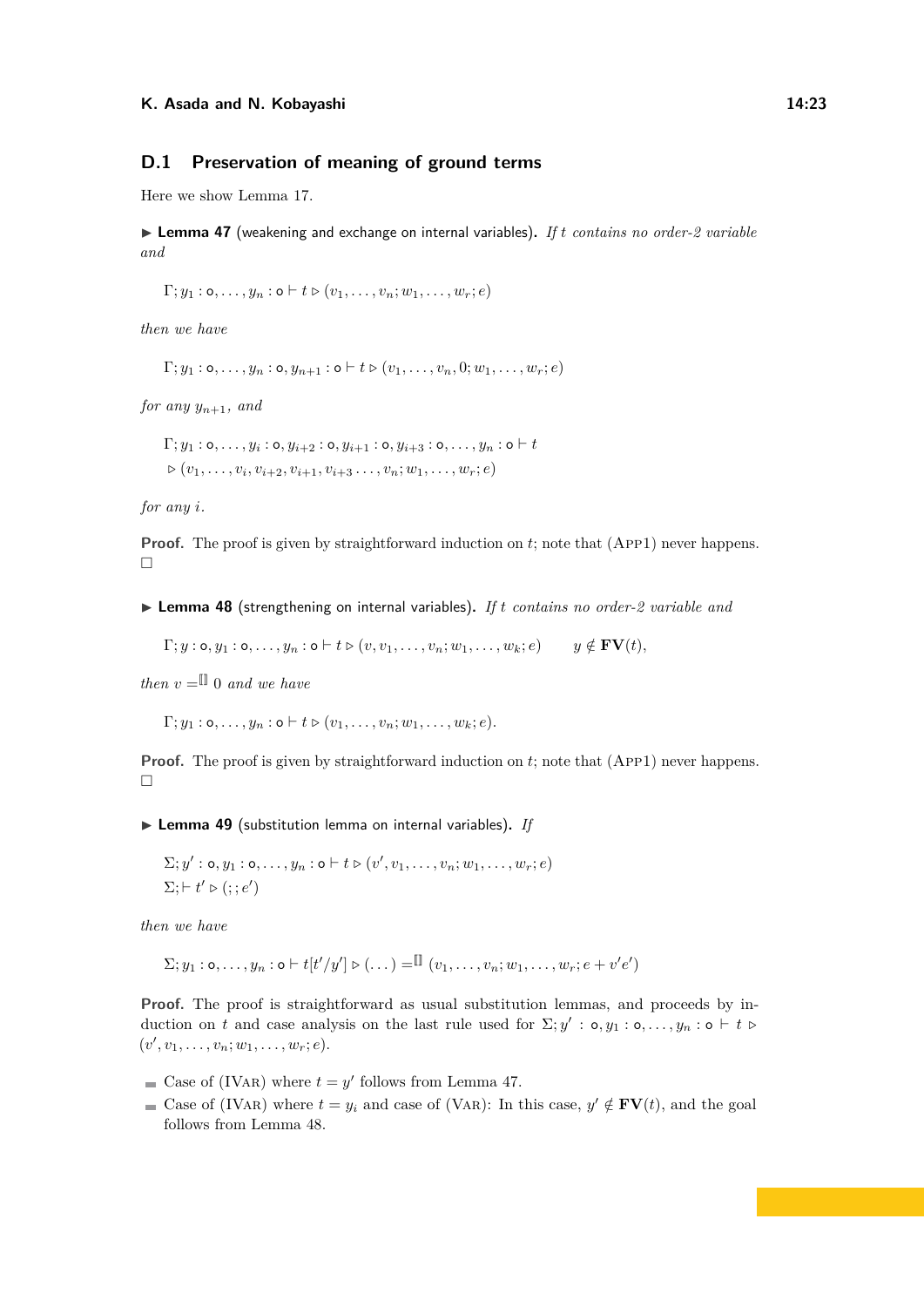## D.1 Preservation of meaning of ground terms

Here we show Lemma 17.

▶ **Lemma 47** (weakening and exchange on internal variables)**.** *If $t$ contains no order-2 variable and*

$$\Gamma; y_1 : \mathsf{o}, \dots, y_n : \mathsf{o} \vdash t \rhd (v_1, \dots, v_n; w_1, \dots, w_r; e)$$

*then we have*

$$\Gamma; y_1 : \mathsf{o}, \dots, y_n : \mathsf{o}, y_{n+1} : \mathsf{o} \vdash t \rhd (v_1, \dots, v_n, 0; w_1, \dots, w_r; e)$$

*for any $y_{n+1}$, and*

$$\Gamma; y_1 : \mathsf{o}, \dots, y_i : \mathsf{o}, y_{i+2} : \mathsf{o}, y_{i+1} : \mathsf{o}, y_{i+3} : \mathsf{o}, \dots, y_n : \mathsf{o} \vdash t$$
$$\rhd (v_1, \dots, v_i, v_{i+2}, v_{i+1}, v_{i+3} \dots, v_n; w_1, \dots, w_r; e)$$

*for any $i$.*

**Proof.** The proof is given by straightforward induction on $t$; note that (App1) never happens. ◻

▶ **Lemma 48** (strengthening on internal variables)**.** *If $t$ contains no order-2 variable and*

$$\Gamma; y : \mathsf{o}, y_1 : \mathsf{o}, \dots, y_n : \mathsf{o} \vdash t \rhd (v, v_1, \dots, v_n; w_1, \dots, w_k; e) \qquad y \notin \mathbf{FV}(t),$$

*then $v =^{[\![]\!]} 0$ and we have*

$$\Gamma; y_1 : \mathsf{o}, \dots, y_n : \mathsf{o} \vdash t \rhd (v_1, \dots, v_n; w_1, \dots, w_k; e).$$

**Proof.** The proof is given by straightforward induction on $t$; note that (App1) never happens. ◻

▶ **Lemma 49** (substitution lemma on internal variables)**.** *If*

$$\Sigma; y' : \mathsf{o}, y_1 : \mathsf{o}, \dots, y_n : \mathsf{o} \vdash t \rhd (v', v_1, \dots, v_n; w_1, \dots, w_r; e)$$
$$\Sigma; \vdash t' \rhd (;; e')$$

*then we have*

$$\Sigma; y_1 : \mathsf{o}, \dots, y_n : \mathsf{o} \vdash t[t'/y'] \rhd (\dots) =^{[\![]\!]} (v_1, \dots, v_n; w_1, \dots, w_r; e + v'e')$$

**Proof.** The proof is straightforward as usual substitution lemmas, and proceeds by induction on $t$ and case analysis on the last rule used for $\Sigma; y' : \mathsf{o}, y_1 : \mathsf{o}, \dots, y_n : \mathsf{o} \vdash t \rhd (v', v_1, \dots, v_n; w_1, \dots, w_r; e)$.

- Case of (IVar) where $t = y'$ follows from Lemma 47.
- Case of (IVar) where $t = y_i$ and case of (Var): In this case, $y' \notin \mathbf{FV}(t)$, and the goal follows from Lemma 48.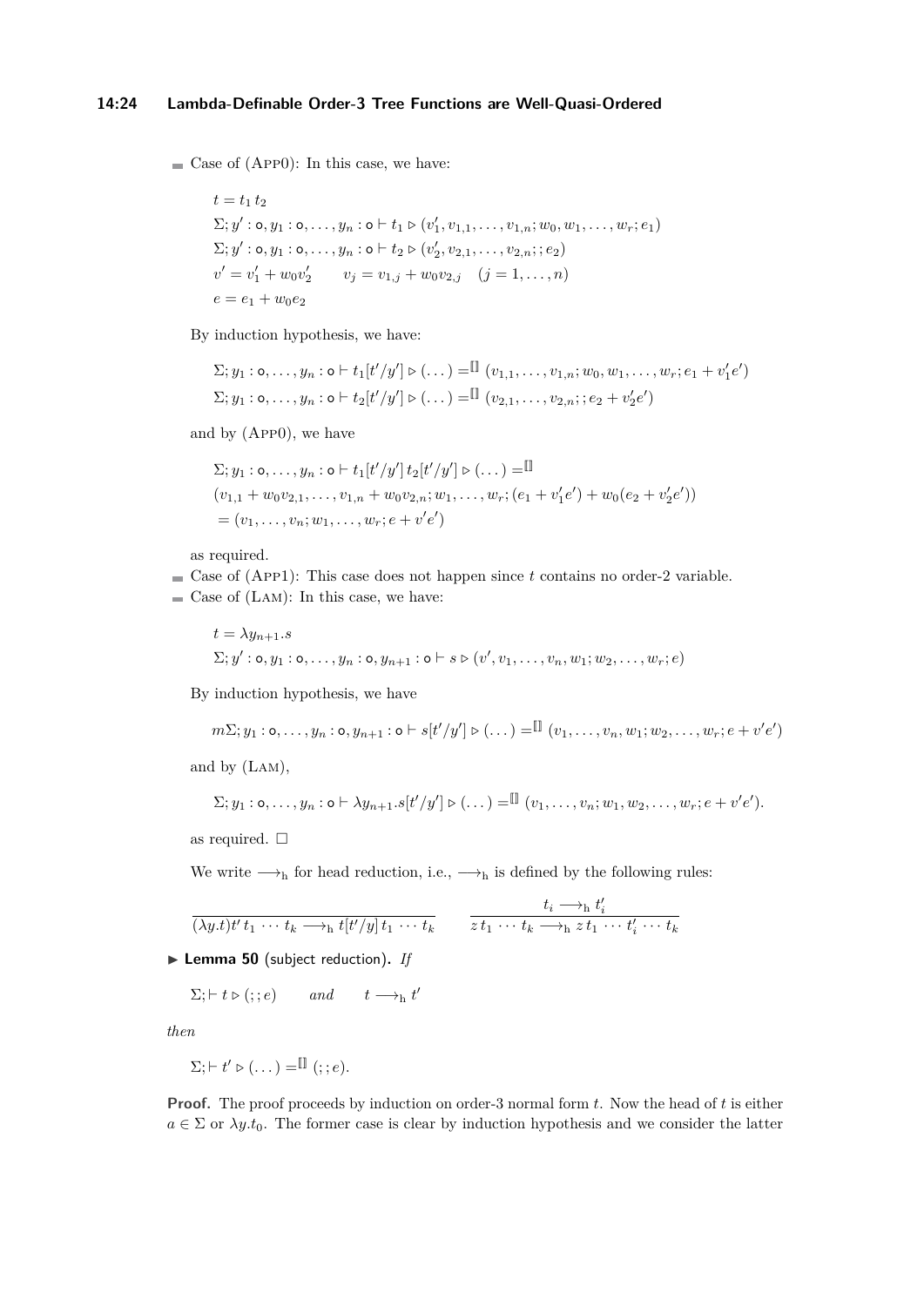- Case of (App0): In this case, we have:

$$t = t_1\, t_2$$
$$\Sigma; y' : \mathsf{o}, y_1 : \mathsf{o}, \dots, y_n : \mathsf{o} \vdash t_1 \rhd (v'_1, v_{1,1}, \dots, v_{1,n}; w_0, w_1, \dots, w_r; e_1)$$
$$\Sigma; y' : \mathsf{o}, y_1 : \mathsf{o}, \dots, y_n : \mathsf{o} \vdash t_2 \rhd (v'_2, v_{2,1}, \dots, v_{2,n}; ; e_2)$$
$$v' = v'_1 + w_0 v'_2 \qquad v_j = v_{1,j} + w_0 v_{2,j} \quad (j = 1, \dots, n)$$
$$e = e_1 + w_0 e_2$$

By induction hypothesis, we have:

$$\Sigma; y_1 : \mathsf{o}, \dots, y_n : \mathsf{o} \vdash t_1[t'/y'] \rhd (\dots) =^{[\![]\!]} (v_{1,1}, \dots, v_{1,n}; w_0, w_1, \dots, w_r; e_1 + v'_1 e')$$
$$\Sigma; y_1 : \mathsf{o}, \dots, y_n : \mathsf{o} \vdash t_2[t'/y'] \rhd (\dots) =^{[\![]\!]} (v_{2,1}, \dots, v_{2,n}; ; e_2 + v'_2 e')$$

and by (App0), we have

$$\Sigma; y_1 : \mathsf{o}, \dots, y_n : \mathsf{o} \vdash t_1[t'/y']\, t_2[t'/y'] \rhd (\dots) =^{[\![]\!]}$$
$$(v_{1,1} + w_0 v_{2,1}, \dots, v_{1,n} + w_0 v_{2,n}; w_1, \dots, w_r; (e_1 + v'_1 e') + w_0(e_2 + v'_2 e'))$$
$$= (v_1, \dots, v_n; w_1, \dots, w_r; e + v' e')$$

as required.

- Case of (App1): This case does not happen since $t$ contains no order-2 variable.
- Case of (Lam): In this case, we have:

$$t = \lambda y_{n+1}.s$$
$$\Sigma; y' : \mathsf{o}, y_1 : \mathsf{o}, \dots, y_n : \mathsf{o}, y_{n+1} : \mathsf{o} \vdash s \rhd (v', v_1, \dots, v_n, w_1; w_2, \dots, w_r; e)$$

By induction hypothesis, we have

$$m\Sigma; y_1 : \mathsf{o}, \dots, y_n : \mathsf{o}, y_{n+1} : \mathsf{o} \vdash s[t'/y'] \rhd (\dots) =^{[\![]\!]} (v_1, \dots, v_n, w_1; w_2, \dots, w_r; e + v' e')$$

and by (Lam),

$$\Sigma; y_1 : \mathsf{o}, \dots, y_n : \mathsf{o} \vdash \lambda y_{n+1}.s[t'/y'] \rhd (\dots) =^{[\![]\!]} (v_1, \dots, v_n; w_1, w_2, \dots, w_r; e + v' e').$$

as required. ☐

We write $\longrightarrow_{\mathrm{h}}$ for head reduction, i.e., $\longrightarrow_{\mathrm{h}}$ is defined by the following rules:

$$\frac{}{(\lambda y.t)t'\, t_1 \cdots t_k \longrightarrow_{\mathrm{h}} t[t'/y]\, t_1 \cdots t_k} \qquad \frac{t_i \longrightarrow_{\mathrm{h}} t'_i}{z\, t_1 \cdots t_k \longrightarrow_{\mathrm{h}} z\, t_1 \cdots t'_i \cdots t_k}$$

▶ **Lemma 50** (subject reduction). *If*

$$\Sigma; \vdash t \rhd (; ; e) \qquad \text{and} \qquad t \longrightarrow_{\mathrm{h}} t'$$

*then*

$$\Sigma; \vdash t' \rhd (\dots) =^{[\![]\!]} (; ; e).$$

**Proof.** The proof proceeds by induction on order-3 normal form $t$. Now the head of $t$ is either $a \in \Sigma$ or $\lambda y.t_0$. The former case is clear by induction hypothesis and we consider the latter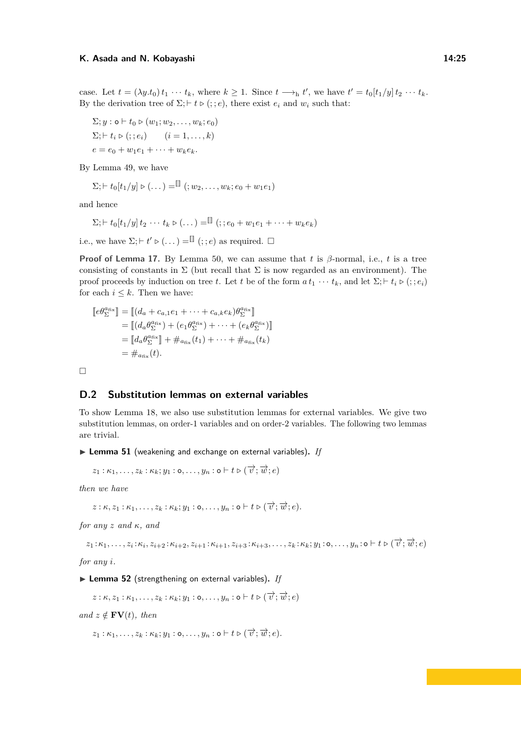case. Let $t = (\lambda y.t_0)\, t_1 \cdots t_k$, where $k \geq 1$. Since $t \longrightarrow_{\mathrm{h}} t'$, we have $t' = t_0[t_1/y]\, t_2 \cdots t_k$. By the derivation tree of $\Sigma; \vdash t \triangleright (;;e)$, there exist $e_i$ and $w_i$ such that:

$$\Sigma; y : \mathsf{o} \vdash t_0 \triangleright (w_1; w_2, \ldots, w_k; e_0)$$
$$\Sigma; \vdash t_i \triangleright (;;e_i) \qquad (i = 1, \ldots, k)$$
$$e = e_0 + w_1 e_1 + \cdots + w_k e_k.$$

By Lemma 49, we have

$$\Sigma; \vdash t_0[t_1/y] \triangleright (\ldots) =^{[\![]\!]} (; w_2, \ldots, w_k; e_0 + w_1 e_1)$$

and hence

$$\Sigma; \vdash t_0[t_1/y]\, t_2 \cdots t_k \triangleright (\ldots) =^{[\![]\!]} (;; e_0 + w_1 e_1 + \cdots + w_k e_k)$$

i.e., we have $\Sigma; \vdash t' \triangleright (\ldots) =^{[\![]\!]} (;;e)$ as required. ◻

**Proof of Lemma 17.** By Lemma 50, we can assume that $t$ is $\beta$-normal, i.e., $t$ is a tree consisting of constants in $\Sigma$ (but recall that $\Sigma$ is now regarded as an environment). The proof proceeds by induction on tree $t$. Let $t$ be of the form $a\, t_1 \cdots t_k$, and let $\Sigma; \vdash t_i \triangleright (;;e_i)$ for each $i \leq k$. Then we have:

$$\begin{aligned}
[\![e\theta_\Sigma^{a_{\mathrm{fix}}}]\!] &= [\![(d_a + c_{a,1}e_1 + \cdots + c_{a,k}e_k)\theta_\Sigma^{a_{\mathrm{fix}}}]\!] \\
&= [\![(d_a\theta_\Sigma^{a_{\mathrm{fix}}}) + (e_1\theta_\Sigma^{a_{\mathrm{fix}}}) + \cdots + (e_k\theta_\Sigma^{a_{\mathrm{fix}}})]\!] \\
&= [\![d_a\theta_\Sigma^{a_{\mathrm{fix}}}]\!] + \#_{a_{\mathrm{fix}}}(t_1) + \cdots + \#_{a_{\mathrm{fix}}}(t_k) \\
&= \#_{a_{\mathrm{fix}}}(t).
\end{aligned}$$

◻

## D.2 Substitution lemmas on external variables

To show Lemma 18, we also use substitution lemmas for external variables. We give two substitution lemmas, on order-1 variables and on order-2 variables. The following two lemmas are trivial.

▶ **Lemma 51** (weakening and exchange on external variables)**.** *If*

$$z_1 : \kappa_1, \ldots, z_k : \kappa_k; y_1 : \mathsf{o}, \ldots, y_n : \mathsf{o} \vdash t \triangleright (\overrightarrow{v}; \overrightarrow{w}; e)$$

*then we have*

$$z : \kappa, z_1 : \kappa_1, \ldots, z_k : \kappa_k; y_1 : \mathsf{o}, \ldots, y_n : \mathsf{o} \vdash t \triangleright (\overrightarrow{v}; \overrightarrow{w}; e).$$

*for any $z$ and $\kappa$, and*

$$z_1 : \kappa_1, \ldots, z_i : \kappa_i, z_{i+2} : \kappa_{i+2}, z_{i+1} : \kappa_{i+1}, z_{i+3} : \kappa_{i+3}, \ldots, z_k : \kappa_k; y_1 : \mathsf{o}, \ldots, y_n : \mathsf{o} \vdash t \triangleright (\overrightarrow{v}; \overrightarrow{w}; e)$$

*for any $i$.*

▶ **Lemma 52** (strengthening on external variables)**.** *If*

$$z : \kappa, z_1 : \kappa_1, \ldots, z_k : \kappa_k; y_1 : \mathsf{o}, \ldots, y_n : \mathsf{o} \vdash t \triangleright (\overrightarrow{v}; \overrightarrow{w}; e)$$

*and $z \notin \mathbf{FV}(t)$, then*

$$z_1 : \kappa_1, \ldots, z_k : \kappa_k; y_1 : \mathsf{o}, \ldots, y_n : \mathsf{o} \vdash t \triangleright (\overrightarrow{v}; \overrightarrow{w}; e).$$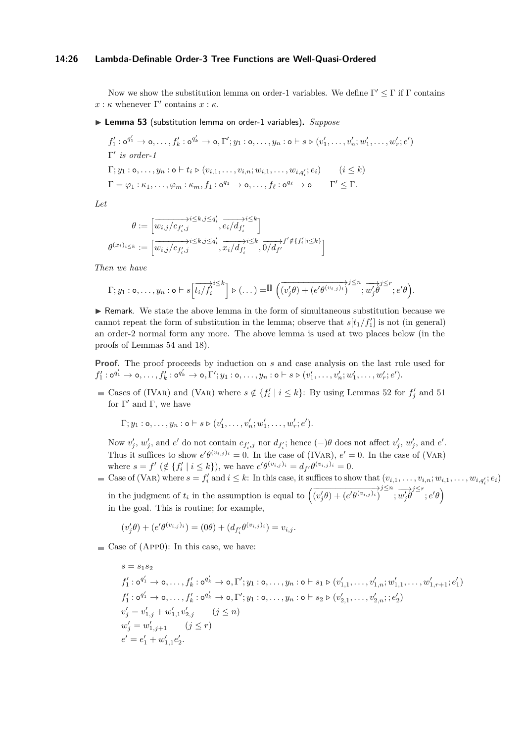Now we show the substitution lemma on order-1 variables. We define $\Gamma' \leq \Gamma$ if $\Gamma$ contains $x : \kappa$ whenever $\Gamma'$ contains $x : \kappa$.

▶ **Lemma 53** (substitution lemma on order-1 variables)**.** *Suppose*

$$f_1' : \mathsf{o}^{q_1'} \to \mathsf{o}, \ldots, f_k' : \mathsf{o}^{q_k'} \to \mathsf{o}, \Gamma'; y_1 : \mathsf{o}, \ldots, y_n : \mathsf{o} \vdash s \rhd (v_1', \ldots, v_n'; w_1', \ldots, w_r'; e')$$

$\Gamma'$ *is order-1*

$$\Gamma; y_1 : \mathsf{o}, \ldots, y_n : \mathsf{o} \vdash t_i \rhd (v_{i,1}, \ldots, v_{i,n}; w_{i,1}, \ldots, w_{i,q_i'}; e_i) \qquad (i \leq k)$$

$$\Gamma = \varphi_1 : \kappa_1, \ldots, \varphi_m : \kappa_m, f_1 : \mathsf{o}^{q_1} \to \mathsf{o}, \ldots, f_\ell : \mathsf{o}^{q_\ell} \to \mathsf{o} \qquad \Gamma' \leq \Gamma.$$

*Let*

$$\theta := \Big[\overrightarrow{w_{i,j}/c_{f_i',j}}^{i\leq k, j \leq q_i'}, \overrightarrow{e_i/d_{f_i'}}^{i \leq k}\Big]$$

$$\theta^{(x_i)_{i\leq k}} := \Big[\overrightarrow{w_{i,j}/c_{f_i',j}}^{i\leq k, j \leq q_i'}, \overrightarrow{x_i/d_{f_i'}}^{i \leq k}, \overrightarrow{0/d_{f'}}^{f' \notin \{f_i' \mid i \leq k\}}\Big]$$

*Then we have*

$$\Gamma; y_1 : \mathsf{o}, \ldots, y_n : \mathsf{o} \vdash s\Big[\overrightarrow{t_i/f_i'}^{i\leq k}\Big] \rhd (\ldots) =^{\llbracket\rrbracket} \Big(\overrightarrow{(v_j'\theta) + (e'\theta^{(v_{i,j})_i})}^{j\leq n}; \overrightarrow{w_j'\theta}^{j \leq r}; e'\theta\Big).$$

▶ Remark. We state the above lemma in the form of simultaneous substitution because we cannot repeat the form of substitution in the lemma; observe that $s[t_1/f_1']$ is not (in general) an order-2 normal form any more. The above lemma is used at two places below (in the proofs of Lemmas 54 and 18).

**Proof.** The proof proceeds by induction on $s$ and case analysis on the last rule used for $f_1' : \mathsf{o}^{q_1'} \to \mathsf{o}, \ldots, f_k' : \mathsf{o}^{q_k'} \to \mathsf{o}, \Gamma'; y_1 : \mathsf{o}, \ldots, y_n : \mathsf{o} \vdash s \rhd (v_1', \ldots, v_n'; w_1', \ldots, w_r'; e')$.

- Cases of (IVar) and (Var) where $s \notin \{f_i' \mid i \leq k\}$: By using Lemmas 52 for $f_j'$ and 51 for $\Gamma'$ and $\Gamma$, we have

  $$\Gamma; y_1 : \mathsf{o}, \ldots, y_n : \mathsf{o} \vdash s \rhd (v_1', \ldots, v_n'; w_1', \ldots, w_r'; e').$$

  Now $v_j'$, $w_j'$, and $e'$ do not contain $c_{f_i',j}$ nor $d_{f_i'}$; hence $(-)\theta$ does not affect $v_j'$, $w_j'$, and $e'$. Thus it suffices to show $e'\theta^{(v_{i,j})_i} = 0$. In the case of (IVar), $e' = 0$. In the case of (Var) where $s = f'$ ($\notin \{f_i' \mid i \leq k\}$), we have $e'\theta^{(v_{i,j})_i} = d_{f'}\theta^{(v_{i,j})_i} = 0$.
- Case of (Var) where $s = f_i'$ and $i \leq k$: In this case, it suffices to show that $(v_{i,1}, \ldots, v_{i,n}; w_{i,1}, \ldots, w_{i,q_i'}; e_i)$ in the judgment of $t_i$ in the assumption is equal to $\Big(\overrightarrow{(v_j'\theta) + (e'\theta^{(v_{i,j})_i})}^{j\leq n}; \overrightarrow{w_j'\theta}^{j\leq r}; e'\theta\Big)$ in the goal. This is routine; for example,

  $$(v_j'\theta) + (e'\theta^{(v_{i,j})_i}) = (0\theta) + (d_{f_i'}\theta^{(v_{i,j})_i}) = v_{i,j}.$$

- Case of (App0): In this case, we have:

  $$s = s_1 s_2$$
  $$f_1' : \mathsf{o}^{q_1'} \to \mathsf{o}, \ldots, f_k' : \mathsf{o}^{q_k'} \to \mathsf{o}, \Gamma'; y_1 : \mathsf{o}, \ldots, y_n : \mathsf{o} \vdash s_1 \rhd (v_{1,1}', \ldots, v_{1,n}'; w_{1,1}', \ldots, w_{1,r+1}'; e_1')$$
  $$f_1' : \mathsf{o}^{q_1'} \to \mathsf{o}, \ldots, f_k' : \mathsf{o}^{q_k'} \to \mathsf{o}, \Gamma'; y_1 : \mathsf{o}, \ldots, y_n : \mathsf{o} \vdash s_2 \rhd (v_{2,1}', \ldots, v_{2,n}'; ; e_2')$$
  $$v_j' = v_{1,j}' + w_{1,1}' v_{2,j}' \qquad (j \leq n)$$
  $$w_j' = w_{1,j+1}' \qquad (j \leq r)$$
  $$e' = e_1' + w_{1,1}' e_2'.$$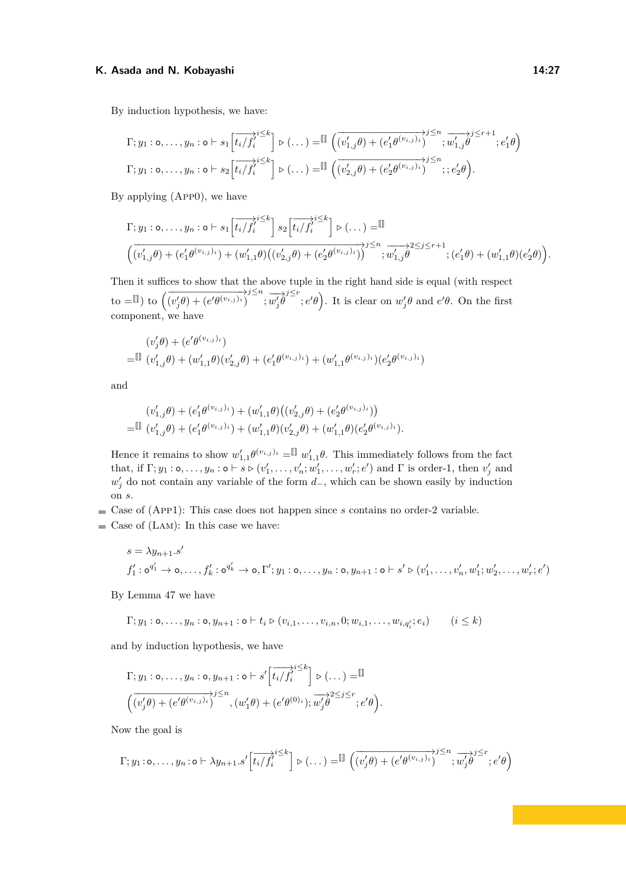By induction hypothesis, we have:

$$\Gamma; y_1 : \mathsf{o}, \dots, y_n : \mathsf{o} \vdash s_1\Big[\overrightarrow{t_i/f'_i}^{i\le k}\Big] \triangleright (\dots) =^{[\![]\!]} \Big(\overrightarrow{(v'_{1,j}\theta) + (e'_1\theta^{(v_{i,j})_i})}^{j\le n}; \overrightarrow{w'_{1,j}\theta}^{j\le r+1}; e'_1\theta\Big)$$

$$\Gamma; y_1 : \mathsf{o}, \dots, y_n : \mathsf{o} \vdash s_2\Big[\overrightarrow{t_i/f'_i}^{i\le k}\Big] \triangleright (\dots) =^{[\![]\!]} \Big(\overrightarrow{(v'_{2,j}\theta) + (e'_2\theta^{(v_{i,j})_i})}^{j\le n}; ; e'_2\theta\Big).$$

By applying (App0), we have

$$\Gamma; y_1 : \mathsf{o}, \dots, y_n : \mathsf{o} \vdash s_1\Big[\overrightarrow{t_i/f'_i}^{i\le k}\Big]\, s_2\Big[\overrightarrow{t_i/f'_i}^{i\le k}\Big] \triangleright (\dots) =^{[\![]\!]}$$
$$\Big(\overrightarrow{(v'_{1,j}\theta) + (e'_1\theta^{(v_{i,j})_i}) + (w'_{1,1}\theta)\big((v'_{2,j}\theta) + (e'_2\theta^{(v_{i,j})_i})\big)}^{j\le n}; \overrightarrow{w'_{1,j}\theta}^{2\le j\le r+1}; (e'_1\theta) + (w'_{1,1}\theta)(e'_2\theta)\Big).$$

Then it suffices to show that the above tuple in the right hand side is equal (with respect to $=^{[\![]\!]}$) to $\Big(\overrightarrow{(v'_j\theta) + (e'\theta^{(v_{i,j})_i})}^{j\le n}; \overrightarrow{w'_j\theta}^{j\le r}; e'\theta\Big)$. It is clear on $w'_j\theta$ and $e'\theta$. On the first component, we have

$$\begin{aligned}
&(v'_j\theta) + (e'\theta^{(v_{i,j})_i})\\
=^{[\![]\!]}\ &(v'_{1,j}\theta) + (w'_{1,1}\theta)(v'_{2,j}\theta) + (e'_1\theta^{(v_{i,j})_i}) + (w'_{1,1}\theta^{(v_{i,j})_i})(e'_2\theta^{(v_{i,j})_i})
\end{aligned}$$

and

$$\begin{aligned}
&(v'_{1,j}\theta) + (e'_1\theta^{(v_{i,j})_i}) + (w'_{1,1}\theta)\big((v'_{2,j}\theta) + (e'_2\theta^{(v_{i,j})_i})\big)\\
=^{[\![]\!]}\ &(v'_{1,j}\theta) + (e'_1\theta^{(v_{i,j})_i}) + (w'_{1,1}\theta)(v'_{2,j}\theta) + (w'_{1,1}\theta)(e'_2\theta^{(v_{i,j})_i}).
\end{aligned}$$

Hence it remains to show $w'_{1,1}\theta^{(v_{i,j})_i} =^{[\![]\!]} w'_{1,1}\theta$. This immediately follows from the fact that, if $\Gamma; y_1 : \mathsf{o}, \dots, y_n : \mathsf{o} \vdash s \triangleright (v'_1, \dots, v'_n; w'_1, \dots, w'_r; e')$ and $\Gamma$ is order-1, then $v'_j$ and $w'_j$ do not contain any variable of the form $d_-$, which can be shown easily by induction on $s$.

- Case of (App1): This case does not happen since $s$ contains no order-2 variable.
- Case of (Lam): In this case we have:

$$s = \lambda y_{n+1}.s'$$
$$f'_1 : \mathsf{o}^{q'_1} \to \mathsf{o}, \dots, f'_k : \mathsf{o}^{q'_k} \to \mathsf{o}, \Gamma'; y_1 : \mathsf{o}, \dots, y_n : \mathsf{o}, y_{n+1} : \mathsf{o} \vdash s' \triangleright (v'_1, \dots, v'_n, w'_1; w'_2, \dots, w'_r; e')$$

By Lemma 47 we have

$$\Gamma; y_1 : \mathsf{o}, \dots, y_n : \mathsf{o}, y_{n+1} : \mathsf{o} \vdash t_i \triangleright (v_{i,1}, \dots, v_{i,n}, 0; w_{i,1}, \dots, w_{i,q'_i}; e_i) \qquad (i \le k)$$

and by induction hypothesis, we have

$$\Gamma; y_1 : \mathsf{o}, \dots, y_n : \mathsf{o}, y_{n+1} : \mathsf{o} \vdash s'\Big[\overrightarrow{t_i/f'_i}^{i\le k}\Big] \triangleright (\dots) =^{[\![]\!]}$$
$$\Big(\overrightarrow{(v'_j\theta) + (e'\theta^{(v_{i,j})_i})}^{j\le n}, (w'_1\theta) + (e'\theta^{(0)_i}); \overrightarrow{w'_j\theta}^{2\le j\le r}; e'\theta\Big).$$

Now the goal is

$$\Gamma; y_1 : \mathsf{o}, \dots, y_n : \mathsf{o} \vdash \lambda y_{n+1}.s'\Big[\overrightarrow{t_i/f'_i}^{i\le k}\Big] \triangleright (\dots) =^{[\![]\!]} \Big(\overrightarrow{(v'_j\theta) + (e'\theta^{(v_{i,j})_i})}^{j\le n}; \overrightarrow{w'_j\theta}^{j\le r}; e'\theta\Big)$$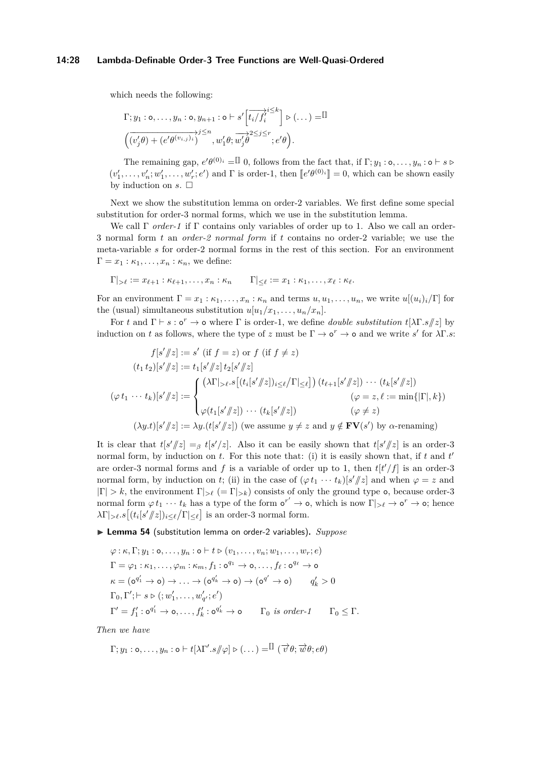which needs the following:

$$\Gamma; y_1 : \mathsf{o}, \dots, y_n : \mathsf{o}, y_{n+1} : \mathsf{o} \vdash s'\Big[\overrightarrow{t_i/f_i'}^{i \le k}\Big] \triangleright (\dots) =^{\llbracket\rrbracket} \Big(\overrightarrow{(v_j'\theta) + (e'\theta^{(v_{i,j})_i})}^{j \le n}, w_1'\theta; \overrightarrow{w_j'\theta}^{2 \le j \le r}; e'\theta\Big).$$

The remaining gap, $e'\theta^{(0)_i} =^{\llbracket\rrbracket} 0$, follows from the fact that, if $\Gamma; y_1 : \mathsf{o}, \dots, y_n : \mathsf{o} \vdash s \triangleright (v_1', \dots, v_n'; w_1', \dots, w_r'; e')$ and $\Gamma$ is order-1, then $\llbracket e'\theta^{(0)_i}\rrbracket = 0$, which can be shown easily by induction on $s$. □

Next we show the substitution lemma on order-2 variables. We first define some special substitution for order-3 normal forms, which we use in the substitution lemma.

We call $\Gamma$ *order-1* if $\Gamma$ contains only variables of order up to 1. Also we call an order-3 normal form $t$ an *order-2 normal form* if $t$ contains no order-2 variable; we use the meta-variable $s$ for order-2 normal forms in the rest of this section. For an environment $\Gamma = x_1 : \kappa_1, \dots, x_n : \kappa_n$, we define:

$$\Gamma|_{>\ell} := x_{\ell+1} : \kappa_{\ell+1}, \dots, x_n : \kappa_n \qquad \Gamma|_{\le \ell} := x_1 : \kappa_1, \dots, x_\ell : \kappa_\ell.$$

For an environment $\Gamma = x_1 : \kappa_1, \dots, x_n : \kappa_n$ and terms $u, u_1, \dots, u_n$, we write $u[(u_i)_i/\Gamma]$ for the (usual) simultaneous substitution $u[u_1/x_1, \dots, u_n/x_n]$.

For $t$ and $\Gamma \vdash s : \mathsf{o}^r \to \mathsf{o}$ where $\Gamma$ is order-1, we define *double substitution* $t[\lambda\Gamma.s /\!\!/ z]$ by induction on $t$ as follows, where the type of $z$ must be $\Gamma \to \mathsf{o}^r \to \mathsf{o}$ and we write $s'$ for $\lambda\Gamma.s$:

$$f[s'/\!\!/z] := s' \text{ (if } f = z\text{) or } f \text{ (if } f \ne z\text{)}$$

$$(t_1\, t_2)[s'/\!\!/z] := t_1[s'/\!\!/z]\, t_2[s'/\!\!/z]$$

$$(\varphi\, t_1 \cdots t_k)[s'/\!\!/z] := \begin{cases} \big(\lambda\Gamma|_{>\ell}.s\big[(t_i[s'/\!\!/z])_{i\le\ell}/\Gamma|_{\le\ell}\big]\big)\,(t_{\ell+1}[s'/\!\!/z]) \cdots (t_k[s'/\!\!/z]) \\ \qquad\qquad\qquad\qquad\qquad (\varphi = z, \ell := \min\{|\Gamma|, k\}) \\ \varphi(t_1[s'/\!\!/z]) \cdots (t_k[s'/\!\!/z]) \qquad (\varphi \ne z) \end{cases}$$

$$(\lambda y.t)[s'/\!\!/z] := \lambda y.(t[s'/\!\!/z]) \text{ (we assume } y \ne z \text{ and } y \notin \mathbf{FV}(s') \text{ by } \alpha\text{-renaming)}$$

It is clear that $t[s'/\!\!/z] =_\beta t[s'/z]$. Also it can be easily shown that $t[s'/\!\!/z]$ is an order-3 normal form, by induction on $t$. For this note that: (i) it is easily shown that, if $t$ and $t'$ are order-3 normal forms and $f$ is a variable of order up to 1, then $t[t'/f]$ is an order-3 normal form, by induction on $t$; (ii) in the case of $(\varphi\, t_1 \cdots t_k)[s'/\!\!/z]$ and when $\varphi = z$ and $|\Gamma| > k$, the environment $\Gamma|_{>\ell}$ ($= \Gamma|_{>k}$) consists of only the ground type $\mathsf{o}$, because order-3 normal form $\varphi\, t_1 \cdots t_k$ has a type of the form $\mathsf{o}^{r'} \to \mathsf{o}$, which is now $\Gamma|_{>\ell} \to \mathsf{o}^r \to \mathsf{o}$; hence $\lambda\Gamma|_{>\ell}.s\big[(t_i[s'/\!\!/z])_{i\le\ell}/\Gamma|_{\le\ell}\big]$ is an order-3 normal form.

▶ **Lemma 54** (substitution lemma on order-2 variables)**.** *Suppose*

$$\varphi : \kappa, \Gamma; y_1 : \mathsf{o}, \dots, y_n : \mathsf{o} \vdash t \triangleright (v_1, \dots, v_n; w_1, \dots, w_r; e)$$

$$\Gamma = \varphi_1 : \kappa_1, \dots, \varphi_m : \kappa_m, f_1 : \mathsf{o}^{q_1} \to \mathsf{o}, \dots, f_\ell : \mathsf{o}^{q_\ell} \to \mathsf{o}$$

$$\kappa = (\mathsf{o}^{q_1'} \to \mathsf{o}) \to \dots \to (\mathsf{o}^{q_k'} \to \mathsf{o}) \to (\mathsf{o}^{q'} \to \mathsf{o}) \qquad q_k' > 0$$

$$\Gamma_0, \Gamma'; \vdash s \triangleright (; w_1', \dots, w_{q'}'; e')$$

$$\Gamma' = f_1' : \mathsf{o}^{q_1'} \to \mathsf{o}, \dots, f_k' : \mathsf{o}^{q_k'} \to \mathsf{o} \qquad \Gamma_0 \textit{ is order-1} \qquad \Gamma_0 \le \Gamma.$$

*Then we have*

$$\Gamma; y_1 : \mathsf{o}, \dots, y_n : \mathsf{o} \vdash t[\lambda\Gamma'.s/\!\!/\varphi] \triangleright (\dots) =^{\llbracket\rrbracket} (\vec{v}\theta; \vec{w}\theta; e\theta)$$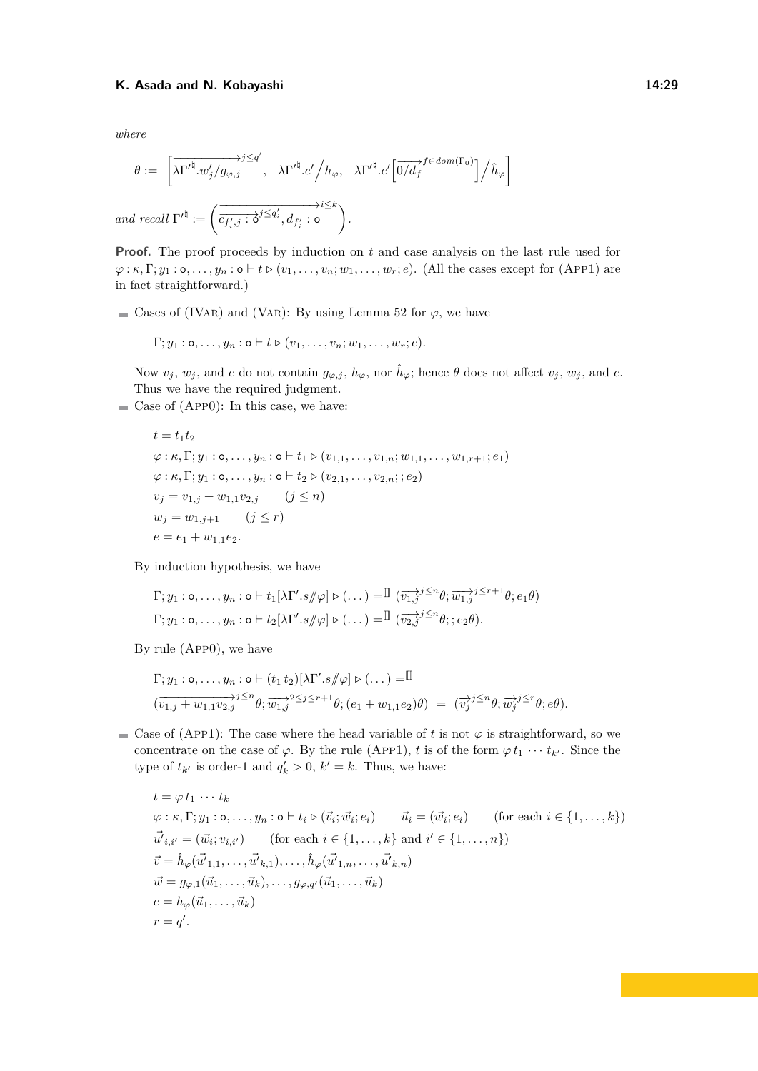*where*

$$\theta := \left[\overrightarrow{\lambda\Gamma'^{\natural}.w'_j/g_{\varphi,j}}^{j\le q'}, \quad \lambda\Gamma'^{\natural}.e'\big/h_\varphi, \quad \lambda\Gamma'^{\natural}.e'\left[\overrightarrow{0/d_f}^{f\in dom(\Gamma_0)}\right]\big/\hat{h}_\varphi\right]$$

*and recall* $\Gamma'^{\natural} := \left(\overrightarrow{\overrightarrow{c_{f'_i,j}:\mathsf{o}}^{j\le q'_i}, d_{f'_i}:\mathsf{o}}^{i\le k}\right)$.

**Proof.** The proof proceeds by induction on $t$ and case analysis on the last rule used for $\varphi:\kappa,\Gamma;y_1:\mathsf{o},\dots,y_n:\mathsf{o}\vdash t\rhd(v_1,\dots,v_n;w_1,\dots,w_r;e)$. (All the cases except for (App1) are in fact straightforward.)

- Cases of (IVar) and (Var): By using Lemma 52 for $\varphi$, we have

  $$\Gamma;y_1:\mathsf{o},\dots,y_n:\mathsf{o}\vdash t\rhd(v_1,\dots,v_n;w_1,\dots,w_r;e).$$

  Now $v_j$, $w_j$, and $e$ do not contain $g_{\varphi,j}$, $h_\varphi$, nor $\hat{h}_\varphi$; hence $\theta$ does not affect $v_j$, $w_j$, and $e$. Thus we have the required judgment.
- Case of (App0): In this case, we have:

  $$\begin{aligned}
  &t = t_1 t_2\\
  &\varphi:\kappa,\Gamma;y_1:\mathsf{o},\dots,y_n:\mathsf{o}\vdash t_1\rhd(v_{1,1},\dots,v_{1,n};w_{1,1},\dots,w_{1,r+1};e_1)\\
  &\varphi:\kappa,\Gamma;y_1:\mathsf{o},\dots,y_n:\mathsf{o}\vdash t_2\rhd(v_{2,1},\dots,v_{2,n};;e_2)\\
  &v_j = v_{1,j}+w_{1,1}v_{2,j} \qquad (j\le n)\\
  &w_j = w_{1,j+1} \qquad (j\le r)\\
  &e = e_1 + w_{1,1}e_2.
  \end{aligned}$$

  By induction hypothesis, we have

  $$\begin{aligned}
  &\Gamma;y_1:\mathsf{o},\dots,y_n:\mathsf{o}\vdash t_1[\lambda\Gamma'.s/\!\!/\varphi]\rhd(\dots) =^{[\![]\!]} (\overrightarrow{v_{1,j}}^{j\le n}\theta;\overrightarrow{w_{1,j}}^{j\le r+1}\theta;e_1\theta)\\
  &\Gamma;y_1:\mathsf{o},\dots,y_n:\mathsf{o}\vdash t_2[\lambda\Gamma'.s/\!\!/\varphi]\rhd(\dots) =^{[\![]\!]} (\overrightarrow{v_{2,j}}^{j\le n}\theta;;e_2\theta).
  \end{aligned}$$

  By rule (App0), we have

  $$\begin{aligned}
  &\Gamma;y_1:\mathsf{o},\dots,y_n:\mathsf{o}\vdash (t_1\,t_2)[\lambda\Gamma'.s/\!\!/\varphi]\rhd(\dots) =^{[\![]\!]}\\
  &(\overrightarrow{v_{1,j}+w_{1,1}v_{2,j}}^{j\le n}\theta;\overrightarrow{w_{1,j}}^{2\le j\le r+1}\theta;(e_1+w_{1,1}e_2)\theta) \;=\; (\overrightarrow{v_j}^{j\le n}\theta;\overrightarrow{w_j}^{j\le r}\theta;e\theta).
  \end{aligned}$$

- Case of (App1): The case where the head variable of $t$ is not $\varphi$ is straightforward, so we concentrate on the case of $\varphi$. By the rule (App1), $t$ is of the form $\varphi\,t_1\,\cdots\,t_{k'}$. Since the type of $t_{k'}$ is order-1 and $q'_k>0$, $k'=k$. Thus, we have:

  $$\begin{aligned}
  &t = \varphi\,t_1\,\cdots\,t_k\\
  &\varphi:\kappa,\Gamma;y_1:\mathsf{o},\dots,y_n:\mathsf{o}\vdash t_i\rhd(\vec{v}_i;\vec{w}_i;e_i) \qquad \vec{u}_i=(\vec{w}_i;e_i) \qquad (\text{for each } i\in\{1,\dots,k\})\\
  &\vec{u'}_{i,i'} = (\vec{w}_i;v_{i,i'}) \qquad (\text{for each } i\in\{1,\dots,k\} \text{ and } i'\in\{1,\dots,n\})\\
  &\vec{v} = \hat{h}_\varphi(\vec{u'}_{1,1},\dots,\vec{u'}_{k,1}),\dots,\hat{h}_\varphi(\vec{u'}_{1,n},\dots,\vec{u'}_{k,n})\\
  &\vec{w} = g_{\varphi,1}(\vec{u}_1,\dots,\vec{u}_k),\dots,g_{\varphi,q'}(\vec{u}_1,\dots,\vec{u}_k)\\
  &e = h_\varphi(\vec{u}_1,\dots,\vec{u}_k)\\
  &r = q'.
  \end{aligned}$$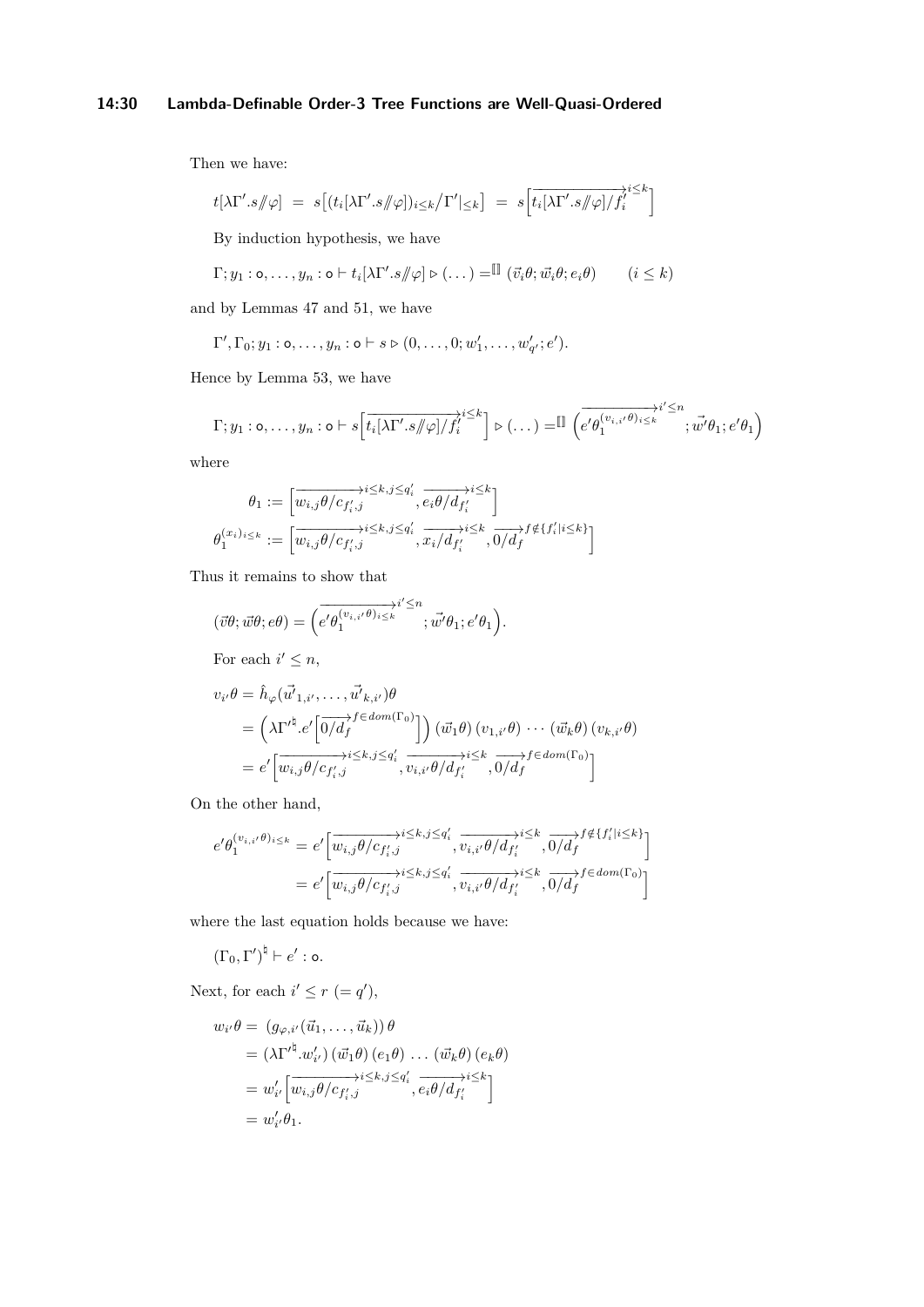Then we have:

$$t[\lambda\Gamma'.s /\!\!/ \varphi] \;=\; s\big[(t_i[\lambda\Gamma'.s /\!\!/ \varphi])_{i\le k}/\Gamma'|_{\le k}\big] \;=\; s\Big[\overrightarrow{t_i[\lambda\Gamma'.s /\!\!/ \varphi]/f_i'}^{i\le k}\Big]$$

By induction hypothesis, we have

$$\Gamma; y_1 : \mathsf{o}, \ldots, y_n : \mathsf{o} \vdash t_i[\lambda\Gamma'.s /\!\!/ \varphi] \rhd (\ldots) =^{[\![]\!]} (\vec{v}_i\theta; \vec{w}_i\theta; e_i\theta) \qquad (i \le k)$$

and by Lemmas 47 and 51, we have

$$\Gamma', \Gamma_0; y_1 : \mathsf{o}, \ldots, y_n : \mathsf{o} \vdash s \rhd (0, \ldots, 0; w_1', \ldots, w_{q'}'; e').$$

Hence by Lemma 53, we have

$$\Gamma; y_1 : \mathsf{o}, \ldots, y_n : \mathsf{o} \vdash s\Big[\overrightarrow{t_i[\lambda\Gamma'.s /\!\!/ \varphi]/f_i'}^{i\le k}\Big] \rhd (\ldots) =^{[\![]\!]} \Big(\overrightarrow{e'\theta_1^{(v_{i,i'}\theta)_{i\le k}}}^{i'\le n}; \vec{w'}\theta_1; e'\theta_1\Big)$$

where

$$\theta_1 := \Big[\overrightarrow{w_{i,j}\theta/c_{f_i',j}}^{i\le k, j\le q_i'}, \overrightarrow{e_i\theta/d_{f_i'}}^{i\le k}\Big]$$
$$\theta_1^{(x_i)_{i\le k}} := \Big[\overrightarrow{w_{i,j}\theta/c_{f_i',j}}^{i\le k, j\le q_i'}, \overrightarrow{x_i/d_{f_i'}}^{i\le k}, \overrightarrow{0/d_f}^{f\notin\{f_i' | i\le k\}}\Big]$$

Thus it remains to show that

$$(\vec{v}\theta; \vec{w}\theta; e\theta) = \Big(\overrightarrow{e'\theta_1^{(v_{i,i'}\theta)_{i\le k}}}^{i'\le n}; \vec{w'}\theta_1; e'\theta_1\Big).$$

For each $i' \le n$,

$$\begin{aligned}
v_{i'}\theta &= \hat{h}_\varphi(\vec{u'}_{1,i'}, \ldots, \vec{u'}_{k,i'})\theta \\
&= \Big(\lambda\Gamma'^{\natural}.e'\Big[\overrightarrow{0/d_f}^{f\in dom(\Gamma_0)}\Big]\Big)(\vec{w}_1\theta)\,(v_{1,i'}\theta)\,\cdots\,(\vec{w}_k\theta)\,(v_{k,i'}\theta) \\
&= e'\Big[\overrightarrow{w_{i,j}\theta/c_{f_i',j}}^{i\le k, j\le q_i'}, \overrightarrow{v_{i,i'}\theta/d_{f_i'}}^{i\le k}, \overrightarrow{0/d_f}^{f\in dom(\Gamma_0)}\Big]
\end{aligned}$$

On the other hand,

$$\begin{aligned}
e'\theta_1^{(v_{i,i'}\theta)_{i\le k}} &= e'\Big[\overrightarrow{w_{i,j}\theta/c_{f_i',j}}^{i\le k, j\le q_i'}, \overrightarrow{v_{i,i'}\theta/d_{f_i'}}^{i\le k}, \overrightarrow{0/d_f}^{f\notin\{f_i'|i\le k\}}\Big] \\
&= e'\Big[\overrightarrow{w_{i,j}\theta/c_{f_i',j}}^{i\le k, j\le q_i'}, \overrightarrow{v_{i,i'}\theta/d_{f_i'}}^{i\le k}, \overrightarrow{0/d_f}^{f\in dom(\Gamma_0)}\Big]
\end{aligned}$$

where the last equation holds because we have:

$$(\Gamma_0, \Gamma')^{\natural} \vdash e' : \mathsf{o}.$$

Next, for each $i' \le r$ $(= q')$,

$$\begin{aligned}
w_{i'}\theta &= \big(g_{\varphi,i'}(\vec{u}_1, \ldots, \vec{u}_k)\big)\,\theta \\
&= (\lambda\Gamma'^{\natural}.w_{i'}')\,(\vec{w}_1\theta)\,(e_1\theta)\,\ldots\,(\vec{w}_k\theta)\,(e_k\theta) \\
&= w_{i'}'\Big[\overrightarrow{w_{i,j}\theta/c_{f_i',j}}^{i\le k, j\le q_i'}, \overrightarrow{e_i\theta/d_{f_i'}}^{i\le k}\Big] \\
&= w_{i'}'\theta_1.
\end{aligned}$$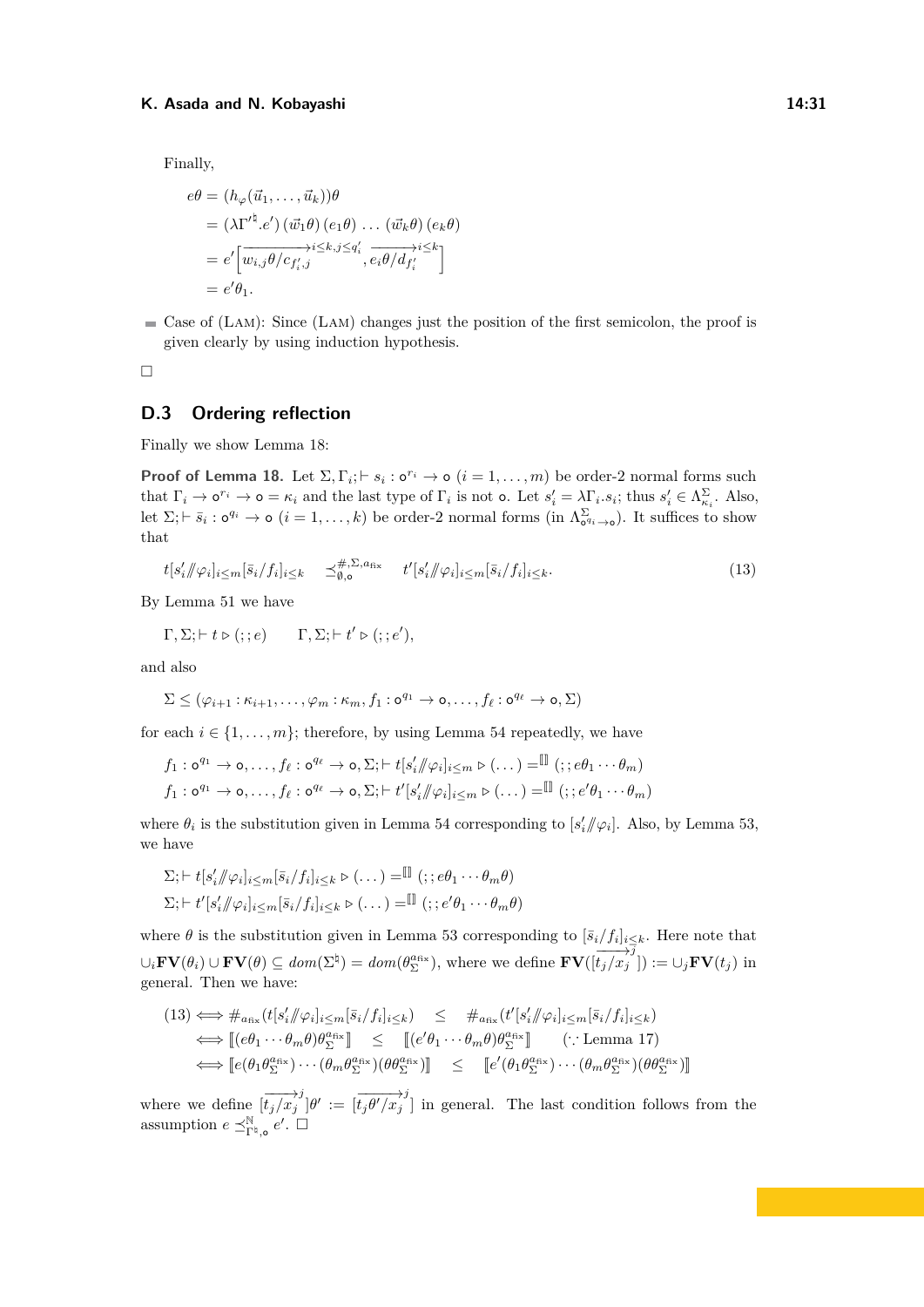Finally,

$$
\begin{aligned}
e\theta &= (h_\varphi(\vec{u}_1,\dots,\vec{u}_k))\theta \\
&= (\lambda\Gamma'^{\natural}.e')\,(\vec{w}_1\theta)\,(e_1\theta)\,\dots\,(\vec{w}_k\theta)\,(e_k\theta) \\
&= e'\Big[\overrightarrow{w_{i,j}\theta/c_{f'_i,j}}^{i\le k, j\le q'_i}, \overrightarrow{e_i\theta/d_{f'_i}}^{i\le k}\Big] \\
&= e'\theta_1.
\end{aligned}
$$

- Case of (Lam): Since (Lam) changes just the position of the first semicolon, the proof is given clearly by using induction hypothesis.

□

## D.3 Ordering reflection

Finally we show Lemma 18:

**Proof of Lemma 18.** Let $\Sigma, \Gamma_i; \vdash s_i : \mathsf{o}^{r_i} \to \mathsf{o}$ $(i = 1,\dots,m)$ be order-2 normal forms such that $\Gamma_i \to \mathsf{o}^{r_i} \to \mathsf{o} = \kappa_i$ and the last type of $\Gamma_i$ is not $\mathsf{o}$. Let $s'_i = \lambda\Gamma_i.s_i$; thus $s'_i \in \Lambda^{\Sigma}_{\kappa_i}$. Also, let $\Sigma; \vdash \bar{s}_i : \mathsf{o}^{q_i} \to \mathsf{o}$ $(i = 1,\dots,k)$ be order-2 normal forms (in $\Lambda^{\Sigma}_{\mathsf{o}^{q_i}\to\mathsf{o}}$). It suffices to show that

$$
t[s'_i /\!\!/ \varphi_i]_{i\le m}[\bar{s}_i/f_i]_{i\le k} \quad \preceq^{\#,\Sigma,a_{\mathrm{fix}}}_{\emptyset,\mathsf{o}} \quad t'[s'_i /\!\!/ \varphi_i]_{i\le m}[\bar{s}_i/f_i]_{i\le k}. \tag{13}
$$

By Lemma 51 we have

$$
\Gamma, \Sigma; \vdash t \rhd (;;e) \qquad \Gamma, \Sigma; \vdash t' \rhd (;;e'),
$$

and also

$$
\Sigma \le (\varphi_{i+1} : \kappa_{i+1}, \dots, \varphi_m : \kappa_m, f_1 : \mathsf{o}^{q_1} \to \mathsf{o}, \dots, f_\ell : \mathsf{o}^{q_\ell} \to \mathsf{o}, \Sigma)
$$

for each $i \in \{1,\dots,m\}$; therefore, by using Lemma 54 repeatedly, we have

$$
\begin{aligned}
&f_1 : \mathsf{o}^{q_1} \to \mathsf{o}, \dots, f_\ell : \mathsf{o}^{q_\ell} \to \mathsf{o}, \Sigma; \vdash t[s'_i /\!\!/ \varphi_i]_{i\le m} \rhd (\dots) =^{\llbracket\rrbracket} (;;e\theta_1\cdots\theta_m) \\
&f_1 : \mathsf{o}^{q_1} \to \mathsf{o}, \dots, f_\ell : \mathsf{o}^{q_\ell} \to \mathsf{o}, \Sigma; \vdash t'[s'_i /\!\!/ \varphi_i]_{i\le m} \rhd (\dots) =^{\llbracket\rrbracket} (;;e'\theta_1\cdots\theta_m)
\end{aligned}
$$

where $\theta_i$ is the substitution given in Lemma 54 corresponding to $[s'_i /\!\!/ \varphi_i]$. Also, by Lemma 53, we have

$$
\begin{aligned}
&\Sigma; \vdash t[s'_i /\!\!/ \varphi_i]_{i\le m}[\bar{s}_i/f_i]_{i\le k} \rhd (\dots) =^{\llbracket\rrbracket} (;;e\theta_1\cdots\theta_m\theta) \\
&\Sigma; \vdash t'[s'_i /\!\!/ \varphi_i]_{i\le m}[\bar{s}_i/f_i]_{i\le k} \rhd (\dots) =^{\llbracket\rrbracket} (;;e'\theta_1\cdots\theta_m\theta)
\end{aligned}
$$

where $\theta$ is the substitution given in Lemma 53 corresponding to $[\bar{s}_i/f_i]_{i\le k}$. Here note that $\cup_i \mathbf{FV}(\theta_i) \cup \mathbf{FV}(\theta) \subseteq dom(\Sigma^\natural) = dom(\theta^{a_{\mathrm{fix}}}_{\Sigma})$, where we define $\mathbf{FV}([\overrightarrow{t_j/x_j}^{j}]) := \cup_j \mathbf{FV}(t_j)$ in general. Then we have:

$$
\begin{aligned}
(13) &\iff \#_{a_{\mathrm{fix}}}(t[s'_i /\!\!/ \varphi_i]_{i\le m}[\bar{s}_i/f_i]_{i\le k}) \quad\le\quad \#_{a_{\mathrm{fix}}}(t'[s'_i /\!\!/ \varphi_i]_{i\le m}[\bar{s}_i/f_i]_{i\le k}) \\
&\iff \llbracket (e\theta_1\cdots\theta_m\theta)\theta^{a_{\mathrm{fix}}}_{\Sigma} \rrbracket \quad\le\quad \llbracket (e'\theta_1\cdots\theta_m\theta)\theta^{a_{\mathrm{fix}}}_{\Sigma} \rrbracket \qquad (\because \text{Lemma 17}) \\
&\iff \llbracket e(\theta_1\theta^{a_{\mathrm{fix}}}_{\Sigma})\cdots(\theta_m\theta^{a_{\mathrm{fix}}}_{\Sigma})(\theta\theta^{a_{\mathrm{fix}}}_{\Sigma}) \rrbracket \quad\le\quad \llbracket e'(\theta_1\theta^{a_{\mathrm{fix}}}_{\Sigma})\cdots(\theta_m\theta^{a_{\mathrm{fix}}}_{\Sigma})(\theta\theta^{a_{\mathrm{fix}}}_{\Sigma}) \rrbracket
\end{aligned}
$$

where we define $[\overrightarrow{t_j/x_j}^{j}]\theta' := [\overrightarrow{t_j\theta'/x_j}^{j}]$ in general. The last condition follows from the assumption $e \preceq^{\mathbb{N}}_{\Gamma^\natural,\mathsf{o}} e'$. □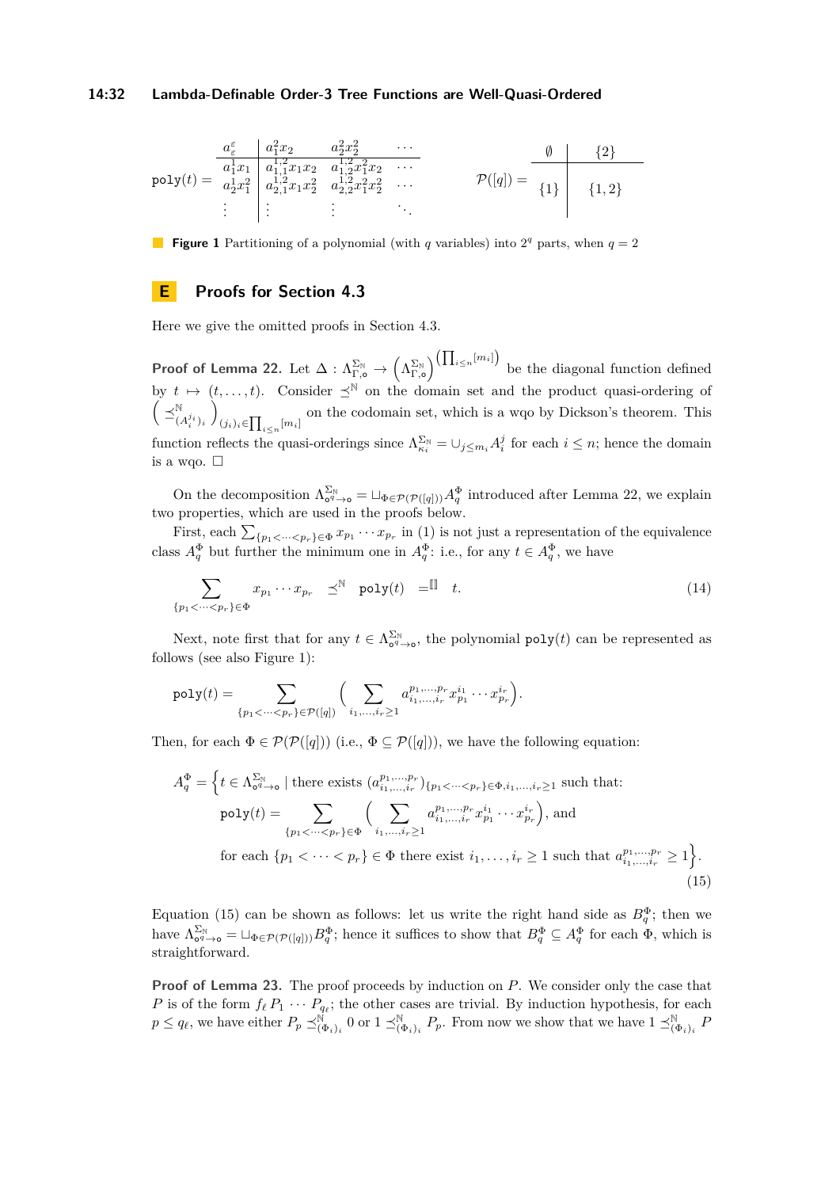$$\texttt{poly}(t) = \begin{array}{c|ccc} a^{\varepsilon}_{\varepsilon} & a^2_1 x_2 & a^2_2 x_2^2 & \cdots \\ \hline a^1_1 x_1 & a^{1,2}_{1,1} x_1 x_2 & a^{1,2}_{1,2} x_1^2 x_2 & \cdots \\ a^1_2 x_1^2 & a^{1,2}_{2,1} x_1 x_2^2 & a^{1,2}_{2,2} x_1^2 x_2^2 & \cdots \\ \vdots & \vdots & \vdots & \ddots \end{array} \qquad \mathcal{P}([q]) = \begin{array}{c|c} \emptyset & \{2\} \\ \hline \{1\} & \{1,2\} \end{array}$$

**Figure 1** Partitioning of a polynomial (with $q$ variables) into $2^q$ parts, when $q = 2$

## E Proofs for Section 4.3

Here we give the omitted proofs in Section 4.3.

**Proof of Lemma 22.** Let $\Delta : \Lambda^{\Sigma_{\mathbb{N}}}_{\Gamma,\mathsf{o}} \to \left(\Lambda^{\Sigma_{\mathbb{N}}}_{\Gamma,\mathsf{o}}\right)^{\left(\prod_{i \le n}[m_i]\right)}$ be the diagonal function defined by $t \mapsto (t, \dots, t)$. Consider $\preceq^{\mathbb{N}}$ on the domain set and the product quasi-ordering of $\left(\preceq^{\mathbb{N}}_{(A_i^{j_i})_i}\right)_{(j_i)_i \in \prod_{i \le n}[m_i]}$ on the codomain set, which is a wqo by Dickson's theorem. This function reflects the quasi-orderings since $\Lambda^{\Sigma_{\mathbb{N}}}_{\kappa_i} = \cup_{j \le m_i} A_i^j$ for each $i \le n$; hence the domain is a wqo. ◻

On the decomposition $\Lambda^{\Sigma_{\mathbb{N}}}_{\mathsf{o}^q \to \mathsf{o}} = \sqcup_{\Phi \in \mathcal{P}(\mathcal{P}([q]))} A_q^{\Phi}$ introduced after Lemma 22, we explain two properties, which are used in the proofs below.

First, each $\sum_{\{p_1 < \cdots < p_r\} \in \Phi} x_{p_1} \cdots x_{p_r}$ in (1) is not just a representation of the equivalence class $A_q^{\Phi}$ but further the minimum one in $A_q^{\Phi}$: i.e., for any $t \in A_q^{\Phi}$, we have

$$\sum_{\{p_1 < \cdots < p_r\} \in \Phi} x_{p_1} \cdots x_{p_r} \quad \preceq^{\mathbb{N}} \quad \texttt{poly}(t) \quad =^{[\![\,]\!]} \quad t. \tag{14}$$

Next, note first that for any $t \in \Lambda^{\Sigma_{\mathbb{N}}}_{\mathsf{o}^q \to \mathsf{o}}$, the polynomial $\texttt{poly}(t)$ can be represented as follows (see also Figure 1):

$$\texttt{poly}(t) = \sum_{\{p_1 < \cdots < p_r\} \in \mathcal{P}([q])} \Bigg( \sum_{i_1, \dots, i_r \ge 1} a^{p_1, \dots, p_r}_{i_1, \dots, i_r} x_{p_1}^{i_1} \cdots x_{p_r}^{i_r} \Bigg).$$

Then, for each $\Phi \in \mathcal{P}(\mathcal{P}([q]))$ (i.e., $\Phi \subseteq \mathcal{P}([q])$), we have the following equation:

$$\begin{aligned} A_q^{\Phi} = \Big\{ t \in \Lambda^{\Sigma_{\mathbb{N}}}_{\mathsf{o}^q \to \mathsf{o}} \mid\ & \text{there exists } (a^{p_1, \dots, p_r}_{i_1, \dots, i_r})_{\{p_1 < \cdots < p_r\} \in \Phi, i_1, \dots, i_r \ge 1} \text{ such that:} \\ & \texttt{poly}(t) = \sum_{\{p_1 < \cdots < p_r\} \in \Phi} \Bigg( \sum_{i_1, \dots, i_r \ge 1} a^{p_1, \dots, p_r}_{i_1, \dots, i_r} x_{p_1}^{i_1} \cdots x_{p_r}^{i_r} \Bigg), \text{ and} \\ & \text{for each } \{p_1 < \cdots < p_r\} \in \Phi \text{ there exist } i_1, \dots, i_r \ge 1 \text{ such that } a^{p_1, \dots, p_r}_{i_1, \dots, i_r} \ge 1 \Big\}. \end{aligned} \tag{15}$$

Equation (15) can be shown as follows: let us write the right hand side as $B_q^{\Phi}$; then we have $\Lambda^{\Sigma_{\mathbb{N}}}_{\mathsf{o}^q \to \mathsf{o}} = \sqcup_{\Phi \in \mathcal{P}(\mathcal{P}([q]))} B_q^{\Phi}$; hence it suffices to show that $B_q^{\Phi} \subseteq A_q^{\Phi}$ for each $\Phi$, which is straightforward.

**Proof of Lemma 23.** The proof proceeds by induction on $P$. We consider only the case that $P$ is of the form $f_\ell\, P_1 \cdots P_{q_\ell}$; the other cases are trivial. By induction hypothesis, for each $p \le q_\ell$, we have either $P_p \preceq^{\mathbb{N}}_{(\Phi_i)_i} 0$ or $1 \preceq^{\mathbb{N}}_{(\Phi_i)_i} P_p$. From now we show that we have $1 \preceq^{\mathbb{N}}_{(\Phi_i)_i} P$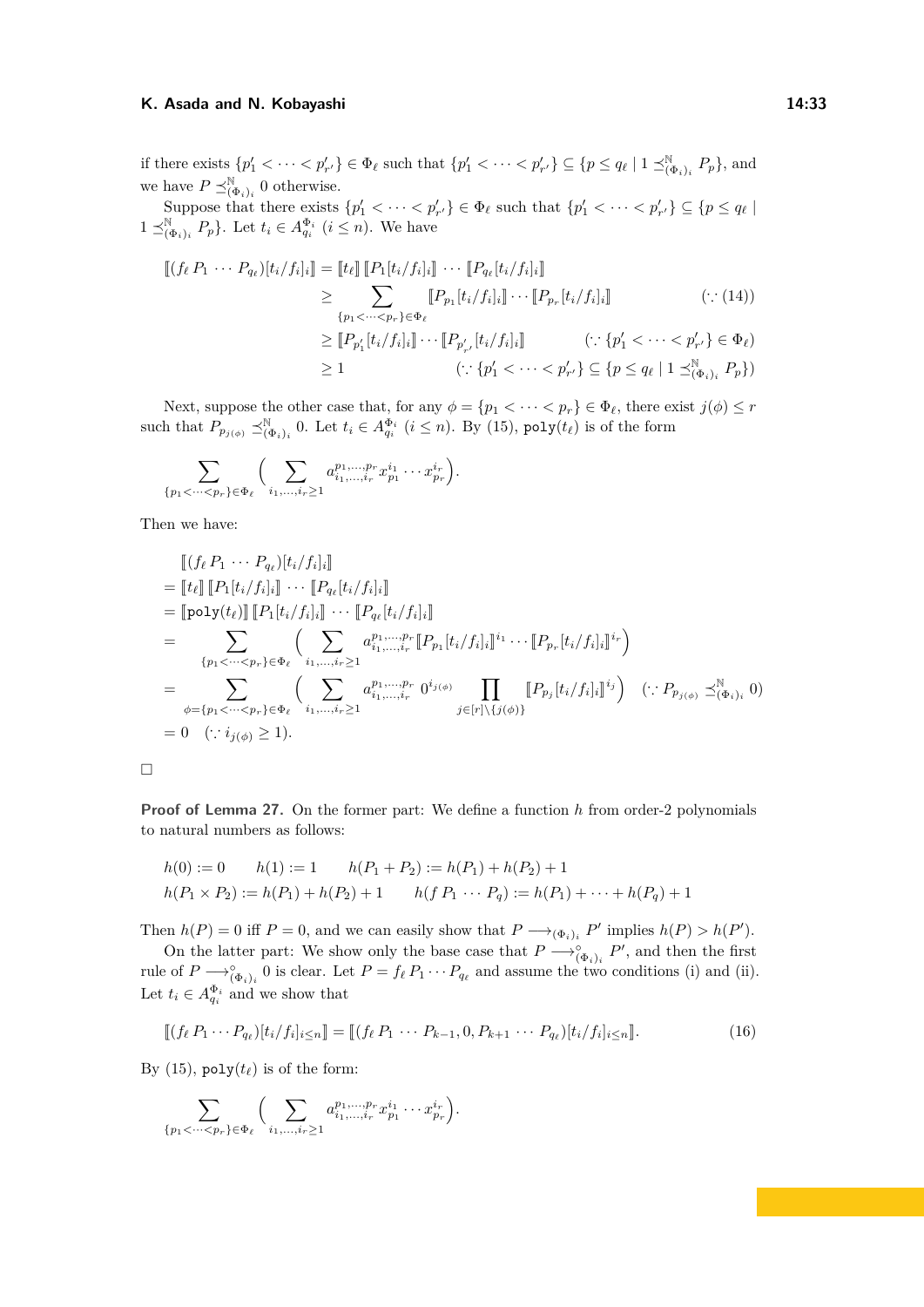if there exists $\{p'_1 < \cdots < p'_{r'}\} \in \Phi_\ell$ such that $\{p'_1 < \cdots < p'_{r'}\} \subseteq \{p \leq q_\ell \mid 1 \preceq^{\mathbb{N}}_{(\Phi_i)_i} P_p\}$, and we have $P \preceq^{\mathbb{N}}_{(\Phi_i)_i} 0$ otherwise.

Suppose that there exists $\{p'_1 < \cdots < p'_{r'}\} \in \Phi_\ell$ such that $\{p'_1 < \cdots < p'_{r'}\} \subseteq \{p \leq q_\ell \mid 1 \preceq^{\mathbb{N}}_{(\Phi_i)_i} P_p\}$. Let $t_i \in A^{\Phi_i}_{q_i}$ $(i \leq n)$. We have

$$
\begin{aligned}
[\![(f_\ell\, P_1 \cdots P_{q_\ell})[t_i/f_i]_i]\!] &= [\![t_\ell]\!]\, [\![P_1[t_i/f_i]_i]\!] \cdots [\![P_{q_\ell}[t_i/f_i]_i]\!] \\
&\geq \sum_{\{p_1<\cdots<p_r\}\in\Phi_\ell} [\![P_{p_1}[t_i/f_i]_i]\!] \cdots [\![P_{p_r}[t_i/f_i]_i]\!] \qquad (\because (14)) \\
&\geq [\![P_{p'_1}[t_i/f_i]_i]\!] \cdots [\![P_{p'_{r'}}[t_i/f_i]_i]\!] \qquad (\because \{p'_1 < \cdots < p'_{r'}\} \in \Phi_\ell) \\
&\geq 1 \qquad (\because \{p'_1 < \cdots < p'_{r'}\} \subseteq \{p \leq q_\ell \mid 1 \preceq^{\mathbb{N}}_{(\Phi_i)_i} P_p\})
\end{aligned}
$$

Next, suppose the other case that, for any $\phi = \{p_1 < \cdots < p_r\} \in \Phi_\ell$, there exist $j(\phi) \leq r$ such that $P_{p_{j(\phi)}} \preceq^{\mathbb{N}}_{(\Phi_i)_i} 0$. Let $t_i \in A^{\Phi_i}_{q_i}$ $(i \leq n)$. By (15), $\texttt{poly}(t_\ell)$ is of the form

$$
\sum_{\{p_1<\cdots<p_r\}\in\Phi_\ell} \Big( \sum_{i_1,\ldots,i_r \geq 1} a^{p_1,\ldots,p_r}_{i_1,\ldots,i_r} x^{i_1}_{p_1} \cdots x^{i_r}_{p_r} \Big).
$$

Then we have:

$$
\begin{aligned}
&[\![(f_\ell\, P_1 \cdots P_{q_\ell})[t_i/f_i]_i]\!] \\
&= [\![t_\ell]\!]\, [\![P_1[t_i/f_i]_i]\!] \cdots [\![P_{q_\ell}[t_i/f_i]_i]\!] \\
&= [\![\texttt{poly}(t_\ell)]\!]\, [\![P_1[t_i/f_i]_i]\!] \cdots [\![P_{q_\ell}[t_i/f_i]_i]\!] \\
&= \sum_{\{p_1<\cdots<p_r\}\in\Phi_\ell} \Big( \sum_{i_1,\ldots,i_r \geq 1} a^{p_1,\ldots,p_r}_{i_1,\ldots,i_r} [\![P_{p_1}[t_i/f_i]_i]\!]^{i_1} \cdots [\![P_{p_r}[t_i/f_i]_i]\!]^{i_r} \Big) \\
&= \sum_{\phi=\{p_1<\cdots<p_r\}\in\Phi_\ell} \Big( \sum_{i_1,\ldots,i_r \geq 1} a^{p_1,\ldots,p_r}_{i_1,\ldots,i_r}\, 0^{i_{j(\phi)}} \prod_{j\in[r]\setminus\{j(\phi)\}} [\![P_{p_j}[t_i/f_i]_i]\!]^{i_j} \Big) \quad (\because P_{p_{j(\phi)}} \preceq^{\mathbb{N}}_{(\Phi_i)_i} 0) \\
&= 0 \quad (\because i_{j(\phi)} \geq 1).
\end{aligned}
$$

□

**Proof of Lemma 27.** On the former part: We define a function $h$ from order-2 polynomials to natural numbers as follows:

$$
\begin{aligned}
&h(0) := 0 \qquad h(1) := 1 \qquad h(P_1 + P_2) := h(P_1) + h(P_2) + 1 \\
&h(P_1 \times P_2) := h(P_1) + h(P_2) + 1 \qquad h(f\, P_1 \cdots P_q) := h(P_1) + \cdots + h(P_q) + 1
\end{aligned}
$$

Then $h(P) = 0$ iff $P = 0$, and we can easily show that $P \longrightarrow_{(\Phi_i)_i} P'$ implies $h(P) > h(P')$.

On the latter part: We show only the base case that $P \longrightarrow^{\circ}_{(\Phi_i)_i} P'$, and then the first rule of $P \longrightarrow^{\circ}_{(\Phi_i)_i} 0$ is clear. Let $P = f_\ell\, P_1 \cdots P_{q_\ell}$ and assume the two conditions (i) and (ii). Let $t_i \in A^{\Phi_i}_{q_i}$ and we show that

$$
[\![(f_\ell\, P_1 \cdots P_{q_\ell})[t_i/f_i]_{i\leq n}]\!] = [\![(f_\ell\, P_1 \cdots P_{k-1}, 0, P_{k+1} \cdots P_{q_\ell})[t_i/f_i]_{i\leq n}]\!]. \tag{16}
$$

By (15), $\texttt{poly}(t_\ell)$ is of the form:

$$
\sum_{\{p_1<\cdots<p_r\}\in\Phi_\ell} \Big( \sum_{i_1,\ldots,i_r \geq 1} a^{p_1,\ldots,p_r}_{i_1,\ldots,i_r} x^{i_1}_{p_1} \cdots x^{i_r}_{p_r} \Big).
$$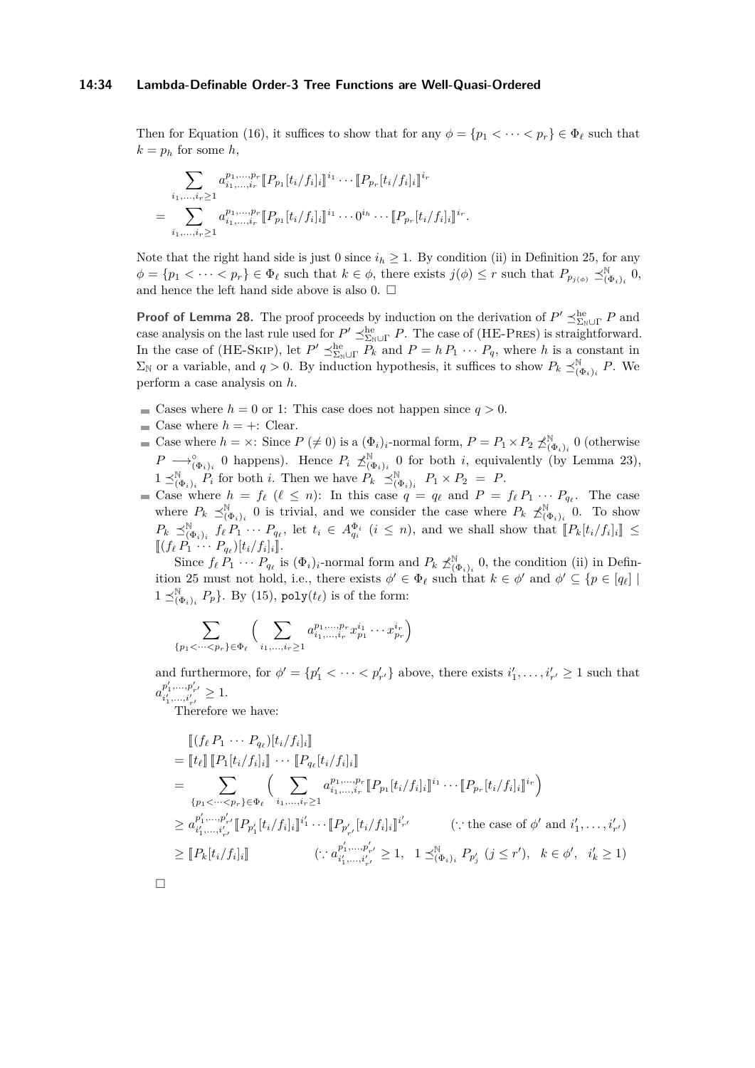Then for Equation (16), it suffices to show that for any $\phi = \{p_1 < \cdots < p_r\} \in \Phi_\ell$ such that $k = p_h$ for some $h$,

$$\sum_{i_1,\ldots,i_r \geq 1} a^{p_1,\ldots,p_r}_{i_1,\ldots,i_r} [\![P_{p_1}[t_i/f_i]_i]\!]^{i_1} \cdots [\![P_{p_r}[t_i/f_i]_i]\!]^{i_r}$$
$$= \sum_{i_1,\ldots,i_r \geq 1} a^{p_1,\ldots,p_r}_{i_1,\ldots,i_r} [\![P_{p_1}[t_i/f_i]_i]\!]^{i_1} \cdots 0^{i_h} \cdots [\![P_{p_r}[t_i/f_i]_i]\!]^{i_r}.$$

Note that the right hand side is just 0 since $i_h \geq 1$. By condition (ii) in Definition 25, for any $\phi = \{p_1 < \cdots < p_r\} \in \Phi_\ell$ such that $k \in \phi$, there exists $j(\phi) \leq r$ such that $P_{p_{j(\phi)}} \preceq^{\mathbb{N}}_{(\Phi_i)_i} 0$, and hence the left hand side above is also 0. $\square$

**Proof of Lemma 28.** The proof proceeds by induction on the derivation of $P' \preceq^{\mathrm{he}}_{\Sigma_\mathbb{N}\cup\Gamma} P$ and case analysis on the last rule used for $P' \preceq^{\mathrm{he}}_{\Sigma_\mathbb{N}\cup\Gamma} P$. The case of (HE-Pres) is straightforward. In the case of (HE-Skip), let $P' \preceq^{\mathrm{he}}_{\Sigma_\mathbb{N}\cup\Gamma} P_k$ and $P = h\, P_1 \cdots P_q$, where $h$ is a constant in $\Sigma_\mathbb{N}$ or a variable, and $q > 0$. By induction hypothesis, it suffices to show $P_k \preceq^{\mathbb{N}}_{(\Phi_i)_i} P$. We perform a case analysis on $h$.

- Cases where $h = 0$ or 1: This case does not happen since $q > 0$.
- Case where $h = +$: Clear.
- Case where $h = \times$: Since $P$ ($\neq 0$) is a $(\Phi_i)_i$-normal form, $P = P_1 \times P_2 \not\preceq^{\mathbb{N}}_{(\Phi_i)_i} 0$ (otherwise $P \longrightarrow^{\circ}_{(\Phi_i)_i} 0$ happens). Hence $P_i \not\preceq^{\mathbb{N}}_{(\Phi_i)_i} 0$ for both $i$, equivalently (by Lemma 23), $1 \preceq^{\mathbb{N}}_{(\Phi_i)_i} P_i$ for both $i$. Then we have $P_k \preceq^{\mathbb{N}}_{(\Phi_i)_i} P_1 \times P_2 = P$.
- Case where $h = f_\ell$ ($\ell \leq n$): In this case $q = q_\ell$ and $P = f_\ell\, P_1 \cdots P_{q_\ell}$. The case where $P_k \preceq^{\mathbb{N}}_{(\Phi_i)_i} 0$ is trivial, and we consider the case where $P_k \not\preceq^{\mathbb{N}}_{(\Phi_i)_i} 0$. To show $P_k \preceq^{\mathbb{N}}_{(\Phi_i)_i} f_\ell\, P_1 \cdots P_{q_\ell}$, let $t_i \in A^{\Phi_i}_{q_i}$ ($i \leq n$), and we shall show that $[\![P_k[t_i/f_i]_i]\!] \leq [\![(f_\ell\, P_1 \cdots P_{q_\ell})[t_i/f_i]_i]\!]$.

  Since $f_\ell\, P_1 \cdots P_{q_\ell}$ is $(\Phi_i)_i$-normal form and $P_k \not\preceq^{\mathbb{N}}_{(\Phi_i)_i} 0$, the condition (ii) in Definition 25 must not hold, i.e., there exists $\phi' \in \Phi_\ell$ such that $k \in \phi'$ and $\phi' \subseteq \{p \in [q_\ell] \mid 1 \preceq^{\mathbb{N}}_{(\Phi_i)_i} P_p\}$. By (15), $\mathtt{poly}(t_\ell)$ is of the form:

$$\sum_{\{p_1<\cdots<p_r\}\in\Phi_\ell} \Big( \sum_{i_1,\ldots,i_r\geq 1} a^{p_1,\ldots,p_r}_{i_1,\ldots,i_r} x^{i_1}_{p_1} \cdots x^{i_r}_{p_r} \Big)$$

  and furthermore, for $\phi' = \{p'_1 < \cdots < p'_{r'}\}$ above, there exists $i'_1, \ldots, i'_{r'} \geq 1$ such that $a^{p'_1,\ldots,p'_{r'}}_{i'_1,\ldots,i'_{r'}} \geq 1$.

  Therefore we have:

$$\begin{aligned}
&[\![(f_\ell\, P_1 \cdots P_{q_\ell})[t_i/f_i]_i]\!] \\
&= [\![t_\ell]\!]\, [\![P_1[t_i/f_i]_i]\!] \cdots [\![P_{q_\ell}[t_i/f_i]_i]\!] \\
&= \sum_{\{p_1<\cdots<p_r\}\in\Phi_\ell} \Big( \sum_{i_1,\ldots,i_r\geq 1} a^{p_1,\ldots,p_r}_{i_1,\ldots,i_r} [\![P_{p_1}[t_i/f_i]_i]\!]^{i_1} \cdots [\![P_{p_r}[t_i/f_i]_i]\!]^{i_r} \Big) \\
&\geq a^{p'_1,\ldots,p'_{r'}}_{i'_1,\ldots,i'_{r'}} [\![P_{p'_1}[t_i/f_i]_i]\!]^{i'_1} \cdots [\![P_{p'_{r'}}[t_i/f_i]_i]\!]^{i'_{r'}} \qquad (\because \text{the case of } \phi' \text{ and } i'_1, \ldots, i'_{r'}) \\
&\geq [\![P_k[t_i/f_i]_i]\!] \qquad (\because a^{p'_1,\ldots,p'_{r'}}_{i'_1,\ldots,i'_{r'}} \geq 1,\ \ 1 \preceq^{\mathbb{N}}_{(\Phi_i)_i} P_{p'_j}\ (j \leq r'),\ \ k \in \phi',\ \ i'_k \geq 1)
\end{aligned}$$

$\square$